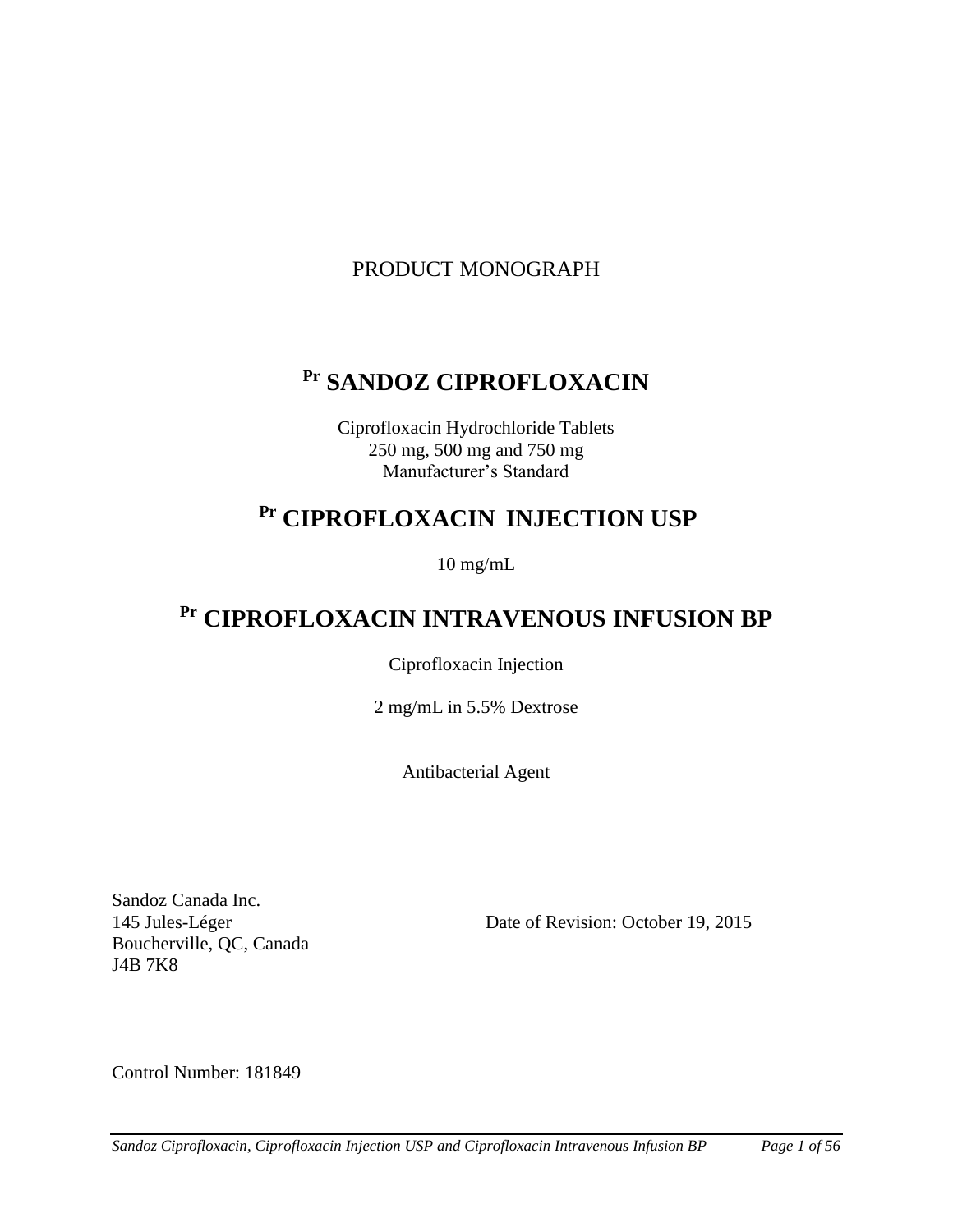PRODUCT MONOGRAPH

# Pr SANDOZ CIPROFLOXACIN

Ciprofloxacin Hydrochloride Tablets
250 mg, 500 mg and 750 mg
Manufacturer's Standard

# Pr CIPROFLOXACIN INJECTION USP

10 mg/mL

# Pr CIPROFLOXACIN INTRAVENOUS INFUSION BP

Ciprofloxacin Injection

2 mg/mL in 5.5% Dextrose

Antibacterial Agent

Sandoz Canada Inc.
145 Jules-Léger
Boucherville, QC, Canada
J4B 7K8

Date of Revision: October 19, 2015

Control Number: 181849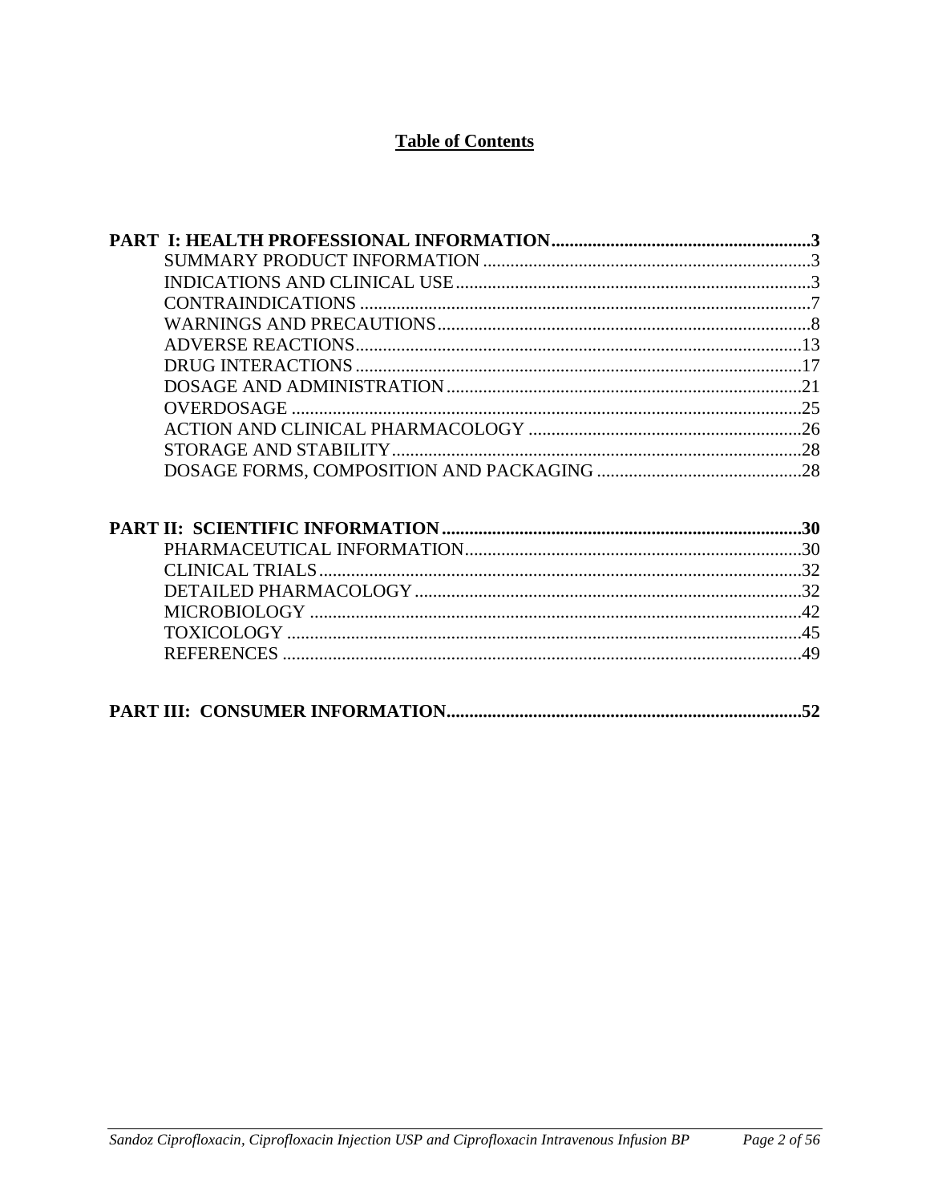# Table of Contents

**PART I: HEALTH PROFESSIONAL INFORMATION.........................................................3**

- SUMMARY PRODUCT INFORMATION .......................................................................3
- INDICATIONS AND CLINICAL USE.............................................................................3
- CONTRAINDICATIONS .................................................................................................7
- WARNINGS AND PRECAUTIONS.................................................................................8
- ADVERSE REACTIONS.................................................................................................13
- DRUG INTERACTIONS .................................................................................................17
- DOSAGE AND ADMINISTRATION.............................................................................21
- OVERDOSAGE ................................................................................................................25
- ACTION AND CLINICAL PHARMACOLOGY ............................................................26
- STORAGE AND STABILITY.........................................................................................28
- DOSAGE FORMS, COMPOSITION AND PACKAGING .............................................28

**PART II: SCIENTIFIC INFORMATION..............................................................................30**

- PHARMACEUTICAL INFORMATION..........................................................................30
- CLINICAL TRIALS.........................................................................................................32
- DETAILED PHARMACOLOGY .....................................................................................32
- MICROBIOLOGY ............................................................................................................42
- TOXICOLOGY .................................................................................................................45
- REFERENCES .................................................................................................................49

**PART III: CONSUMER INFORMATION.............................................................................52**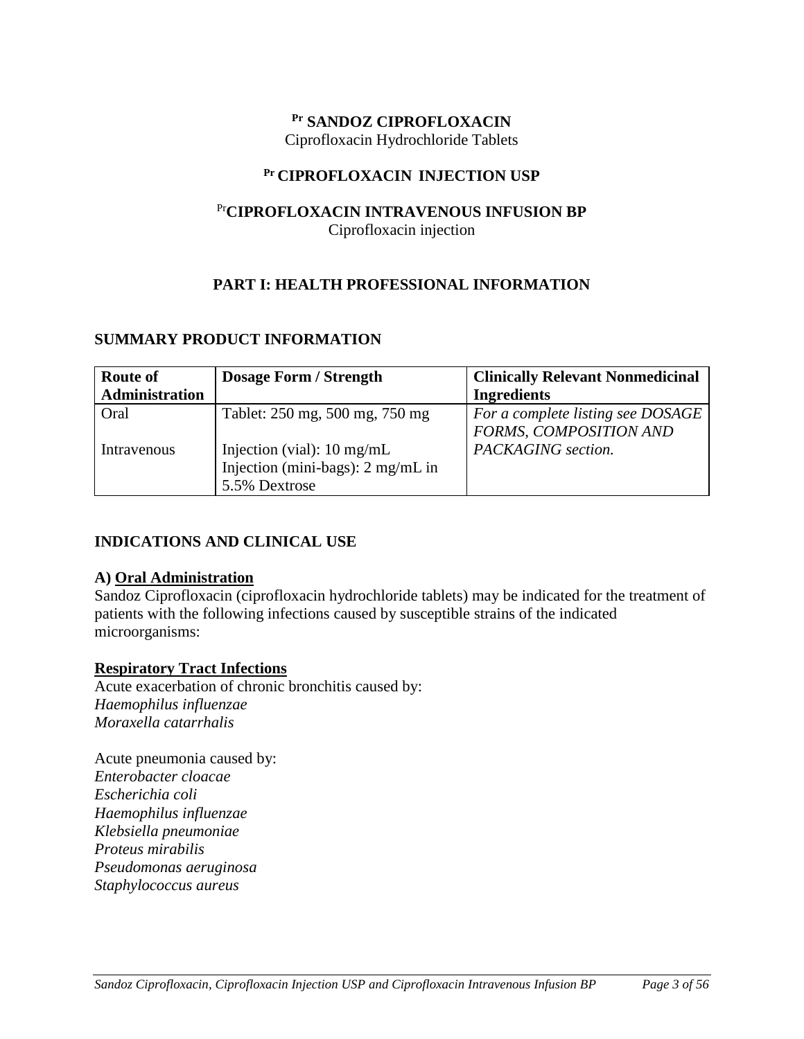**Pr SANDOZ CIPROFLOXACIN**
Ciprofloxacin Hydrochloride Tablets

**Pr CIPROFLOXACIN INJECTION USP**

**Pr CIPROFLOXACIN INTRAVENOUS INFUSION BP**
Ciprofloxacin injection

## PART I: HEALTH PROFESSIONAL INFORMATION

### SUMMARY PRODUCT INFORMATION

| Route of Administration | Dosage Form / Strength | Clinically Relevant Nonmedicinal Ingredients |
|---|---|---|
| Oral | Tablet: 250 mg, 500 mg, 750 mg | *For a complete listing see DOSAGE FORMS, COMPOSITION AND PACKAGING section.* |
| Intravenous | Injection (vial): 10 mg/mL<br>Injection (mini-bags): 2 mg/mL in 5.5% Dextrose | |

### INDICATIONS AND CLINICAL USE

**A) Oral Administration**

Sandoz Ciprofloxacin (ciprofloxacin hydrochloride tablets) may be indicated for the treatment of patients with the following infections caused by susceptible strains of the indicated microorganisms:

**Respiratory Tract Infections**

Acute exacerbation of chronic bronchitis caused by:
*Haemophilus influenzae*
*Moraxella catarrhalis*

Acute pneumonia caused by:
*Enterobacter cloacae*
*Escherichia coli*
*Haemophilus influenzae*
*Klebsiella pneumoniae*
*Proteus mirabilis*
*Pseudomonas aeruginosa*
*Staphylococcus aureus*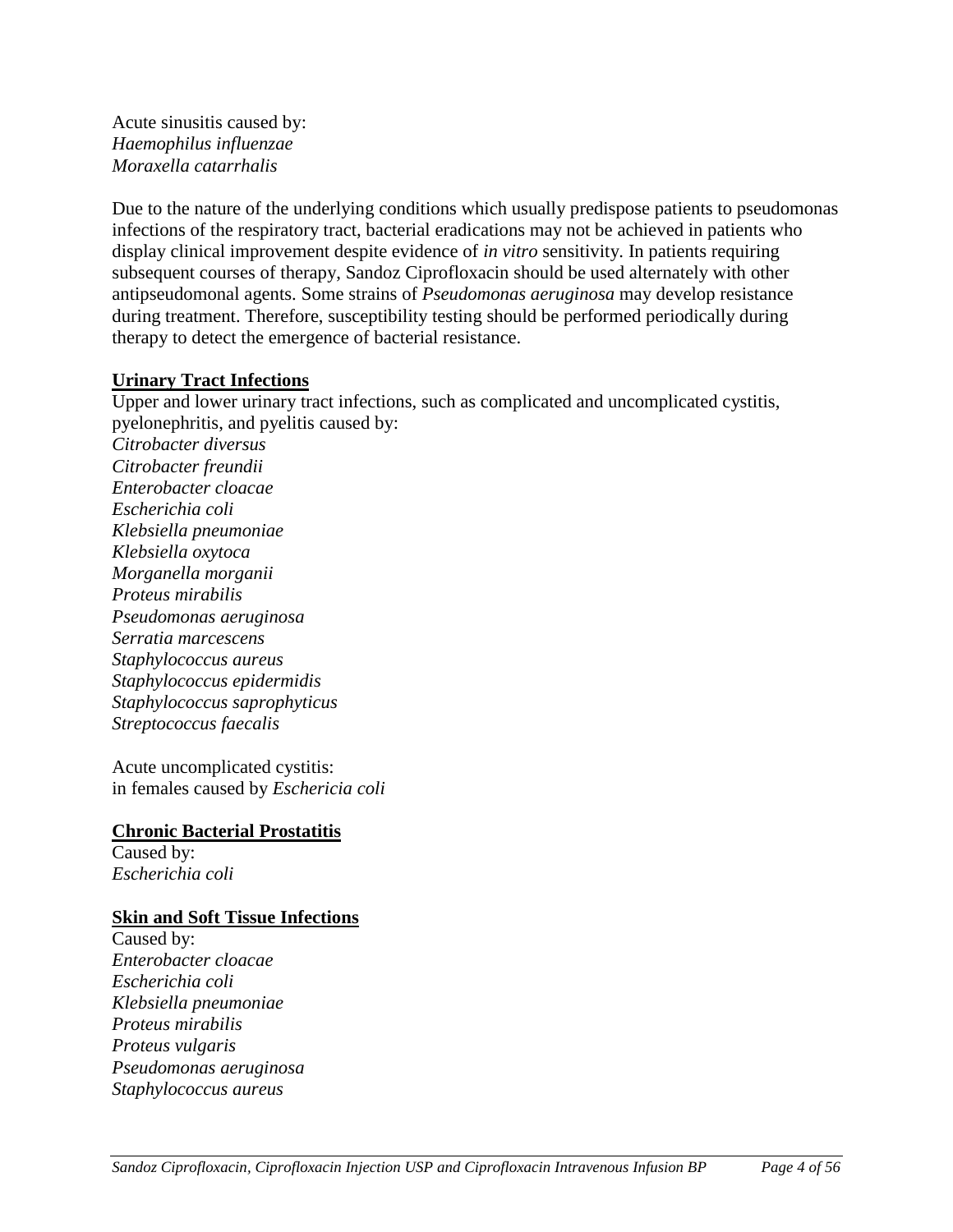Acute sinusitis caused by:
*Haemophilus influenzae*
*Moraxella catarrhalis*

Due to the nature of the underlying conditions which usually predispose patients to pseudomonas infections of the respiratory tract, bacterial eradications may not be achieved in patients who display clinical improvement despite evidence of *in vitro* sensitivity. In patients requiring subsequent courses of therapy, Sandoz Ciprofloxacin should be used alternately with other antipseudomonal agents. Some strains of *Pseudomonas aeruginosa* may develop resistance during treatment. Therefore, susceptibility testing should be performed periodically during therapy to detect the emergence of bacterial resistance.

**Urinary Tract Infections**

Upper and lower urinary tract infections, such as complicated and uncomplicated cystitis, pyelonephritis, and pyelitis caused by:
*Citrobacter diversus*
*Citrobacter freundii*
*Enterobacter cloacae*
*Escherichia coli*
*Klebsiella pneumoniae*
*Klebsiella oxytoca*
*Morganella morganii*
*Proteus mirabilis*
*Pseudomonas aeruginosa*
*Serratia marcescens*
*Staphylococcus aureus*
*Staphylococcus epidermidis*
*Staphylococcus saprophyticus*
*Streptococcus faecalis*

Acute uncomplicated cystitis:
in females caused by *Eschericia coli*

**Chronic Bacterial Prostatitis**

Caused by:
*Escherichia coli*

**Skin and Soft Tissue Infections**

Caused by:
*Enterobacter cloacae*
*Escherichia coli*
*Klebsiella pneumoniae*
*Proteus mirabilis*
*Proteus vulgaris*
*Pseudomonas aeruginosa*
*Staphylococcus aureus*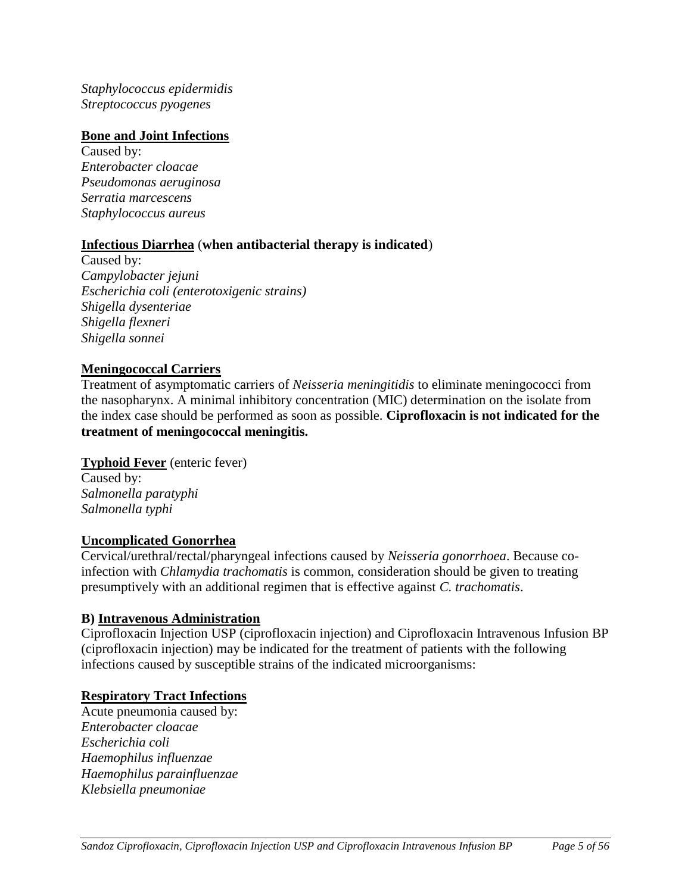*Staphylococcus epidermidis*
*Streptococcus pyogenes*

**Bone and Joint Infections**
Caused by:
*Enterobacter cloacae*
*Pseudomonas aeruginosa*
*Serratia marcescens*
*Staphylococcus aureus*

**Infectious Diarrhea** (**when antibacterial therapy is indicated**)
Caused by:
*Campylobacter jejuni*
*Escherichia coli (enterotoxigenic strains)*
*Shigella dysenteriae*
*Shigella flexneri*
*Shigella sonnei*

**Meningococcal Carriers**
Treatment of asymptomatic carriers of *Neisseria meningitidis* to eliminate meningococci from the nasopharynx. A minimal inhibitory concentration (MIC) determination on the isolate from the index case should be performed as soon as possible. **Ciprofloxacin is not indicated for the treatment of meningococcal meningitis.**

**Typhoid Fever** (enteric fever)
Caused by:
*Salmonella paratyphi*
*Salmonella typhi*

**Uncomplicated Gonorrhea**
Cervical/urethral/rectal/pharyngeal infections caused by *Neisseria gonorrhoea*. Because co-infection with *Chlamydia trachomatis* is common, consideration should be given to treating presumptively with an additional regimen that is effective against *C. trachomatis*.

**B) Intravenous Administration**
Ciprofloxacin Injection USP (ciprofloxacin injection) and Ciprofloxacin Intravenous Infusion BP (ciprofloxacin injection) may be indicated for the treatment of patients with the following infections caused by susceptible strains of the indicated microorganisms:

**Respiratory Tract Infections**
Acute pneumonia caused by:
*Enterobacter cloacae*
*Escherichia coli*
*Haemophilus influenzae*
*Haemophilus parainfluenzae*
*Klebsiella pneumoniae*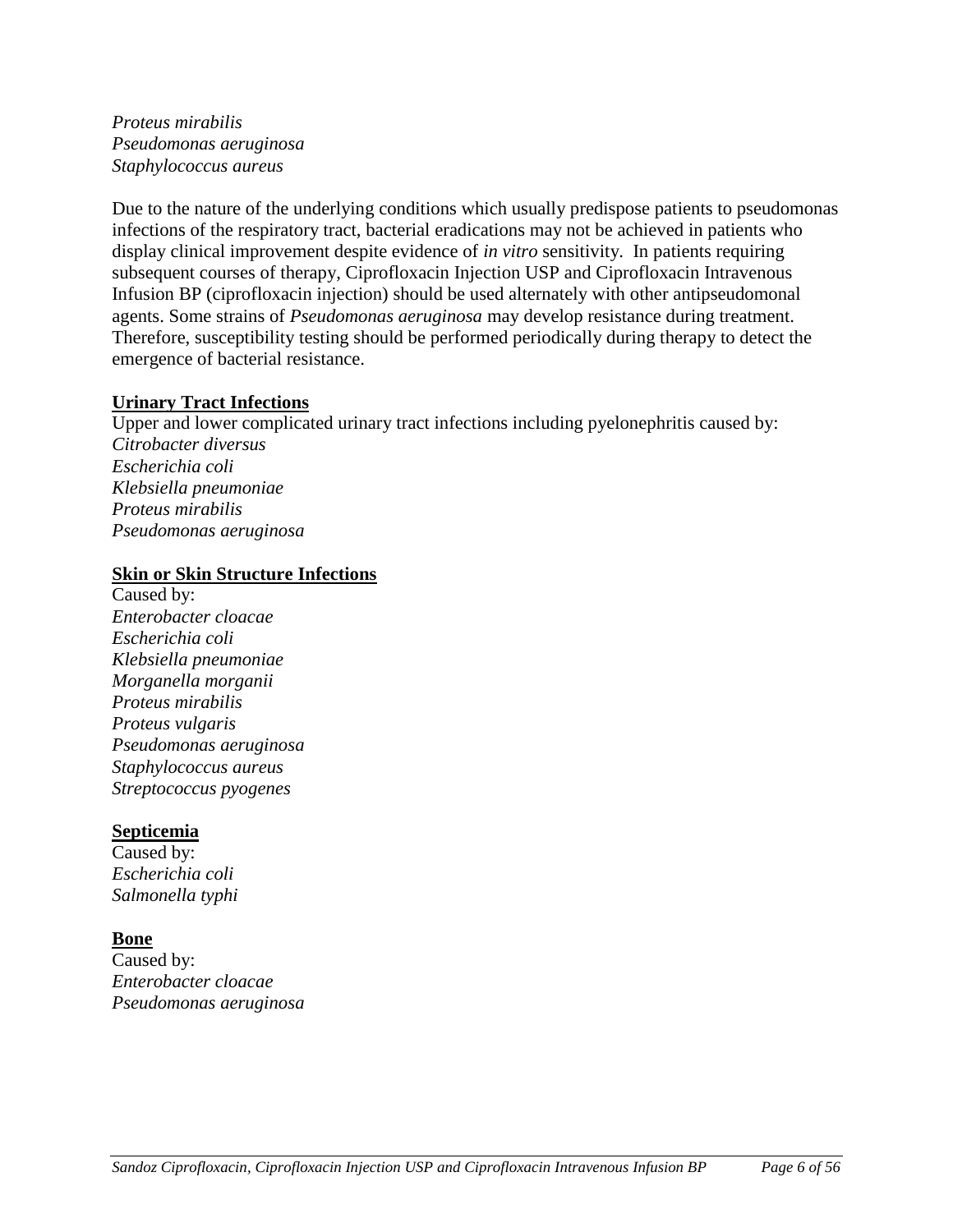*Proteus mirabilis*
*Pseudomonas aeruginosa*
*Staphylococcus aureus*

Due to the nature of the underlying conditions which usually predispose patients to pseudomonas infections of the respiratory tract, bacterial eradications may not be achieved in patients who display clinical improvement despite evidence of *in vitro* sensitivity. In patients requiring subsequent courses of therapy, Ciprofloxacin Injection USP and Ciprofloxacin Intravenous Infusion BP (ciprofloxacin injection) should be used alternately with other antipseudomonal agents. Some strains of *Pseudomonas aeruginosa* may develop resistance during treatment. Therefore, susceptibility testing should be performed periodically during therapy to detect the emergence of bacterial resistance.

**Urinary Tract Infections**

Upper and lower complicated urinary tract infections including pyelonephritis caused by:
*Citrobacter diversus*
*Escherichia coli*
*Klebsiella pneumoniae*
*Proteus mirabilis*
*Pseudomonas aeruginosa*

**Skin or Skin Structure Infections**

Caused by:
*Enterobacter cloacae*
*Escherichia coli*
*Klebsiella pneumoniae*
*Morganella morganii*
*Proteus mirabilis*
*Proteus vulgaris*
*Pseudomonas aeruginosa*
*Staphylococcus aureus*
*Streptococcus pyogenes*

**Septicemia**

Caused by:
*Escherichia coli*
*Salmonella typhi*

**Bone**

Caused by:
*Enterobacter cloacae*
*Pseudomonas aeruginosa*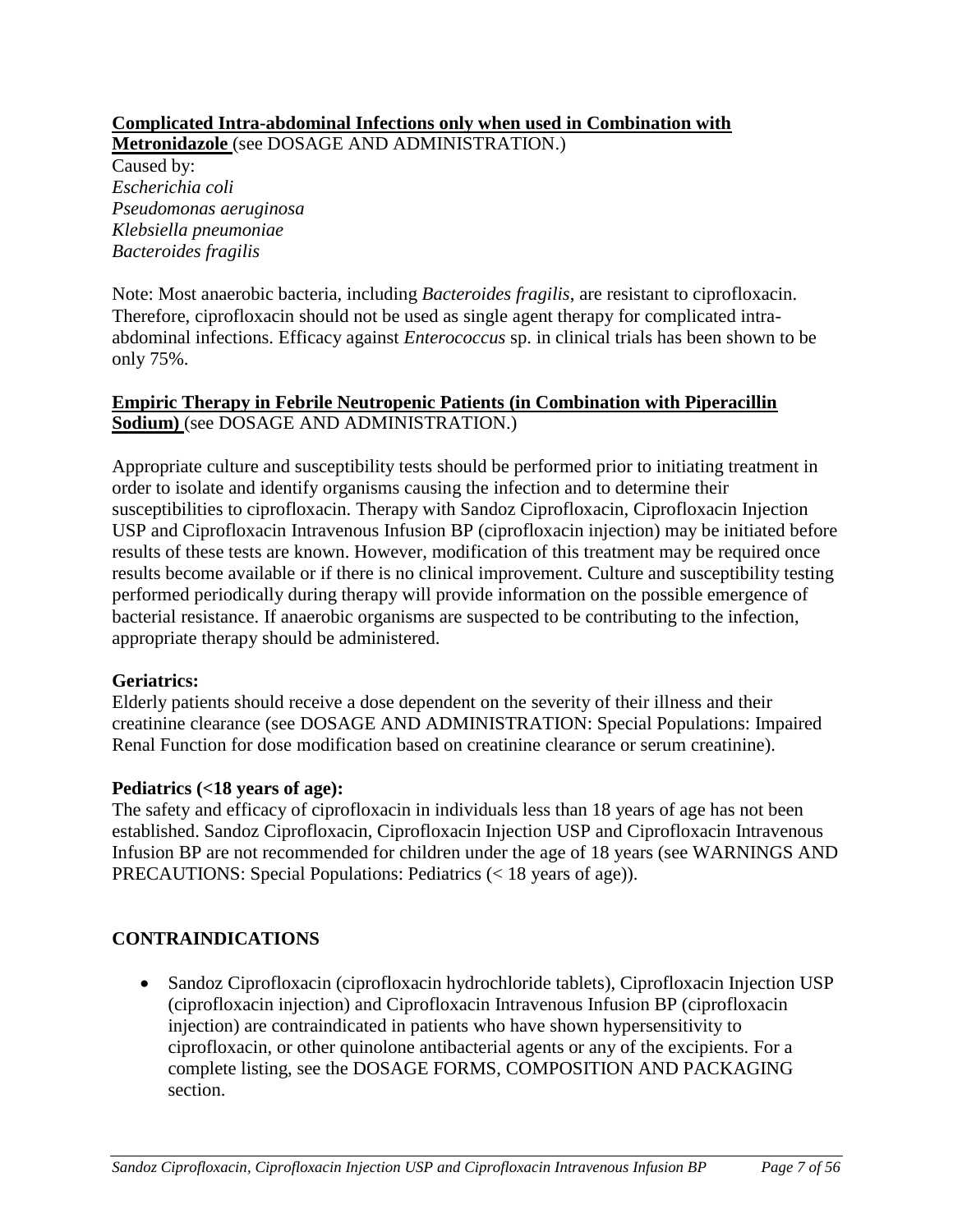**Complicated Intra-abdominal Infections only when used in Combination with Metronidazole** (see DOSAGE AND ADMINISTRATION.)

Caused by:
*Escherichia coli*
*Pseudomonas aeruginosa*
*Klebsiella pneumoniae*
*Bacteroides fragilis*

Note: Most anaerobic bacteria, including *Bacteroides fragilis*, are resistant to ciprofloxacin. Therefore, ciprofloxacin should not be used as single agent therapy for complicated intra-abdominal infections. Efficacy against *Enterococcus* sp. in clinical trials has been shown to be only 75%.

**Empiric Therapy in Febrile Neutropenic Patients (in Combination with Piperacillin Sodium)** (see DOSAGE AND ADMINISTRATION.)

Appropriate culture and susceptibility tests should be performed prior to initiating treatment in order to isolate and identify organisms causing the infection and to determine their susceptibilities to ciprofloxacin. Therapy with Sandoz Ciprofloxacin, Ciprofloxacin Injection USP and Ciprofloxacin Intravenous Infusion BP (ciprofloxacin injection) may be initiated before results of these tests are known. However, modification of this treatment may be required once results become available or if there is no clinical improvement. Culture and susceptibility testing performed periodically during therapy will provide information on the possible emergence of bacterial resistance. If anaerobic organisms are suspected to be contributing to the infection, appropriate therapy should be administered.

**Geriatrics:**

Elderly patients should receive a dose dependent on the severity of their illness and their creatinine clearance (see DOSAGE AND ADMINISTRATION: Special Populations: Impaired Renal Function for dose modification based on creatinine clearance or serum creatinine).

**Pediatrics (<18 years of age):**

The safety and efficacy of ciprofloxacin in individuals less than 18 years of age has not been established. Sandoz Ciprofloxacin, Ciprofloxacin Injection USP and Ciprofloxacin Intravenous Infusion BP are not recommended for children under the age of 18 years (see WARNINGS AND PRECAUTIONS: Special Populations: Pediatrics (< 18 years of age)).

## CONTRAINDICATIONS

- Sandoz Ciprofloxacin (ciprofloxacin hydrochloride tablets), Ciprofloxacin Injection USP (ciprofloxacin injection) and Ciprofloxacin Intravenous Infusion BP (ciprofloxacin injection) are contraindicated in patients who have shown hypersensitivity to ciprofloxacin, or other quinolone antibacterial agents or any of the excipients. For a complete listing, see the DOSAGE FORMS, COMPOSITION AND PACKAGING section.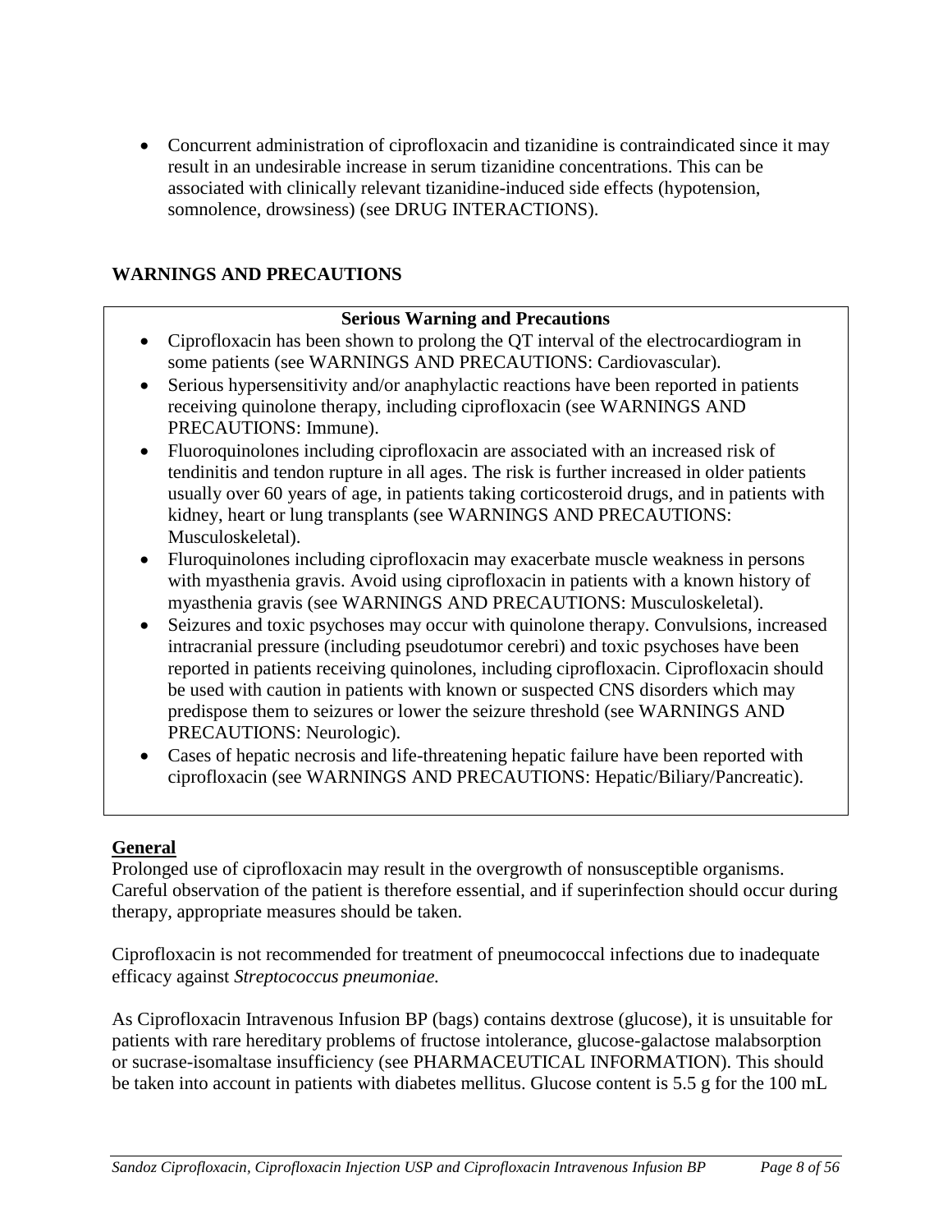- Concurrent administration of ciprofloxacin and tizanidine is contraindicated since it may result in an undesirable increase in serum tizanidine concentrations. This can be associated with clinically relevant tizanidine-induced side effects (hypotension, somnolence, drowsiness) (see DRUG INTERACTIONS).

## WARNINGS AND PRECAUTIONS

**Serious Warning and Precautions**

- Ciprofloxacin has been shown to prolong the QT interval of the electrocardiogram in some patients (see WARNINGS AND PRECAUTIONS: Cardiovascular).
- Serious hypersensitivity and/or anaphylactic reactions have been reported in patients receiving quinolone therapy, including ciprofloxacin (see WARNINGS AND PRECAUTIONS: Immune).
- Fluoroquinolones including ciprofloxacin are associated with an increased risk of tendinitis and tendon rupture in all ages. The risk is further increased in older patients usually over 60 years of age, in patients taking corticosteroid drugs, and in patients with kidney, heart or lung transplants (see WARNINGS AND PRECAUTIONS: Musculoskeletal).
- Fluroquinolones including ciprofloxacin may exacerbate muscle weakness in persons with myasthenia gravis. Avoid using ciprofloxacin in patients with a known history of myasthenia gravis (see WARNINGS AND PRECAUTIONS: Musculoskeletal).
- Seizures and toxic psychoses may occur with quinolone therapy. Convulsions, increased intracranial pressure (including pseudotumor cerebri) and toxic psychoses have been reported in patients receiving quinolones, including ciprofloxacin. Ciprofloxacin should be used with caution in patients with known or suspected CNS disorders which may predispose them to seizures or lower the seizure threshold (see WARNINGS AND PRECAUTIONS: Neurologic).
- Cases of hepatic necrosis and life-threatening hepatic failure have been reported with ciprofloxacin (see WARNINGS AND PRECAUTIONS: Hepatic/Biliary/Pancreatic).

### General

Prolonged use of ciprofloxacin may result in the overgrowth of nonsusceptible organisms. Careful observation of the patient is therefore essential, and if superinfection should occur during therapy, appropriate measures should be taken.

Ciprofloxacin is not recommended for treatment of pneumococcal infections due to inadequate efficacy against *Streptococcus pneumoniae.*

As Ciprofloxacin Intravenous Infusion BP (bags) contains dextrose (glucose), it is unsuitable for patients with rare hereditary problems of fructose intolerance, glucose-galactose malabsorption or sucrase-isomaltase insufficiency (see PHARMACEUTICAL INFORMATION). This should be taken into account in patients with diabetes mellitus. Glucose content is 5.5 g for the 100 mL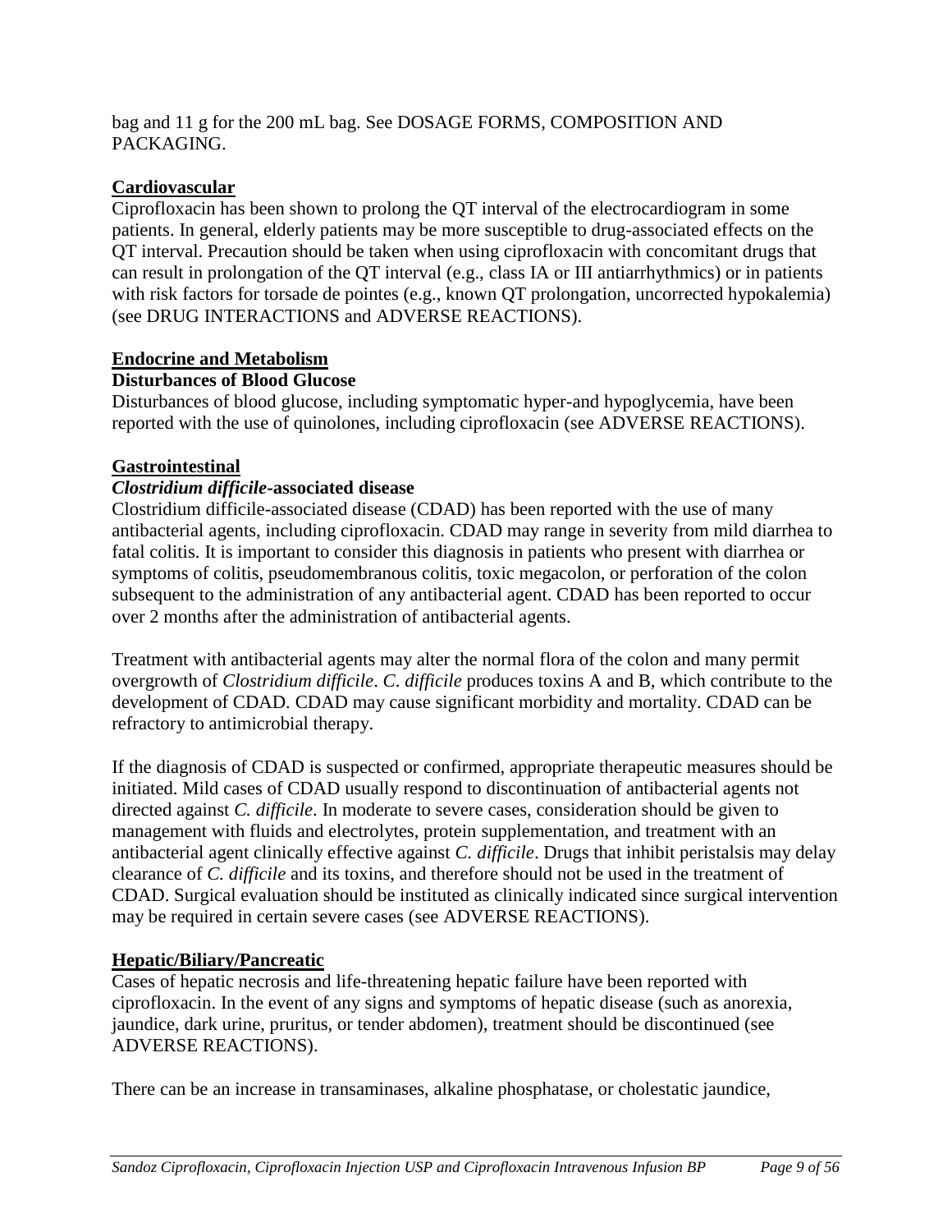bag and 11 g for the 200 mL bag. See DOSAGE FORMS, COMPOSITION AND PACKAGING.

**Cardiovascular**

Ciprofloxacin has been shown to prolong the QT interval of the electrocardiogram in some patients. In general, elderly patients may be more susceptible to drug-associated effects on the QT interval. Precaution should be taken when using ciprofloxacin with concomitant drugs that can result in prolongation of the QT interval (e.g., class IA or III antiarrhythmics) or in patients with risk factors for torsade de pointes (e.g., known QT prolongation, uncorrected hypokalemia) (see DRUG INTERACTIONS and ADVERSE REACTIONS).

**Endocrine and Metabolism**

**Disturbances of Blood Glucose**

Disturbances of blood glucose, including symptomatic hyper-and hypoglycemia, have been reported with the use of quinolones, including ciprofloxacin (see ADVERSE REACTIONS).

**Gastrointestinal**

***Clostridium difficile*-associated disease**

Clostridium difficile-associated disease (CDAD) has been reported with the use of many antibacterial agents, including ciprofloxacin. CDAD may range in severity from mild diarrhea to fatal colitis. It is important to consider this diagnosis in patients who present with diarrhea or symptoms of colitis, pseudomembranous colitis, toxic megacolon, or perforation of the colon subsequent to the administration of any antibacterial agent. CDAD has been reported to occur over 2 months after the administration of antibacterial agents.

Treatment with antibacterial agents may alter the normal flora of the colon and many permit overgrowth of *Clostridium difficile*. *C. difficile* produces toxins A and B, which contribute to the development of CDAD. CDAD may cause significant morbidity and mortality. CDAD can be refractory to antimicrobial therapy.

If the diagnosis of CDAD is suspected or confirmed, appropriate therapeutic measures should be initiated. Mild cases of CDAD usually respond to discontinuation of antibacterial agents not directed against *C. difficile*. In moderate to severe cases, consideration should be given to management with fluids and electrolytes, protein supplementation, and treatment with an antibacterial agent clinically effective against *C. difficile*. Drugs that inhibit peristalsis may delay clearance of *C. difficile* and its toxins, and therefore should not be used in the treatment of CDAD. Surgical evaluation should be instituted as clinically indicated since surgical intervention may be required in certain severe cases (see ADVERSE REACTIONS).

**Hepatic/Biliary/Pancreatic**

Cases of hepatic necrosis and life-threatening hepatic failure have been reported with ciprofloxacin. In the event of any signs and symptoms of hepatic disease (such as anorexia, jaundice, dark urine, pruritus, or tender abdomen), treatment should be discontinued (see ADVERSE REACTIONS).

There can be an increase in transaminases, alkaline phosphatase, or cholestatic jaundice,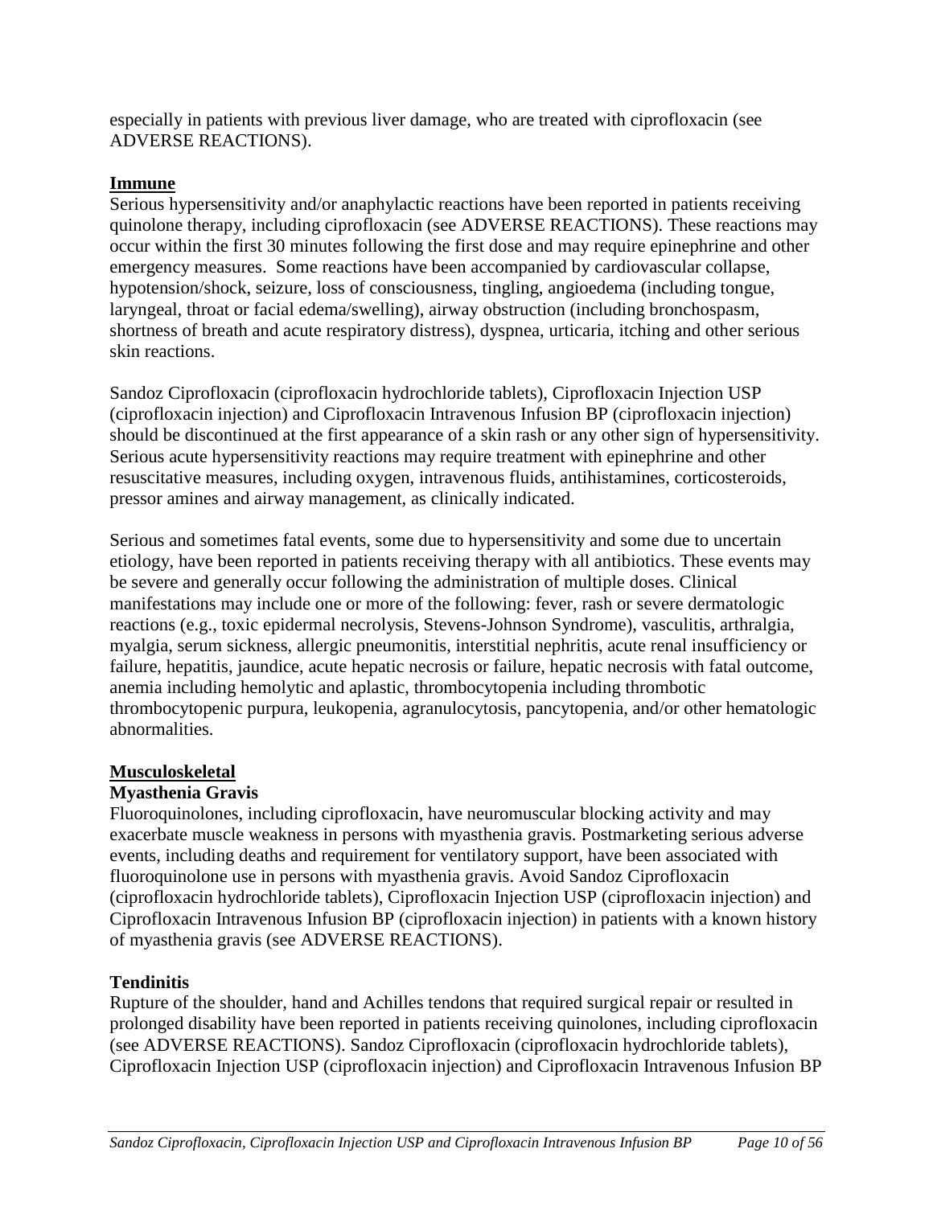especially in patients with previous liver damage, who are treated with ciprofloxacin (see ADVERSE REACTIONS).

**Immune**

Serious hypersensitivity and/or anaphylactic reactions have been reported in patients receiving quinolone therapy, including ciprofloxacin (see ADVERSE REACTIONS). These reactions may occur within the first 30 minutes following the first dose and may require epinephrine and other emergency measures. Some reactions have been accompanied by cardiovascular collapse, hypotension/shock, seizure, loss of consciousness, tingling, angioedema (including tongue, laryngeal, throat or facial edema/swelling), airway obstruction (including bronchospasm, shortness of breath and acute respiratory distress), dyspnea, urticaria, itching and other serious skin reactions.

Sandoz Ciprofloxacin (ciprofloxacin hydrochloride tablets), Ciprofloxacin Injection USP (ciprofloxacin injection) and Ciprofloxacin Intravenous Infusion BP (ciprofloxacin injection) should be discontinued at the first appearance of a skin rash or any other sign of hypersensitivity. Serious acute hypersensitivity reactions may require treatment with epinephrine and other resuscitative measures, including oxygen, intravenous fluids, antihistamines, corticosteroids, pressor amines and airway management, as clinically indicated.

Serious and sometimes fatal events, some due to hypersensitivity and some due to uncertain etiology, have been reported in patients receiving therapy with all antibiotics. These events may be severe and generally occur following the administration of multiple doses. Clinical manifestations may include one or more of the following: fever, rash or severe dermatologic reactions (e.g., toxic epidermal necrolysis, Stevens-Johnson Syndrome), vasculitis, arthralgia, myalgia, serum sickness, allergic pneumonitis, interstitial nephritis, acute renal insufficiency or failure, hepatitis, jaundice, acute hepatic necrosis or failure, hepatic necrosis with fatal outcome, anemia including hemolytic and aplastic, thrombocytopenia including thrombotic thrombocytopenic purpura, leukopenia, agranulocytosis, pancytopenia, and/or other hematologic abnormalities.

**Musculoskeletal**

**Myasthenia Gravis**

Fluoroquinolones, including ciprofloxacin, have neuromuscular blocking activity and may exacerbate muscle weakness in persons with myasthenia gravis. Postmarketing serious adverse events, including deaths and requirement for ventilatory support, have been associated with fluoroquinolone use in persons with myasthenia gravis. Avoid Sandoz Ciprofloxacin (ciprofloxacin hydrochloride tablets), Ciprofloxacin Injection USP (ciprofloxacin injection) and Ciprofloxacin Intravenous Infusion BP (ciprofloxacin injection) in patients with a known history of myasthenia gravis (see ADVERSE REACTIONS).

**Tendinitis**

Rupture of the shoulder, hand and Achilles tendons that required surgical repair or resulted in prolonged disability have been reported in patients receiving quinolones, including ciprofloxacin (see ADVERSE REACTIONS). Sandoz Ciprofloxacin (ciprofloxacin hydrochloride tablets), Ciprofloxacin Injection USP (ciprofloxacin injection) and Ciprofloxacin Intravenous Infusion BP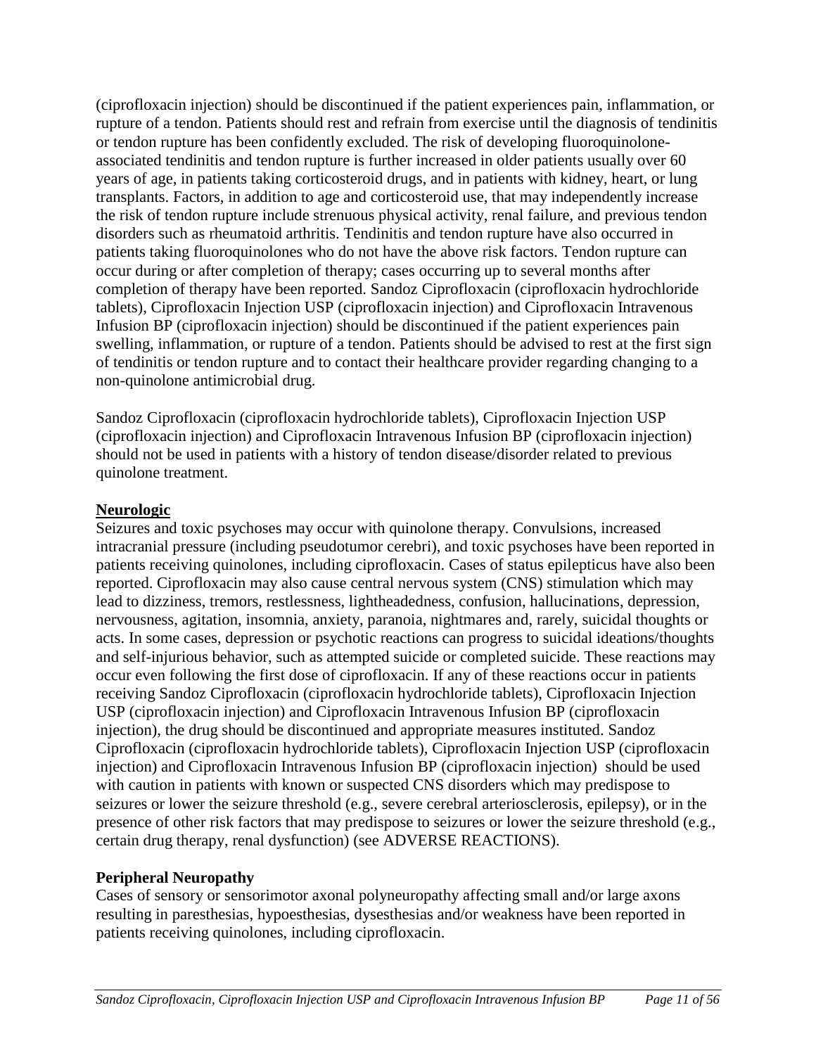(ciprofloxacin injection) should be discontinued if the patient experiences pain, inflammation, or rupture of a tendon. Patients should rest and refrain from exercise until the diagnosis of tendinitis or tendon rupture has been confidently excluded. The risk of developing fluoroquinolone-associated tendinitis and tendon rupture is further increased in older patients usually over 60 years of age, in patients taking corticosteroid drugs, and in patients with kidney, heart, or lung transplants. Factors, in addition to age and corticosteroid use, that may independently increase the risk of tendon rupture include strenuous physical activity, renal failure, and previous tendon disorders such as rheumatoid arthritis. Tendinitis and tendon rupture have also occurred in patients taking fluoroquinolones who do not have the above risk factors. Tendon rupture can occur during or after completion of therapy; cases occurring up to several months after completion of therapy have been reported. Sandoz Ciprofloxacin (ciprofloxacin hydrochloride tablets), Ciprofloxacin Injection USP (ciprofloxacin injection) and Ciprofloxacin Intravenous Infusion BP (ciprofloxacin injection) should be discontinued if the patient experiences pain swelling, inflammation, or rupture of a tendon. Patients should be advised to rest at the first sign of tendinitis or tendon rupture and to contact their healthcare provider regarding changing to a non-quinolone antimicrobial drug.

Sandoz Ciprofloxacin (ciprofloxacin hydrochloride tablets), Ciprofloxacin Injection USP (ciprofloxacin injection) and Ciprofloxacin Intravenous Infusion BP (ciprofloxacin injection) should not be used in patients with a history of tendon disease/disorder related to previous quinolone treatment.

## Neurologic

Seizures and toxic psychoses may occur with quinolone therapy. Convulsions, increased intracranial pressure (including pseudotumor cerebri), and toxic psychoses have been reported in patients receiving quinolones, including ciprofloxacin. Cases of status epilepticus have also been reported. Ciprofloxacin may also cause central nervous system (CNS) stimulation which may lead to dizziness, tremors, restlessness, lightheadedness, confusion, hallucinations, depression, nervousness, agitation, insomnia, anxiety, paranoia, nightmares and, rarely, suicidal thoughts or acts. In some cases, depression or psychotic reactions can progress to suicidal ideations/thoughts and self-injurious behavior, such as attempted suicide or completed suicide. These reactions may occur even following the first dose of ciprofloxacin. If any of these reactions occur in patients receiving Sandoz Ciprofloxacin (ciprofloxacin hydrochloride tablets), Ciprofloxacin Injection USP (ciprofloxacin injection) and Ciprofloxacin Intravenous Infusion BP (ciprofloxacin injection), the drug should be discontinued and appropriate measures instituted. Sandoz Ciprofloxacin (ciprofloxacin hydrochloride tablets), Ciprofloxacin Injection USP (ciprofloxacin injection) and Ciprofloxacin Intravenous Infusion BP (ciprofloxacin injection) should be used with caution in patients with known or suspected CNS disorders which may predispose to seizures or lower the seizure threshold (e.g., severe cerebral arteriosclerosis, epilepsy), or in the presence of other risk factors that may predispose to seizures or lower the seizure threshold (e.g., certain drug therapy, renal dysfunction) (see ADVERSE REACTIONS).

### Peripheral Neuropathy

Cases of sensory or sensorimotor axonal polyneuropathy affecting small and/or large axons resulting in paresthesias, hypoesthesias, dysesthesias and/or weakness have been reported in patients receiving quinolones, including ciprofloxacin.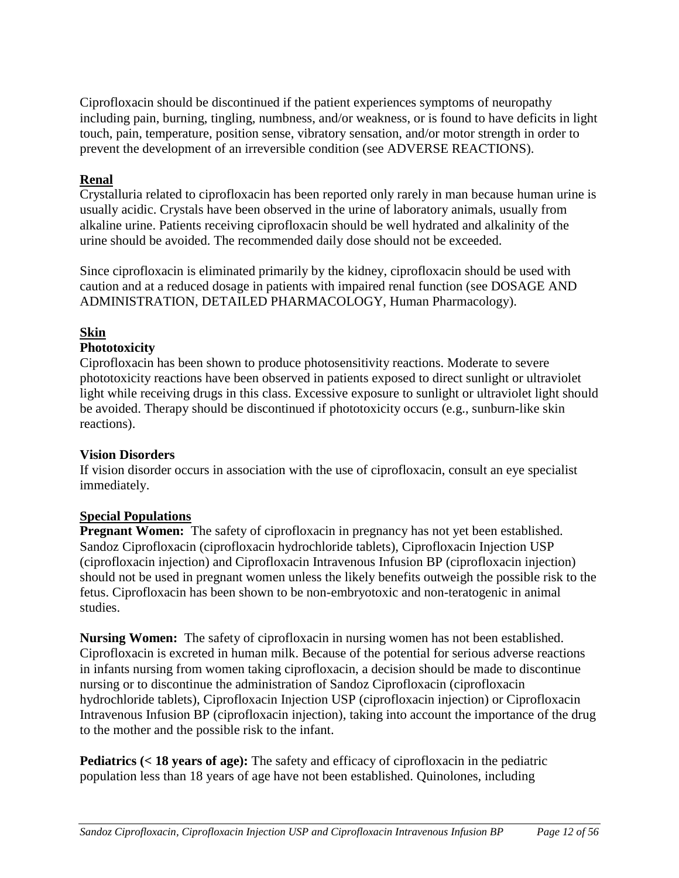Ciprofloxacin should be discontinued if the patient experiences symptoms of neuropathy including pain, burning, tingling, numbness, and/or weakness, or is found to have deficits in light touch, pain, temperature, position sense, vibratory sensation, and/or motor strength in order to prevent the development of an irreversible condition (see ADVERSE REACTIONS).

## Renal

Crystalluria related to ciprofloxacin has been reported only rarely in man because human urine is usually acidic. Crystals have been observed in the urine of laboratory animals, usually from alkaline urine. Patients receiving ciprofloxacin should be well hydrated and alkalinity of the urine should be avoided. The recommended daily dose should not be exceeded.

Since ciprofloxacin is eliminated primarily by the kidney, ciprofloxacin should be used with caution and at a reduced dosage in patients with impaired renal function (see DOSAGE AND ADMINISTRATION, DETAILED PHARMACOLOGY, Human Pharmacology).

## Skin

### Phototoxicity

Ciprofloxacin has been shown to produce photosensitivity reactions. Moderate to severe phototoxicity reactions have been observed in patients exposed to direct sunlight or ultraviolet light while receiving drugs in this class. Excessive exposure to sunlight or ultraviolet light should be avoided. Therapy should be discontinued if phototoxicity occurs (e.g., sunburn-like skin reactions).

### Vision Disorders

If vision disorder occurs in association with the use of ciprofloxacin, consult an eye specialist immediately.

## Special Populations

**Pregnant Women:** The safety of ciprofloxacin in pregnancy has not yet been established. Sandoz Ciprofloxacin (ciprofloxacin hydrochloride tablets), Ciprofloxacin Injection USP (ciprofloxacin injection) and Ciprofloxacin Intravenous Infusion BP (ciprofloxacin injection) should not be used in pregnant women unless the likely benefits outweigh the possible risk to the fetus. Ciprofloxacin has been shown to be non-embryotoxic and non-teratogenic in animal studies.

**Nursing Women:** The safety of ciprofloxacin in nursing women has not been established. Ciprofloxacin is excreted in human milk. Because of the potential for serious adverse reactions in infants nursing from women taking ciprofloxacin, a decision should be made to discontinue nursing or to discontinue the administration of Sandoz Ciprofloxacin (ciprofloxacin hydrochloride tablets), Ciprofloxacin Injection USP (ciprofloxacin injection) or Ciprofloxacin Intravenous Infusion BP (ciprofloxacin injection), taking into account the importance of the drug to the mother and the possible risk to the infant.

**Pediatrics (< 18 years of age):** The safety and efficacy of ciprofloxacin in the pediatric population less than 18 years of age have not been established. Quinolones, including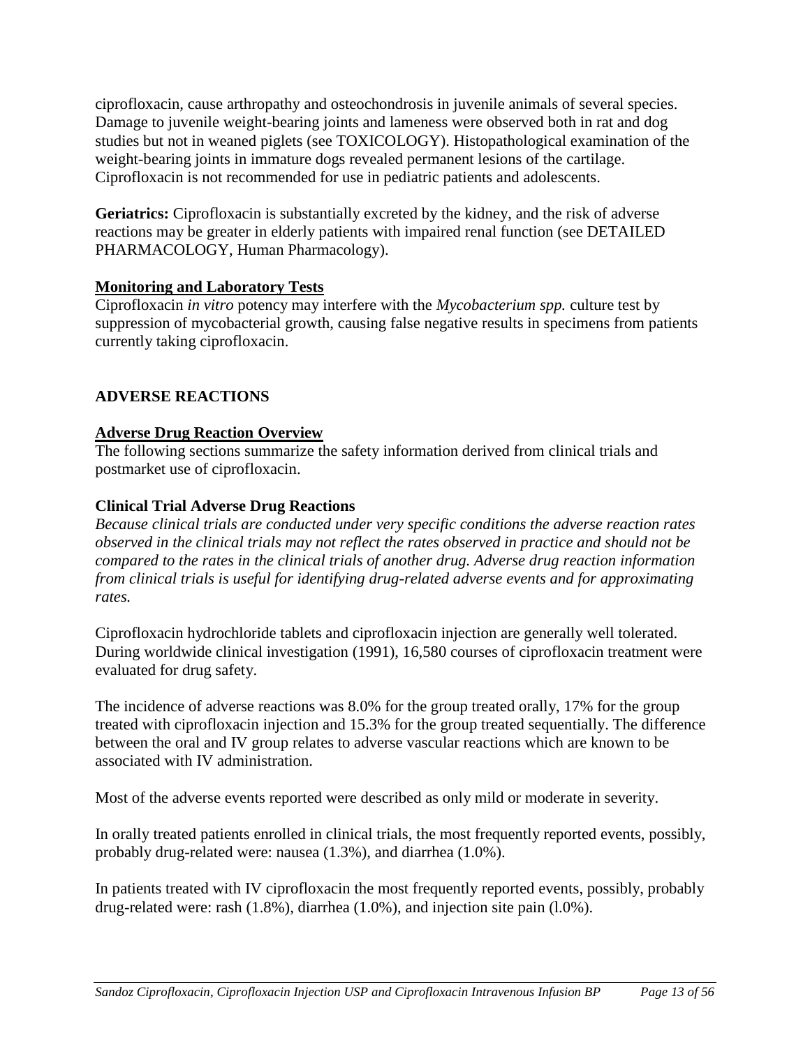ciprofloxacin, cause arthropathy and osteochondrosis in juvenile animals of several species. Damage to juvenile weight-bearing joints and lameness were observed both in rat and dog studies but not in weaned piglets (see TOXICOLOGY). Histopathological examination of the weight-bearing joints in immature dogs revealed permanent lesions of the cartilage. Ciprofloxacin is not recommended for use in pediatric patients and adolescents.

**Geriatrics:** Ciprofloxacin is substantially excreted by the kidney, and the risk of adverse reactions may be greater in elderly patients with impaired renal function (see DETAILED PHARMACOLOGY, Human Pharmacology).

**Monitoring and Laboratory Tests**

Ciprofloxacin *in vitro* potency may interfere with the *Mycobacterium spp.* culture test by suppression of mycobacterial growth, causing false negative results in specimens from patients currently taking ciprofloxacin.

## ADVERSE REACTIONS

**Adverse Drug Reaction Overview**

The following sections summarize the safety information derived from clinical trials and postmarket use of ciprofloxacin.

### Clinical Trial Adverse Drug Reactions

*Because clinical trials are conducted under very specific conditions the adverse reaction rates observed in the clinical trials may not reflect the rates observed in practice and should not be compared to the rates in the clinical trials of another drug. Adverse drug reaction information from clinical trials is useful for identifying drug-related adverse events and for approximating rates.*

Ciprofloxacin hydrochloride tablets and ciprofloxacin injection are generally well tolerated. During worldwide clinical investigation (1991), 16,580 courses of ciprofloxacin treatment were evaluated for drug safety.

The incidence of adverse reactions was 8.0% for the group treated orally, 17% for the group treated with ciprofloxacin injection and 15.3% for the group treated sequentially. The difference between the oral and IV group relates to adverse vascular reactions which are known to be associated with IV administration.

Most of the adverse events reported were described as only mild or moderate in severity.

In orally treated patients enrolled in clinical trials, the most frequently reported events, possibly, probably drug-related were: nausea (1.3%), and diarrhea (1.0%).

In patients treated with IV ciprofloxacin the most frequently reported events, possibly, probably drug-related were: rash (1.8%), diarrhea (1.0%), and injection site pain (l.0%).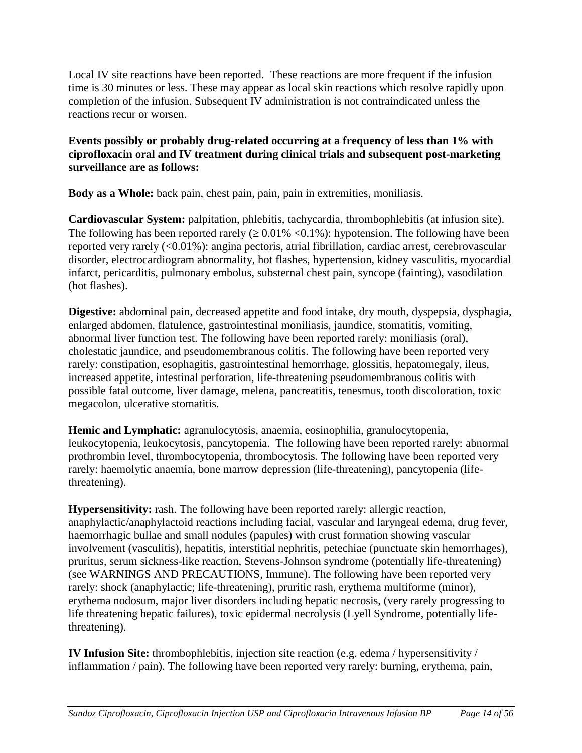Local IV site reactions have been reported. These reactions are more frequent if the infusion time is 30 minutes or less. These may appear as local skin reactions which resolve rapidly upon completion of the infusion. Subsequent IV administration is not contraindicated unless the reactions recur or worsen.

**Events possibly or probably drug-related occurring at a frequency of less than 1% with ciprofloxacin oral and IV treatment during clinical trials and subsequent post-marketing surveillance are as follows:**

**Body as a Whole:** back pain, chest pain, pain, pain in extremities, moniliasis.

**Cardiovascular System:** palpitation, phlebitis, tachycardia, thrombophlebitis (at infusion site). The following has been reported rarely (≥ 0.01% <0.1%): hypotension. The following have been reported very rarely (<0.01%): angina pectoris, atrial fibrillation, cardiac arrest, cerebrovascular disorder, electrocardiogram abnormality, hot flashes, hypertension, kidney vasculitis, myocardial infarct, pericarditis, pulmonary embolus, substernal chest pain, syncope (fainting), vasodilation (hot flashes).

**Digestive:** abdominal pain, decreased appetite and food intake, dry mouth, dyspepsia, dysphagia, enlarged abdomen, flatulence, gastrointestinal moniliasis, jaundice, stomatitis, vomiting, abnormal liver function test. The following have been reported rarely: moniliasis (oral), cholestatic jaundice, and pseudomembranous colitis. The following have been reported very rarely: constipation, esophagitis, gastrointestinal hemorrhage, glossitis, hepatomegaly, ileus, increased appetite, intestinal perforation, life-threatening pseudomembranous colitis with possible fatal outcome, liver damage, melena, pancreatitis, tenesmus, tooth discoloration, toxic megacolon, ulcerative stomatitis.

**Hemic and Lymphatic:** agranulocytosis, anaemia, eosinophilia, granulocytopenia, leukocytopenia, leukocytosis, pancytopenia. The following have been reported rarely: abnormal prothrombin level, thrombocytopenia, thrombocytosis. The following have been reported very rarely: haemolytic anaemia, bone marrow depression (life-threatening), pancytopenia (life-threatening).

**Hypersensitivity:** rash. The following have been reported rarely: allergic reaction, anaphylactic/anaphylactoid reactions including facial, vascular and laryngeal edema, drug fever, haemorrhagic bullae and small nodules (papules) with crust formation showing vascular involvement (vasculitis), hepatitis, interstitial nephritis, petechiae (punctuate skin hemorrhages), pruritus, serum sickness-like reaction, Stevens-Johnson syndrome (potentially life-threatening) (see WARNINGS AND PRECAUTIONS, Immune). The following have been reported very rarely: shock (anaphylactic; life-threatening), pruritic rash, erythema multiforme (minor), erythema nodosum, major liver disorders including hepatic necrosis, (very rarely progressing to life threatening hepatic failures), toxic epidermal necrolysis (Lyell Syndrome, potentially life-threatening).

**IV Infusion Site:** thrombophlebitis, injection site reaction (e.g. edema / hypersensitivity / inflammation / pain). The following have been reported very rarely: burning, erythema, pain,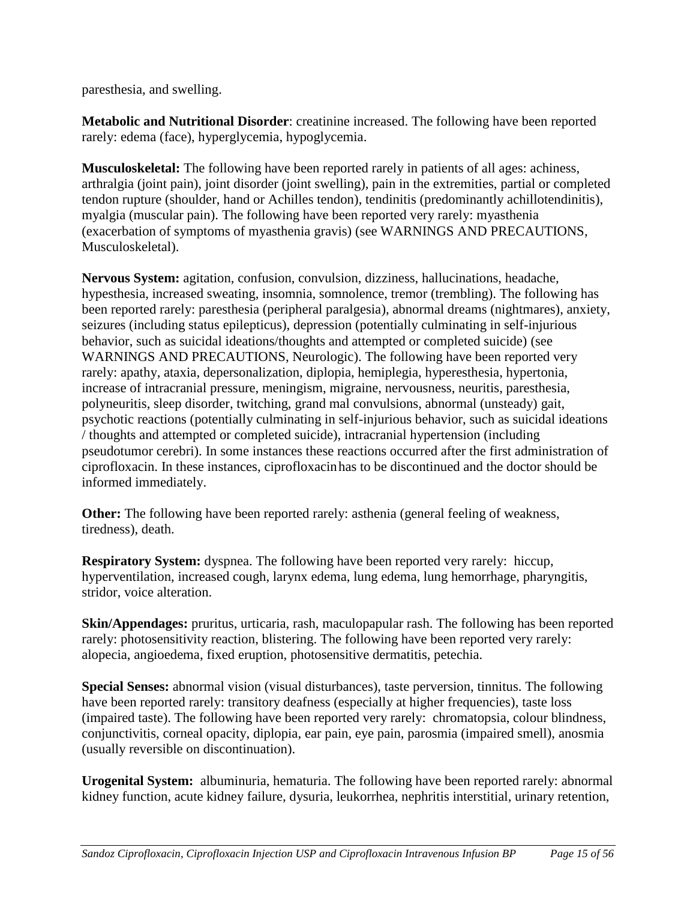paresthesia, and swelling.

**Metabolic and Nutritional Disorder**: creatinine increased. The following have been reported rarely: edema (face), hyperglycemia, hypoglycemia.

**Musculoskeletal:** The following have been reported rarely in patients of all ages: achiness, arthralgia (joint pain), joint disorder (joint swelling), pain in the extremities, partial or completed tendon rupture (shoulder, hand or Achilles tendon), tendinitis (predominantly achillotendinitis), myalgia (muscular pain). The following have been reported very rarely: myasthenia (exacerbation of symptoms of myasthenia gravis) (see WARNINGS AND PRECAUTIONS, Musculoskeletal).

**Nervous System:** agitation, confusion, convulsion, dizziness, hallucinations, headache, hypesthesia, increased sweating, insomnia, somnolence, tremor (trembling). The following has been reported rarely: paresthesia (peripheral paralgesia), abnormal dreams (nightmares), anxiety, seizures (including status epilepticus), depression (potentially culminating in self-injurious behavior, such as suicidal ideations/thoughts and attempted or completed suicide) (see WARNINGS AND PRECAUTIONS, Neurologic). The following have been reported very rarely: apathy, ataxia, depersonalization, diplopia, hemiplegia, hyperesthesia, hypertonia, increase of intracranial pressure, meningism, migraine, nervousness, neuritis, paresthesia, polyneuritis, sleep disorder, twitching, grand mal convulsions, abnormal (unsteady) gait, psychotic reactions (potentially culminating in self-injurious behavior, such as suicidal ideations / thoughts and attempted or completed suicide), intracranial hypertension (including pseudotumor cerebri). In some instances these reactions occurred after the first administration of ciprofloxacin. In these instances, ciprofloxacin has to be discontinued and the doctor should be informed immediately.

**Other:** The following have been reported rarely: asthenia (general feeling of weakness, tiredness), death.

**Respiratory System:** dyspnea. The following have been reported very rarely: hiccup, hyperventilation, increased cough, larynx edema, lung edema, lung hemorrhage, pharyngitis, stridor, voice alteration.

**Skin/Appendages:** pruritus, urticaria, rash, maculopapular rash. The following has been reported rarely: photosensitivity reaction, blistering. The following have been reported very rarely: alopecia, angioedema, fixed eruption, photosensitive dermatitis, petechia.

**Special Senses:** abnormal vision (visual disturbances), taste perversion, tinnitus. The following have been reported rarely: transitory deafness (especially at higher frequencies), taste loss (impaired taste). The following have been reported very rarely: chromatopsia, colour blindness, conjunctivitis, corneal opacity, diplopia, ear pain, eye pain, parosmia (impaired smell), anosmia (usually reversible on discontinuation).

**Urogenital System:** albuminuria, hematuria. The following have been reported rarely: abnormal kidney function, acute kidney failure, dysuria, leukorrhea, nephritis interstitial, urinary retention,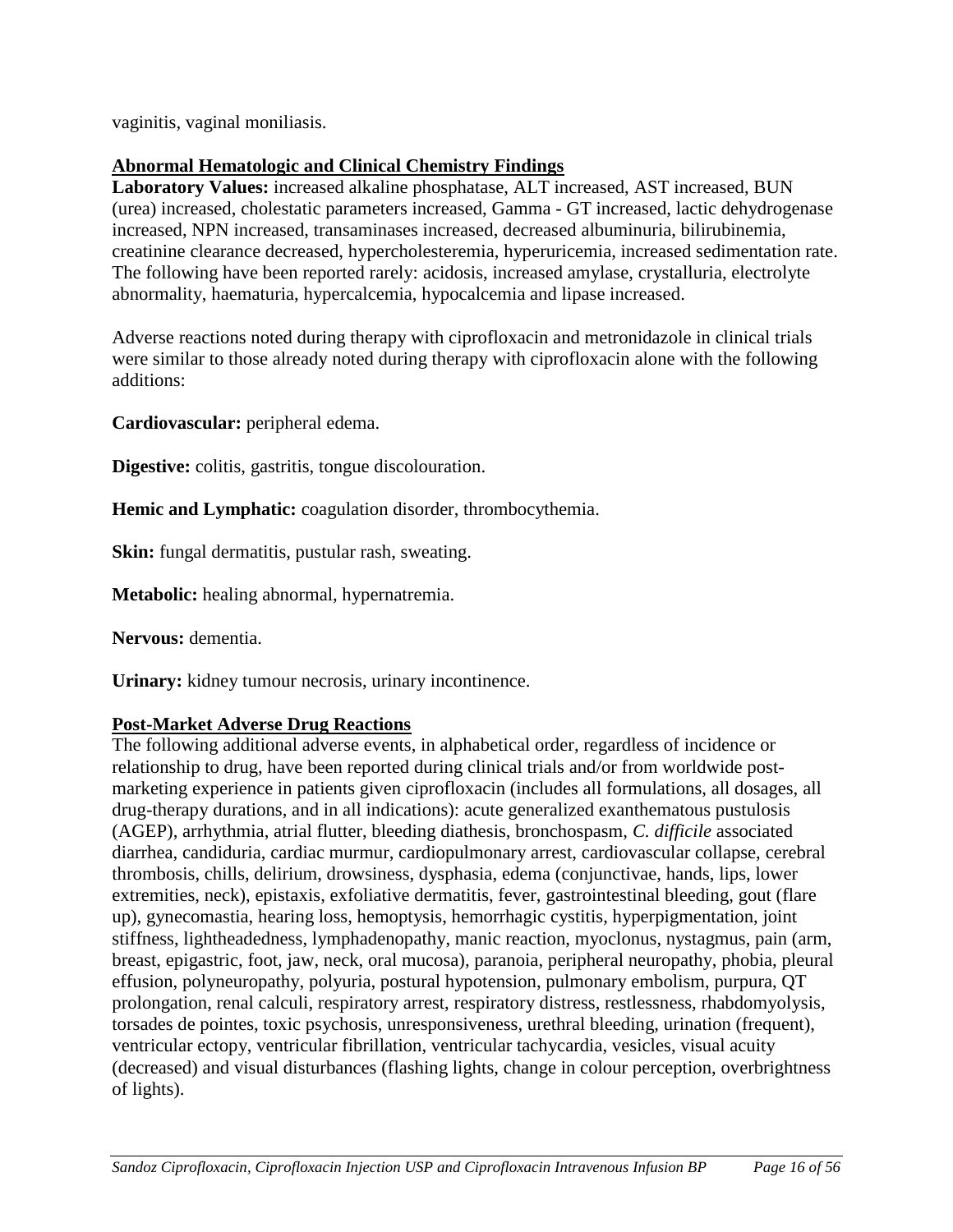vaginitis, vaginal moniliasis.

## Abnormal Hematologic and Clinical Chemistry Findings

**Laboratory Values:** increased alkaline phosphatase, ALT increased, AST increased, BUN (urea) increased, cholestatic parameters increased, Gamma - GT increased, lactic dehydrogenase increased, NPN increased, transaminases increased, decreased albuminuria, bilirubinemia, creatinine clearance decreased, hypercholesteremia, hyperuricemia, increased sedimentation rate. The following have been reported rarely: acidosis, increased amylase, crystalluria, electrolyte abnormality, haematuria, hypercalcemia, hypocalcemia and lipase increased.

Adverse reactions noted during therapy with ciprofloxacin and metronidazole in clinical trials were similar to those already noted during therapy with ciprofloxacin alone with the following additions:

**Cardiovascular:** peripheral edema.

**Digestive:** colitis, gastritis, tongue discolouration.

**Hemic and Lymphatic:** coagulation disorder, thrombocythemia.

**Skin:** fungal dermatitis, pustular rash, sweating.

**Metabolic:** healing abnormal, hypernatremia.

**Nervous:** dementia.

**Urinary:** kidney tumour necrosis, urinary incontinence.

## Post-Market Adverse Drug Reactions

The following additional adverse events, in alphabetical order, regardless of incidence or relationship to drug, have been reported during clinical trials and/or from worldwide post-marketing experience in patients given ciprofloxacin (includes all formulations, all dosages, all drug-therapy durations, and in all indications): acute generalized exanthematous pustulosis (AGEP), arrhythmia, atrial flutter, bleeding diathesis, bronchospasm, *C. difficile* associated diarrhea, candiduria, cardiac murmur, cardiopulmonary arrest, cardiovascular collapse, cerebral thrombosis, chills, delirium, drowsiness, dysphasia, edema (conjunctivae, hands, lips, lower extremities, neck), epistaxis, exfoliative dermatitis, fever, gastrointestinal bleeding, gout (flare up), gynecomastia, hearing loss, hemoptysis, hemorrhagic cystitis, hyperpigmentation, joint stiffness, lightheadedness, lymphadenopathy, manic reaction, myoclonus, nystagmus, pain (arm, breast, epigastric, foot, jaw, neck, oral mucosa), paranoia, peripheral neuropathy, phobia, pleural effusion, polyneuropathy, polyuria, postural hypotension, pulmonary embolism, purpura, QT prolongation, renal calculi, respiratory arrest, respiratory distress, restlessness, rhabdomyolysis, torsades de pointes, toxic psychosis, unresponsiveness, urethral bleeding, urination (frequent), ventricular ectopy, ventricular fibrillation, ventricular tachycardia, vesicles, visual acuity (decreased) and visual disturbances (flashing lights, change in colour perception, overbrightness of lights).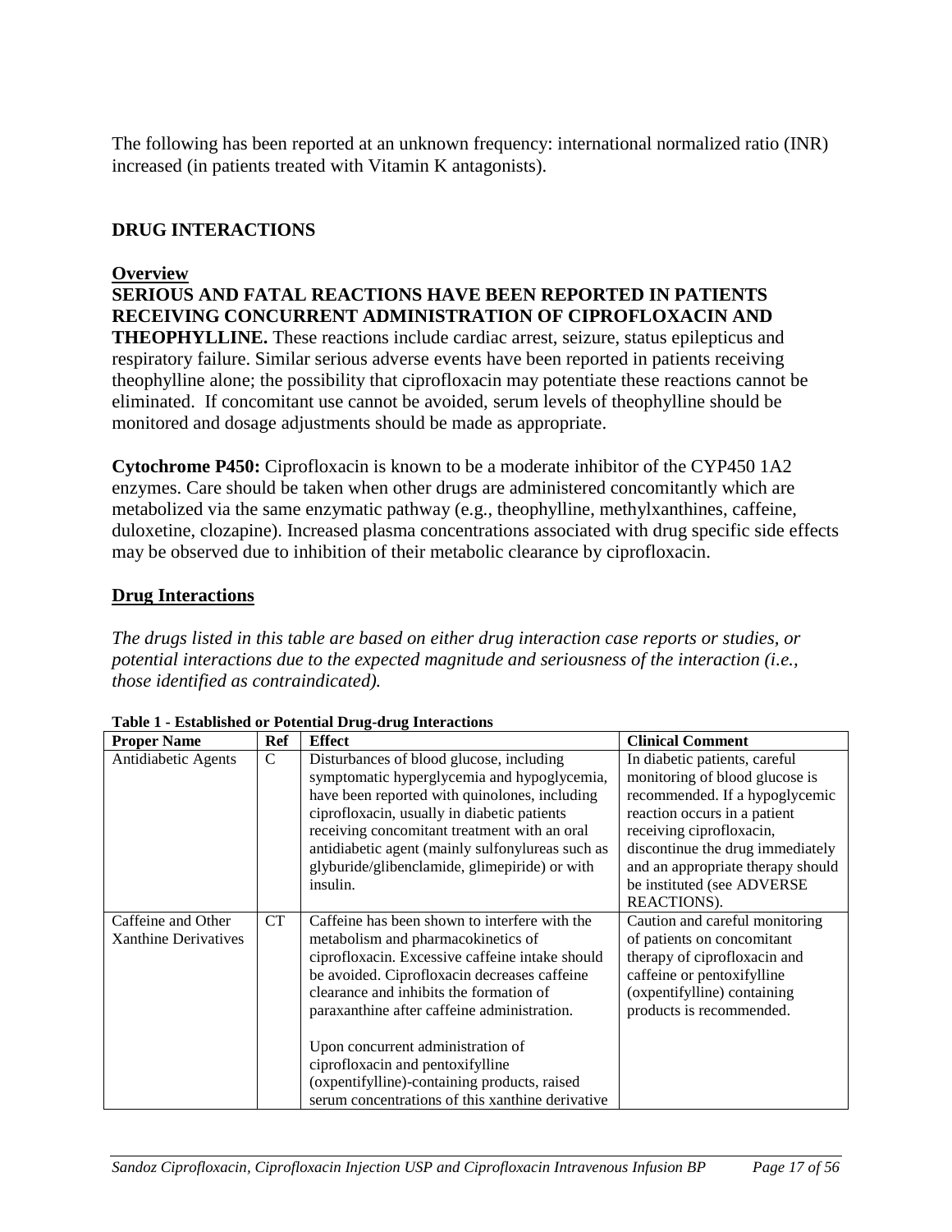The following has been reported at an unknown frequency: international normalized ratio (INR) increased (in patients treated with Vitamin K antagonists).

## DRUG INTERACTIONS

### Overview

**SERIOUS AND FATAL REACTIONS HAVE BEEN REPORTED IN PATIENTS RECEIVING CONCURRENT ADMINISTRATION OF CIPROFLOXACIN AND THEOPHYLLINE.** These reactions include cardiac arrest, seizure, status epilepticus and respiratory failure. Similar serious adverse events have been reported in patients receiving theophylline alone; the possibility that ciprofloxacin may potentiate these reactions cannot be eliminated. If concomitant use cannot be avoided, serum levels of theophylline should be monitored and dosage adjustments should be made as appropriate.

**Cytochrome P450:** Ciprofloxacin is known to be a moderate inhibitor of the CYP450 1A2 enzymes. Care should be taken when other drugs are administered concomitantly which are metabolized via the same enzymatic pathway (e.g., theophylline, methylxanthines, caffeine, duloxetine, clozapine). Increased plasma concentrations associated with drug specific side effects may be observed due to inhibition of their metabolic clearance by ciprofloxacin.

### Drug Interactions

*The drugs listed in this table are based on either drug interaction case reports or studies, or potential interactions due to the expected magnitude and seriousness of the interaction (i.e., those identified as contraindicated).*

**Table 1 - Established or Potential Drug-drug Interactions**

| Proper Name | Ref | Effect | Clinical Comment |
|---|---|---|---|
| Antidiabetic Agents | C | Disturbances of blood glucose, including symptomatic hyperglycemia and hypoglycemia, have been reported with quinolones, including ciprofloxacin, usually in diabetic patients receiving concomitant treatment with an oral antidiabetic agent (mainly sulfonylureas such as glyburide/glibenclamide, glimepiride) or with insulin. | In diabetic patients, careful monitoring of blood glucose is recommended. If a hypoglycemic reaction occurs in a patient receiving ciprofloxacin, discontinue the drug immediately and an appropriate therapy should be instituted (see ADVERSE REACTIONS). |
| Caffeine and Other Xanthine Derivatives | CT | Caffeine has been shown to interfere with the metabolism and pharmacokinetics of ciprofloxacin. Excessive caffeine intake should be avoided. Ciprofloxacin decreases caffeine clearance and inhibits the formation of paraxanthine after caffeine administration.<br><br>Upon concurrent administration of ciprofloxacin and pentoxifylline (oxpentifylline)-containing products, raised serum concentrations of this xanthine derivative | Caution and careful monitoring of patients on concomitant therapy of ciprofloxacin and caffeine or pentoxifylline (oxpentifylline) containing products is recommended. |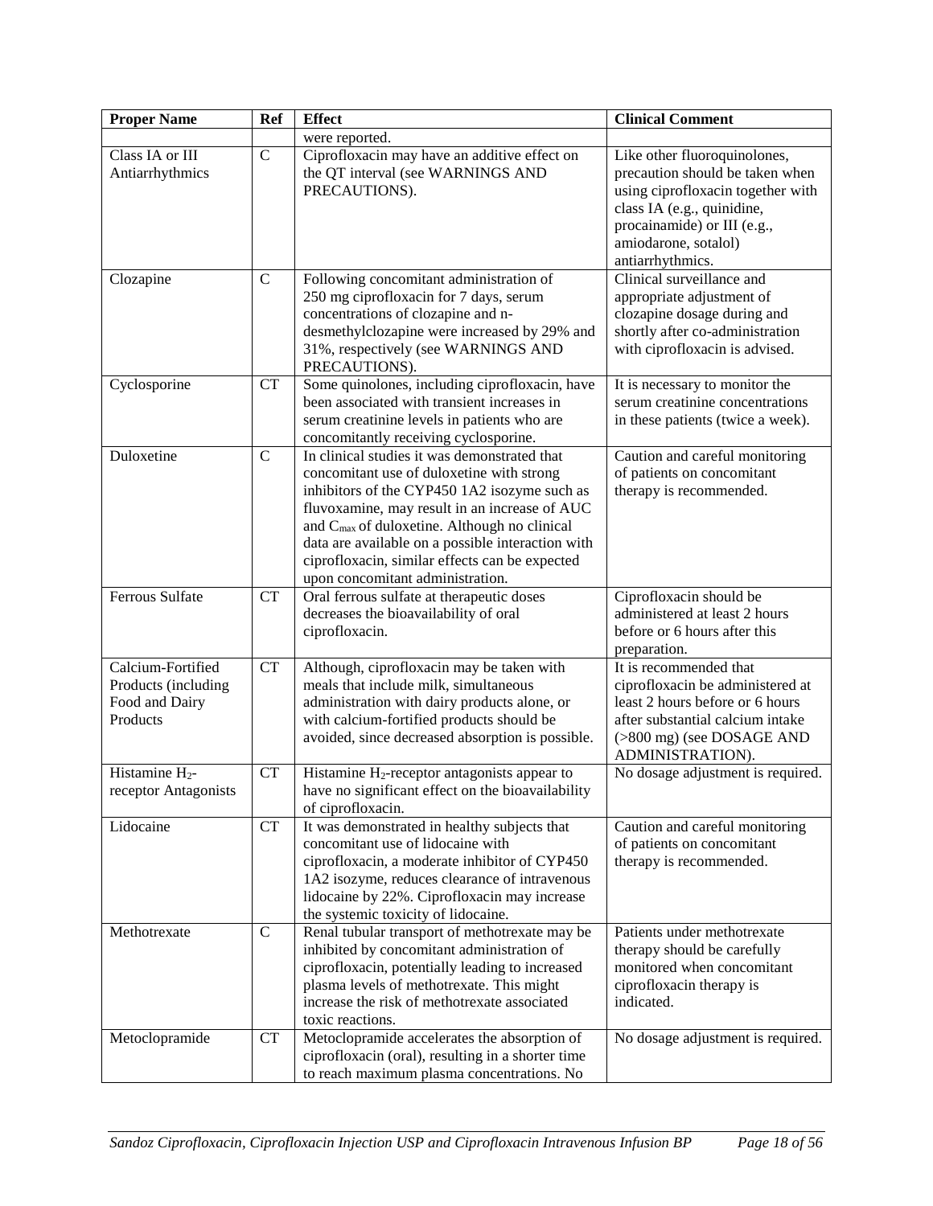| Proper Name | Ref | Effect | Clinical Comment |
|---|---|---|---|
| | | were reported. | |
| Class IA or III Antiarrhythmics | C | Ciprofloxacin may have an additive effect on the QT interval (see WARNINGS AND PRECAUTIONS). | Like other fluoroquinolones, precaution should be taken when using ciprofloxacin together with class IA (e.g., quinidine, procainamide) or III (e.g., amiodarone, sotalol) antiarrhythmics. |
| Clozapine | C | Following concomitant administration of 250 mg ciprofloxacin for 7 days, serum concentrations of clozapine and n-desmethylclozapine were increased by 29% and 31%, respectively (see WARNINGS AND PRECAUTIONS). | Clinical surveillance and appropriate adjustment of clozapine dosage during and shortly after co-administration with ciprofloxacin is advised. |
| Cyclosporine | CT | Some quinolones, including ciprofloxacin, have been associated with transient increases in serum creatinine levels in patients who are concomitantly receiving cyclosporine. | It is necessary to monitor the serum creatinine concentrations in these patients (twice a week). |
| Duloxetine | C | In clinical studies it was demonstrated that concomitant use of duloxetine with strong inhibitors of the CYP450 1A2 isozyme such as fluvoxamine, may result in an increase of AUC and $C_{max}$ of duloxetine. Although no clinical data are available on a possible interaction with ciprofloxacin, similar effects can be expected upon concomitant administration. | Caution and careful monitoring of patients on concomitant therapy is recommended. |
| Ferrous Sulfate | CT | Oral ferrous sulfate at therapeutic doses decreases the bioavailability of oral ciprofloxacin. | Ciprofloxacin should be administered at least 2 hours before or 6 hours after this preparation. |
| Calcium-Fortified Products (including Food and Dairy Products | CT | Although, ciprofloxacin may be taken with meals that include milk, simultaneous administration with dairy products alone, or with calcium-fortified products should be avoided, since decreased absorption is possible. | It is recommended that ciprofloxacin be administered at least 2 hours before or 6 hours after substantial calcium intake (>800 mg) (see DOSAGE AND ADMINISTRATION). |
| Histamine $H_2$-receptor Antagonists | CT | Histamine $H_2$-receptor antagonists appear to have no significant effect on the bioavailability of ciprofloxacin. | No dosage adjustment is required. |
| Lidocaine | CT | It was demonstrated in healthy subjects that concomitant use of lidocaine with ciprofloxacin, a moderate inhibitor of CYP450 1A2 isozyme, reduces clearance of intravenous lidocaine by 22%. Ciprofloxacin may increase the systemic toxicity of lidocaine. | Caution and careful monitoring of patients on concomitant therapy is recommended. |
| Methotrexate | C | Renal tubular transport of methotrexate may be inhibited by concomitant administration of ciprofloxacin, potentially leading to increased plasma levels of methotrexate. This might increase the risk of methotrexate associated toxic reactions. | Patients under methotrexate therapy should be carefully monitored when concomitant ciprofloxacin therapy is indicated. |
| Metoclopramide | CT | Metoclopramide accelerates the absorption of ciprofloxacin (oral), resulting in a shorter time to reach maximum plasma concentrations. No | No dosage adjustment is required. |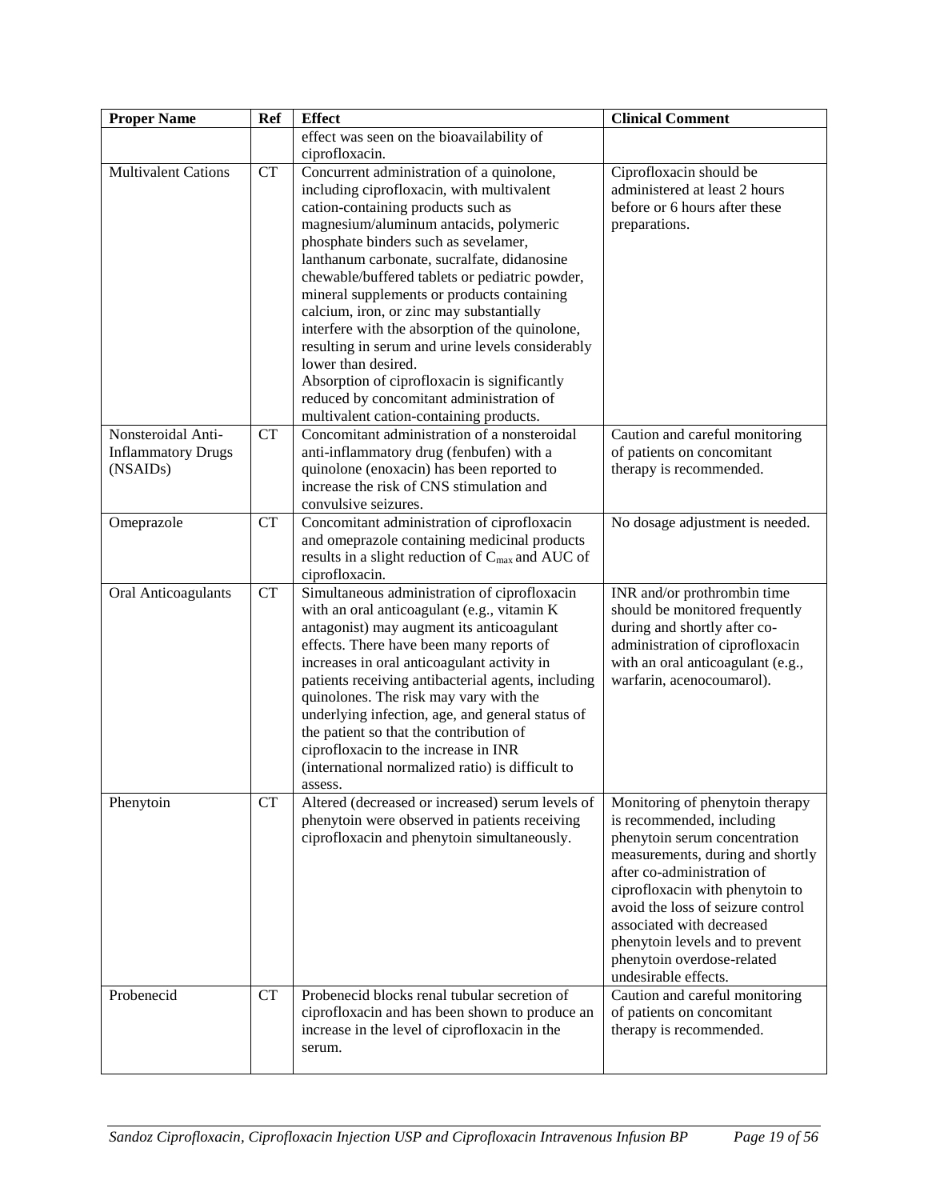| Proper Name | Ref | Effect | Clinical Comment |
|---|---|---|---|
| | | effect was seen on the bioavailability of ciprofloxacin. | |
| Multivalent Cations | CT | Concurrent administration of a quinolone, including ciprofloxacin, with multivalent cation-containing products such as magnesium/aluminum antacids, polymeric phosphate binders such as sevelamer, lanthanum carbonate, sucralfate, didanosine chewable/buffered tablets or pediatric powder, mineral supplements or products containing calcium, iron, or zinc may substantially interfere with the absorption of the quinolone, resulting in serum and urine levels considerably lower than desired.<br>Absorption of ciprofloxacin is significantly reduced by concomitant administration of multivalent cation-containing products. | Ciprofloxacin should be administered at least 2 hours before or 6 hours after these preparations. |
| Nonsteroidal Anti-Inflammatory Drugs (NSAIDs) | CT | Concomitant administration of a nonsteroidal anti-inflammatory drug (fenbufen) with a quinolone (enoxacin) has been reported to increase the risk of CNS stimulation and convulsive seizures. | Caution and careful monitoring of patients on concomitant therapy is recommended. |
| Omeprazole | CT | Concomitant administration of ciprofloxacin and omeprazole containing medicinal products results in a slight reduction of $C_{max}$ and AUC of ciprofloxacin. | No dosage adjustment is needed. |
| Oral Anticoagulants | CT | Simultaneous administration of ciprofloxacin with an oral anticoagulant (e.g., vitamin K antagonist) may augment its anticoagulant effects. There have been many reports of increases in oral anticoagulant activity in patients receiving antibacterial agents, including quinolones. The risk may vary with the underlying infection, age, and general status of the patient so that the contribution of ciprofloxacin to the increase in INR (international normalized ratio) is difficult to assess. | INR and/or prothrombin time should be monitored frequently during and shortly after co-administration of ciprofloxacin with an oral anticoagulant (e.g., warfarin, acenocoumarol). |
| Phenytoin | CT | Altered (decreased or increased) serum levels of phenytoin were observed in patients receiving ciprofloxacin and phenytoin simultaneously. | Monitoring of phenytoin therapy is recommended, including phenytoin serum concentration measurements, during and shortly after co-administration of ciprofloxacin with phenytoin to avoid the loss of seizure control associated with decreased phenytoin levels and to prevent phenytoin overdose-related undesirable effects. |
| Probenecid | CT | Probenecid blocks renal tubular secretion of ciprofloxacin and has been shown to produce an increase in the level of ciprofloxacin in the serum. | Caution and careful monitoring of patients on concomitant therapy is recommended. |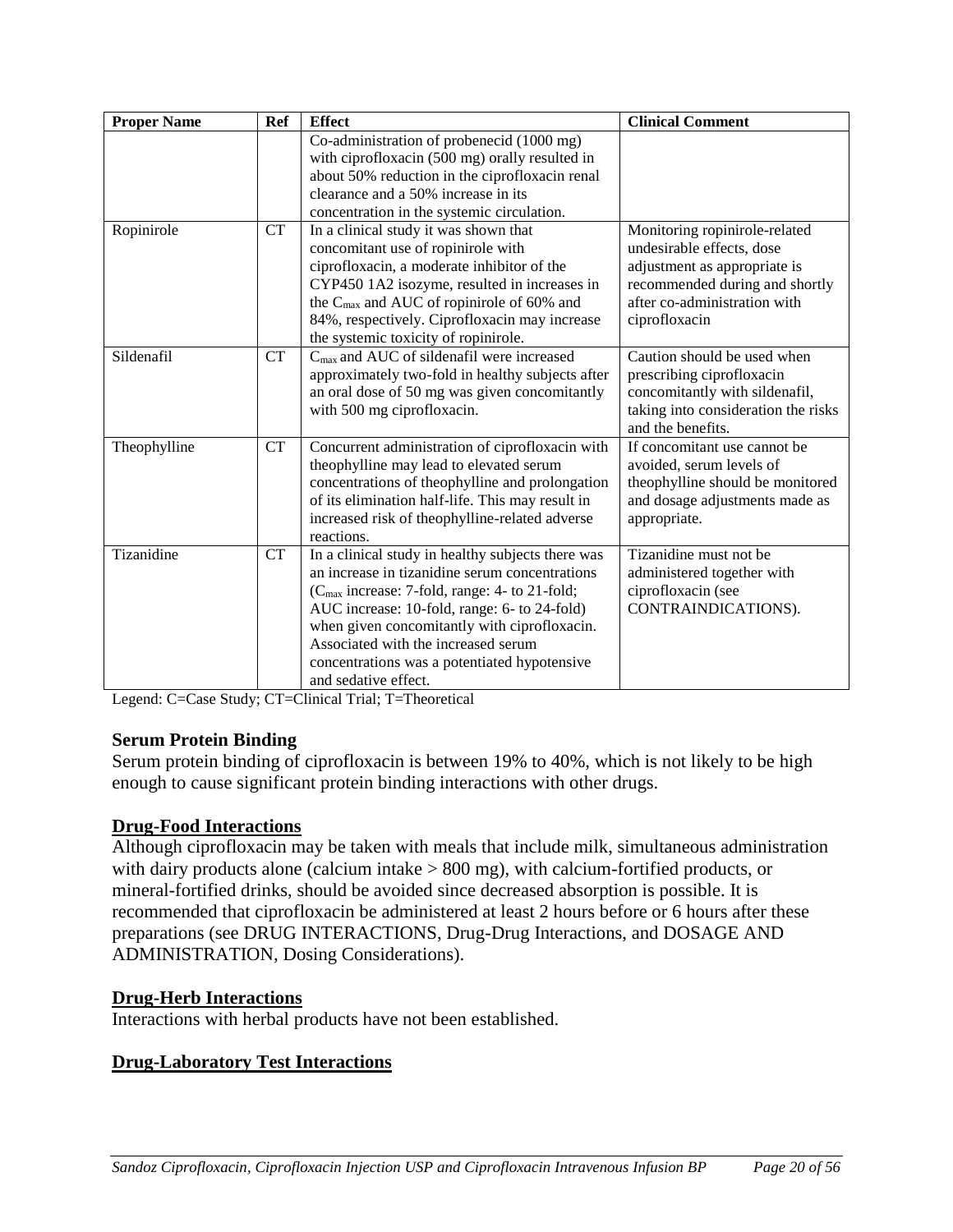| Proper Name | Ref | Effect | Clinical Comment |
| --- | --- | --- | --- |
| | | Co-administration of probenecid (1000 mg) with ciprofloxacin (500 mg) orally resulted in about 50% reduction in the ciprofloxacin renal clearance and a 50% increase in its concentration in the systemic circulation. | |
| Ropinirole | CT | In a clinical study it was shown that concomitant use of ropinirole with ciprofloxacin, a moderate inhibitor of the CYP450 1A2 isozyme, resulted in increases in the $C_{max}$ and AUC of ropinirole of 60% and 84%, respectively. Ciprofloxacin may increase the systemic toxicity of ropinirole. | Monitoring ropinirole-related undesirable effects, dose adjustment as appropriate is recommended during and shortly after co-administration with ciprofloxacin |
| Sildenafil | CT | $C_{max}$ and AUC of sildenafil were increased approximately two-fold in healthy subjects after an oral dose of 50 mg was given concomitantly with 500 mg ciprofloxacin. | Caution should be used when prescribing ciprofloxacin concomitantly with sildenafil, taking into consideration the risks and the benefits. |
| Theophylline | CT | Concurrent administration of ciprofloxacin with theophylline may lead to elevated serum concentrations of theophylline and prolongation of its elimination half-life. This may result in increased risk of theophylline-related adverse reactions. | If concomitant use cannot be avoided, serum levels of theophylline should be monitored and dosage adjustments made as appropriate. |
| Tizanidine | CT | In a clinical study in healthy subjects there was an increase in tizanidine serum concentrations ($C_{max}$ increase: 7-fold, range: 4- to 21-fold; AUC increase: 10-fold, range: 6- to 24-fold) when given concomitantly with ciprofloxacin. Associated with the increased serum concentrations was a potentiated hypotensive and sedative effect. | Tizanidine must not be administered together with ciprofloxacin (see CONTRAINDICATIONS). |

Legend: C=Case Study; CT=Clinical Trial; T=Theoretical

**Serum Protein Binding**

Serum protein binding of ciprofloxacin is between 19% to 40%, which is not likely to be high enough to cause significant protein binding interactions with other drugs.

**Drug-Food Interactions**

Although ciprofloxacin may be taken with meals that include milk, simultaneous administration with dairy products alone (calcium intake > 800 mg), with calcium-fortified products, or mineral-fortified drinks, should be avoided since decreased absorption is possible. It is recommended that ciprofloxacin be administered at least 2 hours before or 6 hours after these preparations (see DRUG INTERACTIONS, Drug-Drug Interactions, and DOSAGE AND ADMINISTRATION, Dosing Considerations).

**Drug-Herb Interactions**

Interactions with herbal products have not been established.

**Drug-Laboratory Test Interactions**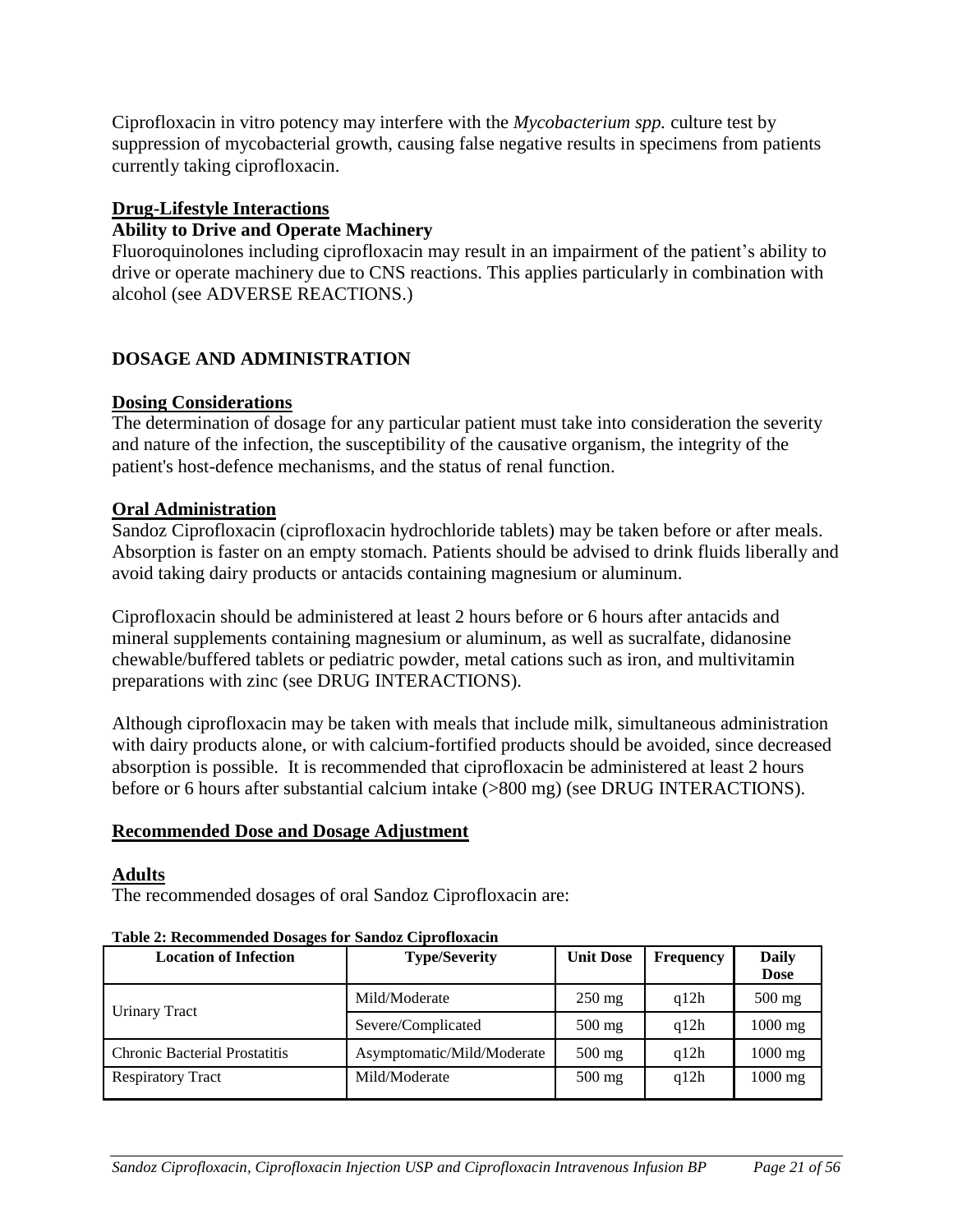Ciprofloxacin in vitro potency may interfere with the *Mycobacterium spp.* culture test by suppression of mycobacterial growth, causing false negative results in specimens from patients currently taking ciprofloxacin.

**Drug-Lifestyle Interactions**

**Ability to Drive and Operate Machinery**

Fluoroquinolones including ciprofloxacin may result in an impairment of the patient's ability to drive or operate machinery due to CNS reactions. This applies particularly in combination with alcohol (see ADVERSE REACTIONS.)

## DOSAGE AND ADMINISTRATION

**Dosing Considerations**

The determination of dosage for any particular patient must take into consideration the severity and nature of the infection, the susceptibility of the causative organism, the integrity of the patient's host-defence mechanisms, and the status of renal function.

**Oral Administration**

Sandoz Ciprofloxacin (ciprofloxacin hydrochloride tablets) may be taken before or after meals. Absorption is faster on an empty stomach. Patients should be advised to drink fluids liberally and avoid taking dairy products or antacids containing magnesium or aluminum.

Ciprofloxacin should be administered at least 2 hours before or 6 hours after antacids and mineral supplements containing magnesium or aluminum, as well as sucralfate, didanosine chewable/buffered tablets or pediatric powder, metal cations such as iron, and multivitamin preparations with zinc (see DRUG INTERACTIONS).

Although ciprofloxacin may be taken with meals that include milk, simultaneous administration with dairy products alone, or with calcium-fortified products should be avoided, since decreased absorption is possible. It is recommended that ciprofloxacin be administered at least 2 hours before or 6 hours after substantial calcium intake (>800 mg) (see DRUG INTERACTIONS).

**Recommended Dose and Dosage Adjustment**

**Adults**

The recommended dosages of oral Sandoz Ciprofloxacin are:

**Table 2: Recommended Dosages for Sandoz Ciprofloxacin**

| Location of Infection | Type/Severity | Unit Dose | Frequency | Daily Dose |
|---|---|---|---|---|
| Urinary Tract | Mild/Moderate | 250 mg | q12h | 500 mg |
| | Severe/Complicated | 500 mg | q12h | 1000 mg |
| Chronic Bacterial Prostatitis | Asymptomatic/Mild/Moderate | 500 mg | q12h | 1000 mg |
| Respiratory Tract | Mild/Moderate | 500 mg | q12h | 1000 mg |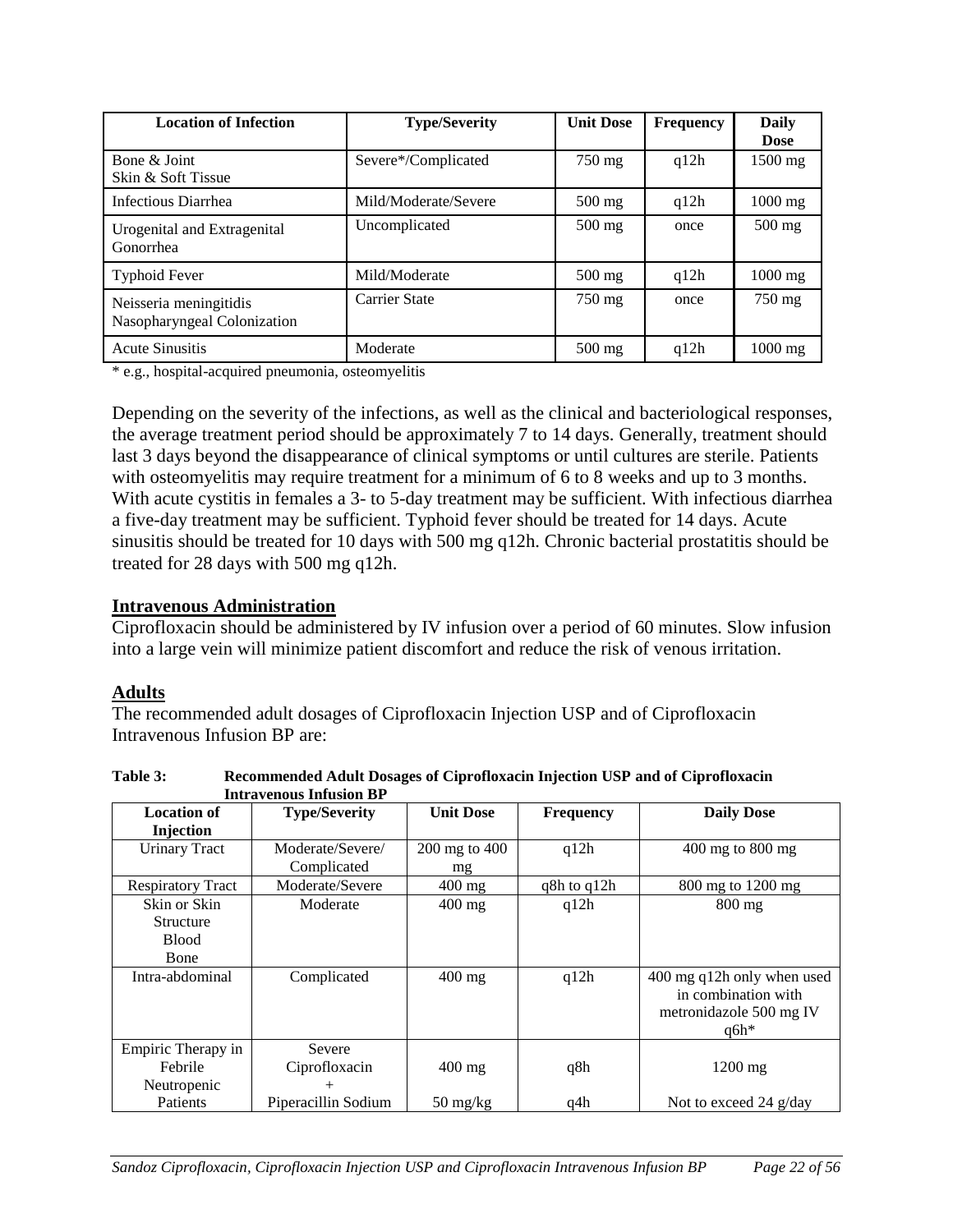| Location of Infection | Type/Severity | Unit Dose | Frequency | Daily Dose |
|---|---|---|---|---|
| Bone & Joint<br>Skin & Soft Tissue | Severe*/Complicated | 750 mg | q12h | 1500 mg |
| Infectious Diarrhea | Mild/Moderate/Severe | 500 mg | q12h | 1000 mg |
| Urogenital and Extragenital Gonorrhea | Uncomplicated | 500 mg | once | 500 mg |
| Typhoid Fever | Mild/Moderate | 500 mg | q12h | 1000 mg |
| Neisseria meningitidis Nasopharyngeal Colonization | Carrier State | 750 mg | once | 750 mg |
| Acute Sinusitis | Moderate | 500 mg | q12h | 1000 mg |

* e.g., hospital-acquired pneumonia, osteomyelitis

Depending on the severity of the infections, as well as the clinical and bacteriological responses, the average treatment period should be approximately 7 to 14 days. Generally, treatment should last 3 days beyond the disappearance of clinical symptoms or until cultures are sterile. Patients with osteomyelitis may require treatment for a minimum of 6 to 8 weeks and up to 3 months. With acute cystitis in females a 3- to 5-day treatment may be sufficient. With infectious diarrhea a five-day treatment may be sufficient. Typhoid fever should be treated for 14 days. Acute sinusitis should be treated for 10 days with 500 mg q12h. Chronic bacterial prostatitis should be treated for 28 days with 500 mg q12h.

## Intravenous Administration

Ciprofloxacin should be administered by IV infusion over a period of 60 minutes. Slow infusion into a large vein will minimize patient discomfort and reduce the risk of venous irritation.

## Adults

The recommended adult dosages of Ciprofloxacin Injection USP and of Ciprofloxacin Intravenous Infusion BP are:

**Table 3: Recommended Adult Dosages of Ciprofloxacin Injection USP and of Ciprofloxacin Intravenous Infusion BP**

| Location of Injection | Type/Severity | Unit Dose | Frequency | Daily Dose |
|---|---|---|---|---|
| Urinary Tract | Moderate/Severe/ Complicated | 200 mg to 400 mg | q12h | 400 mg to 800 mg |
| Respiratory Tract | Moderate/Severe | 400 mg | q8h to q12h | 800 mg to 1200 mg |
| Skin or Skin Structure<br>Blood<br>Bone | Moderate | 400 mg | q12h | 800 mg |
| Intra-abdominal | Complicated | 400 mg | q12h | 400 mg q12h only when used in combination with metronidazole 500 mg IV q6h* |
| Empiric Therapy in Febrile Neutropenic Patients | Severe<br>Ciprofloxacin<br>+<br>Piperacillin Sodium | 400 mg<br><br>50 mg/kg | q8h<br><br>q4h | 1200 mg<br><br>Not to exceed 24 g/day |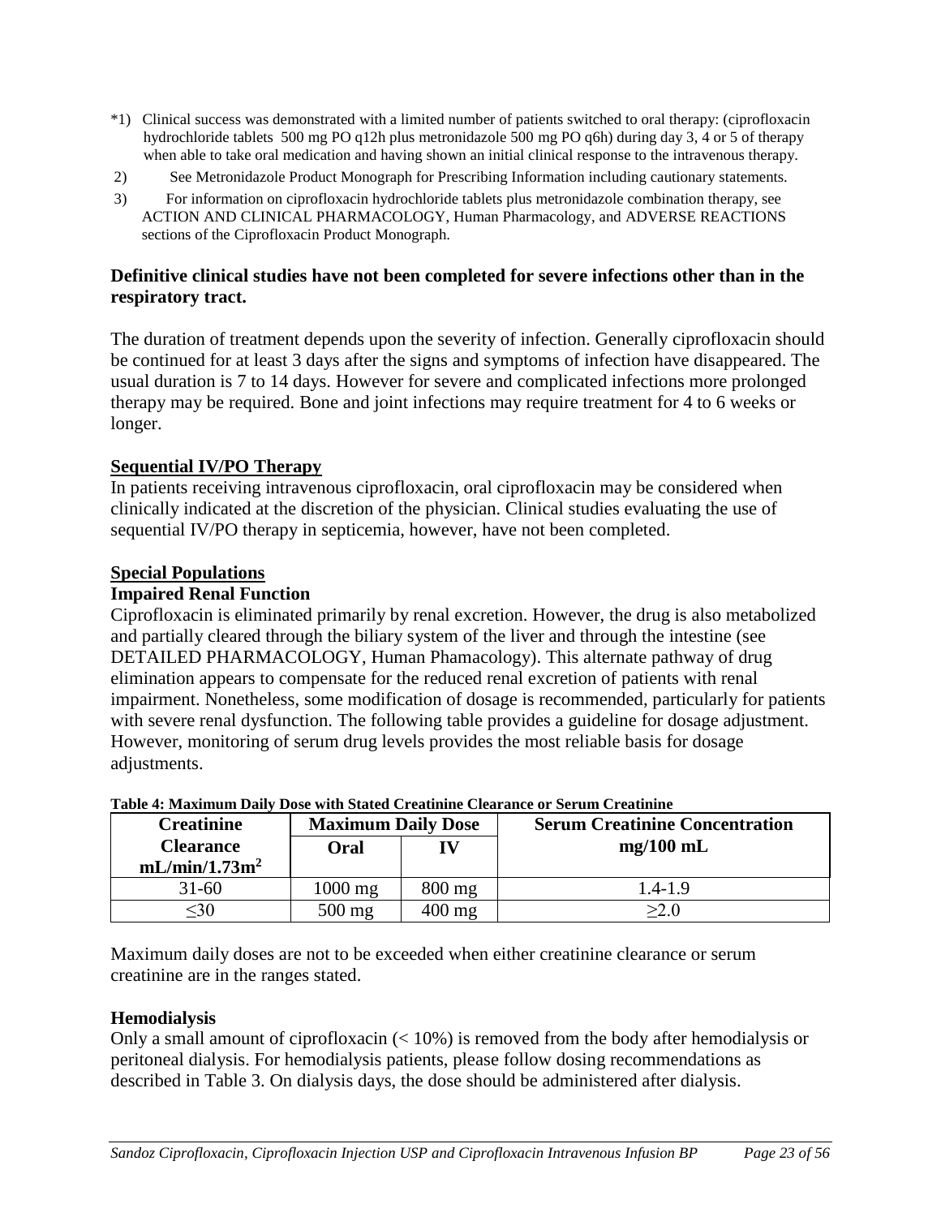*1) Clinical success was demonstrated with a limited number of patients switched to oral therapy: (ciprofloxacin hydrochloride tablets 500 mg PO q12h plus metronidazole 500 mg PO q6h) during day 3, 4 or 5 of therapy when able to take oral medication and having shown an initial clinical response to the intravenous therapy.

2) See Metronidazole Product Monograph for Prescribing Information including cautionary statements.

3) For information on ciprofloxacin hydrochloride tablets plus metronidazole combination therapy, see ACTION AND CLINICAL PHARMACOLOGY, Human Pharmacology, and ADVERSE REACTIONS sections of the Ciprofloxacin Product Monograph.

**Definitive clinical studies have not been completed for severe infections other than in the respiratory tract.**

The duration of treatment depends upon the severity of infection. Generally ciprofloxacin should be continued for at least 3 days after the signs and symptoms of infection have disappeared. The usual duration is 7 to 14 days. However for severe and complicated infections more prolonged therapy may be required. Bone and joint infections may require treatment for 4 to 6 weeks or longer.

## Sequential IV/PO Therapy

In patients receiving intravenous ciprofloxacin, oral ciprofloxacin may be considered when clinically indicated at the discretion of the physician. Clinical studies evaluating the use of sequential IV/PO therapy in septicemia, however, have not been completed.

## Special Populations

### Impaired Renal Function

Ciprofloxacin is eliminated primarily by renal excretion. However, the drug is also metabolized and partially cleared through the biliary system of the liver and through the intestine (see DETAILED PHARMACOLOGY, Human Phamacology). This alternate pathway of drug elimination appears to compensate for the reduced renal excretion of patients with renal impairment. Nonetheless, some modification of dosage is recommended, particularly for patients with severe renal dysfunction. The following table provides a guideline for dosage adjustment. However, monitoring of serum drug levels provides the most reliable basis for dosage adjustments.

**Table 4: Maximum Daily Dose with Stated Creatinine Clearance or Serum Creatinine**

| Creatinine Clearance $mL/min/1.73m^2$ | Maximum Daily Dose | | Serum Creatinine Concentration mg/100 mL |
|---|---|---|---|
| | Oral | IV | |
| 31-60 | 1000 mg | 800 mg | 1.4-1.9 |
| ≤30 | 500 mg | 400 mg | ≥2.0 |

Maximum daily doses are not to be exceeded when either creatinine clearance or serum creatinine are in the ranges stated.

### Hemodialysis

Only a small amount of ciprofloxacin (< 10%) is removed from the body after hemodialysis or peritoneal dialysis. For hemodialysis patients, please follow dosing recommendations as described in Table 3. On dialysis days, the dose should be administered after dialysis.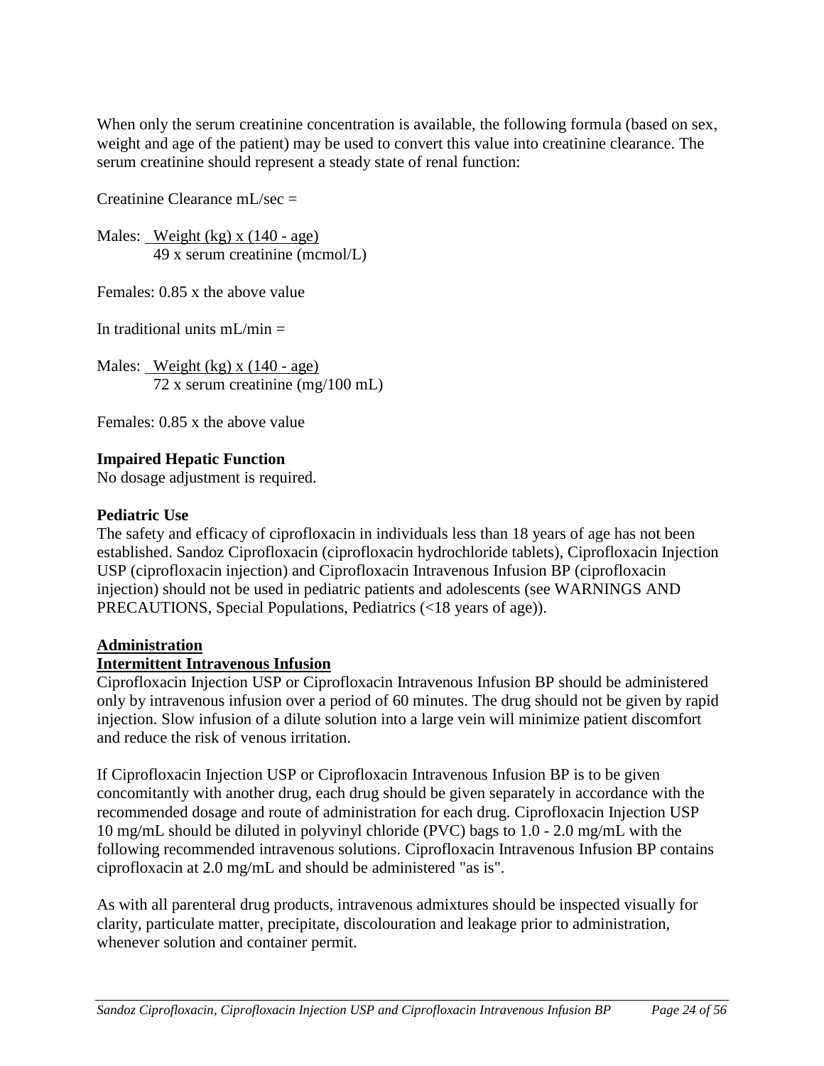When only the serum creatinine concentration is available, the following formula (based on sex, weight and age of the patient) may be used to convert this value into creatinine clearance. The serum creatinine should represent a steady state of renal function:

Creatinine Clearance mL/sec =

Males: $\frac{\text{Weight (kg)} \times (140 - \text{age})}{49 \times \text{serum creatinine (mcmol/L)}}$

Females: 0.85 x the above value

In traditional units mL/min =

Males: $\frac{\text{Weight (kg)} \times (140 - \text{age})}{72 \times \text{serum creatinine (mg/100 mL)}}$

Females: 0.85 x the above value

**Impaired Hepatic Function**
No dosage adjustment is required.

**Pediatric Use**
The safety and efficacy of ciprofloxacin in individuals less than 18 years of age has not been established. Sandoz Ciprofloxacin (ciprofloxacin hydrochloride tablets), Ciprofloxacin Injection USP (ciprofloxacin injection) and Ciprofloxacin Intravenous Infusion BP (ciprofloxacin injection) should not be used in pediatric patients and adolescents (see WARNINGS AND PRECAUTIONS, Special Populations, Pediatrics (<18 years of age)).

**Administration**

**Intermittent Intravenous Infusion**
Ciprofloxacin Injection USP or Ciprofloxacin Intravenous Infusion BP should be administered only by intravenous infusion over a period of 60 minutes. The drug should not be given by rapid injection. Slow infusion of a dilute solution into a large vein will minimize patient discomfort and reduce the risk of venous irritation.

If Ciprofloxacin Injection USP or Ciprofloxacin Intravenous Infusion BP is to be given concomitantly with another drug, each drug should be given separately in accordance with the recommended dosage and route of administration for each drug. Ciprofloxacin Injection USP 10 mg/mL should be diluted in polyvinyl chloride (PVC) bags to 1.0 - 2.0 mg/mL with the following recommended intravenous solutions. Ciprofloxacin Intravenous Infusion BP contains ciprofloxacin at 2.0 mg/mL and should be administered "as is".

As with all parenteral drug products, intravenous admixtures should be inspected visually for clarity, particulate matter, precipitate, discolouration and leakage prior to administration, whenever solution and container permit.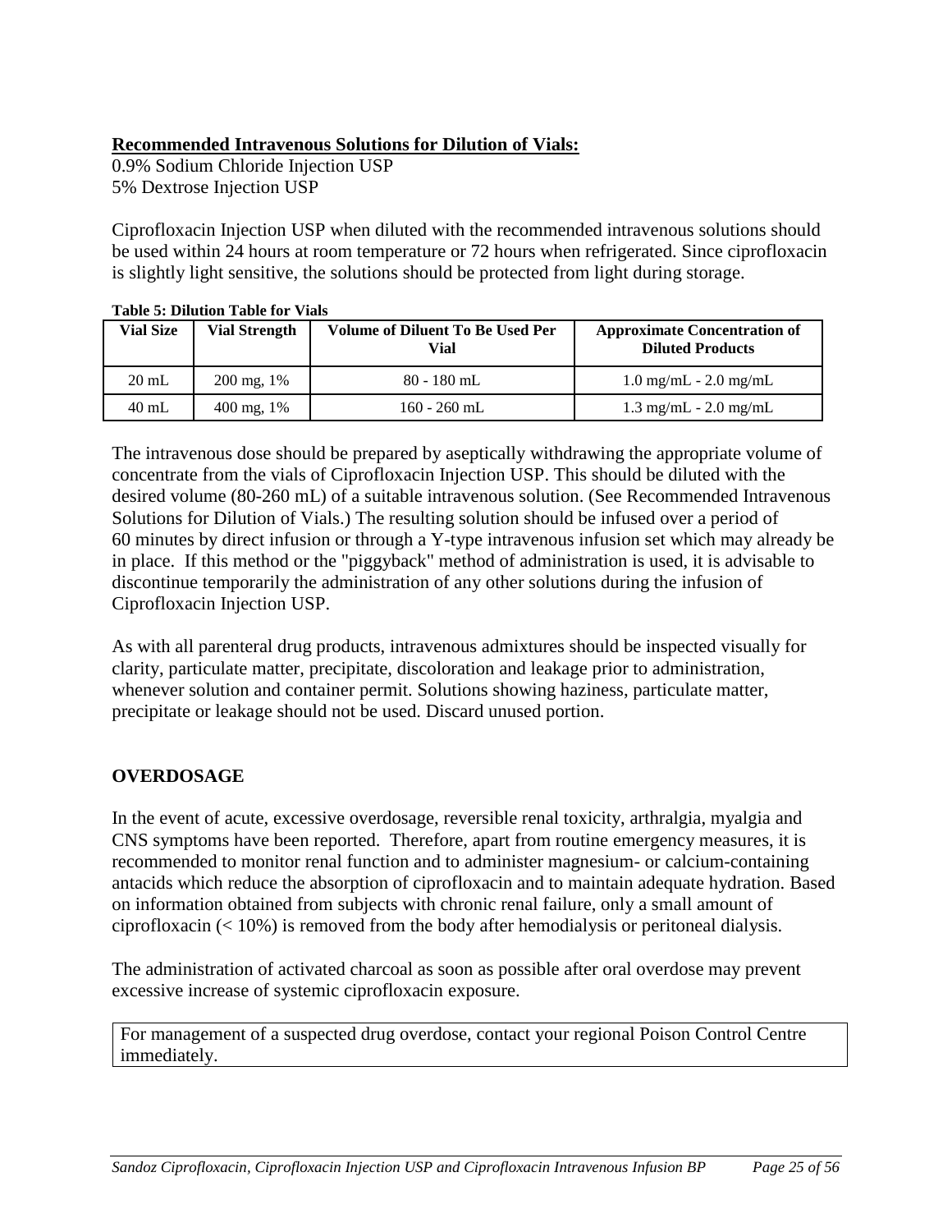**Recommended Intravenous Solutions for Dilution of Vials:**

0.9% Sodium Chloride Injection USP
5% Dextrose Injection USP

Ciprofloxacin Injection USP when diluted with the recommended intravenous solutions should be used within 24 hours at room temperature or 72 hours when refrigerated. Since ciprofloxacin is slightly light sensitive, the solutions should be protected from light during storage.

**Table 5: Dilution Table for Vials**

| Vial Size | Vial Strength | Volume of Diluent To Be Used Per Vial | Approximate Concentration of Diluted Products |
|---|---|---|---|
| 20 mL | 200 mg, 1% | 80 - 180 mL | 1.0 mg/mL - 2.0 mg/mL |
| 40 mL | 400 mg, 1% | 160 - 260 mL | 1.3 mg/mL - 2.0 mg/mL |

The intravenous dose should be prepared by aseptically withdrawing the appropriate volume of concentrate from the vials of Ciprofloxacin Injection USP. This should be diluted with the desired volume (80-260 mL) of a suitable intravenous solution. (See Recommended Intravenous Solutions for Dilution of Vials.) The resulting solution should be infused over a period of 60 minutes by direct infusion or through a Y-type intravenous infusion set which may already be in place. If this method or the "piggyback" method of administration is used, it is advisable to discontinue temporarily the administration of any other solutions during the infusion of Ciprofloxacin Injection USP.

As with all parenteral drug products, intravenous admixtures should be inspected visually for clarity, particulate matter, precipitate, discoloration and leakage prior to administration, whenever solution and container permit. Solutions showing haziness, particulate matter, precipitate or leakage should not be used. Discard unused portion.

## OVERDOSAGE

In the event of acute, excessive overdosage, reversible renal toxicity, arthralgia, myalgia and CNS symptoms have been reported. Therefore, apart from routine emergency measures, it is recommended to monitor renal function and to administer magnesium- or calcium-containing antacids which reduce the absorption of ciprofloxacin and to maintain adequate hydration. Based on information obtained from subjects with chronic renal failure, only a small amount of ciprofloxacin (< 10%) is removed from the body after hemodialysis or peritoneal dialysis.

The administration of activated charcoal as soon as possible after oral overdose may prevent excessive increase of systemic ciprofloxacin exposure.

| For management of a suspected drug overdose, contact your regional Poison Control Centre immediately. |
|---|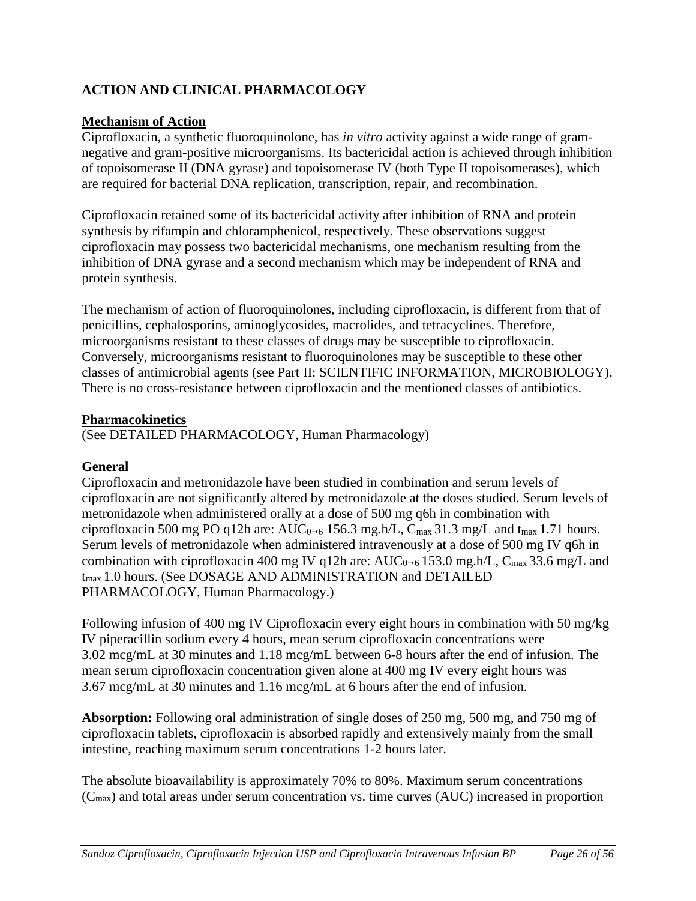## ACTION AND CLINICAL PHARMACOLOGY

### Mechanism of Action

Ciprofloxacin, a synthetic fluoroquinolone, has *in vitro* activity against a wide range of gram-negative and gram-positive microorganisms. Its bactericidal action is achieved through inhibition of topoisomerase II (DNA gyrase) and topoisomerase IV (both Type II topoisomerases), which are required for bacterial DNA replication, transcription, repair, and recombination.

Ciprofloxacin retained some of its bactericidal activity after inhibition of RNA and protein synthesis by rifampin and chloramphenicol, respectively. These observations suggest ciprofloxacin may possess two bactericidal mechanisms, one mechanism resulting from the inhibition of DNA gyrase and a second mechanism which may be independent of RNA and protein synthesis.

The mechanism of action of fluoroquinolones, including ciprofloxacin, is different from that of penicillins, cephalosporins, aminoglycosides, macrolides, and tetracyclines. Therefore, microorganisms resistant to these classes of drugs may be susceptible to ciprofloxacin. Conversely, microorganisms resistant to fluoroquinolones may be susceptible to these other classes of antimicrobial agents (see Part II: SCIENTIFIC INFORMATION, MICROBIOLOGY). There is no cross-resistance between ciprofloxacin and the mentioned classes of antibiotics.

### Pharmacokinetics

(See DETAILED PHARMACOLOGY, Human Pharmacology)

**General**

Ciprofloxacin and metronidazole have been studied in combination and serum levels of ciprofloxacin are not significantly altered by metronidazole at the doses studied. Serum levels of metronidazole when administered orally at a dose of 500 mg q6h in combination with ciprofloxacin 500 mg PO q12h are: $AUC_{0\rightarrow6}$ 156.3 mg.h/L, $C_{max}$ 31.3 mg/L and $t_{max}$ 1.71 hours. Serum levels of metronidazole when administered intravenously at a dose of 500 mg IV q6h in combination with ciprofloxacin 400 mg IV q12h are: $AUC_{0\rightarrow6}$ 153.0 mg.h/L, $C_{max}$ 33.6 mg/L and $t_{max}$ 1.0 hours. (See DOSAGE AND ADMINISTRATION and DETAILED PHARMACOLOGY, Human Pharmacology.)

Following infusion of 400 mg IV Ciprofloxacin every eight hours in combination with 50 mg/kg IV piperacillin sodium every 4 hours, mean serum ciprofloxacin concentrations were 3.02 mcg/mL at 30 minutes and 1.18 mcg/mL between 6-8 hours after the end of infusion. The mean serum ciprofloxacin concentration given alone at 400 mg IV every eight hours was 3.67 mcg/mL at 30 minutes and 1.16 mcg/mL at 6 hours after the end of infusion.

**Absorption:** Following oral administration of single doses of 250 mg, 500 mg, and 750 mg of ciprofloxacin tablets, ciprofloxacin is absorbed rapidly and extensively mainly from the small intestine, reaching maximum serum concentrations 1-2 hours later.

The absolute bioavailability is approximately 70% to 80%. Maximum serum concentrations ($C_{max}$) and total areas under serum concentration vs. time curves (AUC) increased in proportion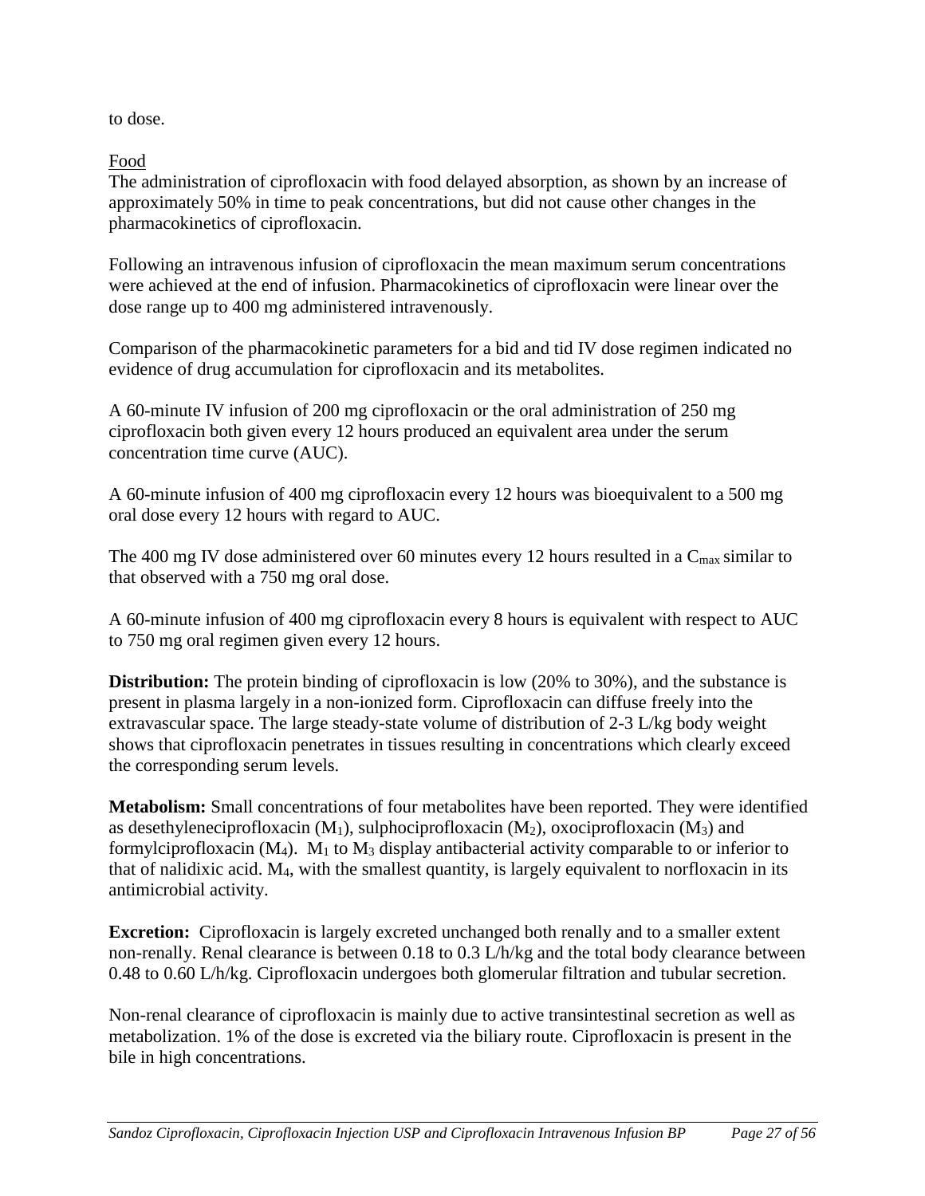to dose.

Food

The administration of ciprofloxacin with food delayed absorption, as shown by an increase of approximately 50% in time to peak concentrations, but did not cause other changes in the pharmacokinetics of ciprofloxacin.

Following an intravenous infusion of ciprofloxacin the mean maximum serum concentrations were achieved at the end of infusion. Pharmacokinetics of ciprofloxacin were linear over the dose range up to 400 mg administered intravenously.

Comparison of the pharmacokinetic parameters for a bid and tid IV dose regimen indicated no evidence of drug accumulation for ciprofloxacin and its metabolites.

A 60-minute IV infusion of 200 mg ciprofloxacin or the oral administration of 250 mg ciprofloxacin both given every 12 hours produced an equivalent area under the serum concentration time curve (AUC).

A 60-minute infusion of 400 mg ciprofloxacin every 12 hours was bioequivalent to a 500 mg oral dose every 12 hours with regard to AUC.

The 400 mg IV dose administered over 60 minutes every 12 hours resulted in a $C_{max}$ similar to that observed with a 750 mg oral dose.

A 60-minute infusion of 400 mg ciprofloxacin every 8 hours is equivalent with respect to AUC to 750 mg oral regimen given every 12 hours.

**Distribution:** The protein binding of ciprofloxacin is low (20% to 30%), and the substance is present in plasma largely in a non-ionized form. Ciprofloxacin can diffuse freely into the extravascular space. The large steady-state volume of distribution of 2-3 L/kg body weight shows that ciprofloxacin penetrates in tissues resulting in concentrations which clearly exceed the corresponding serum levels.

**Metabolism:** Small concentrations of four metabolites have been reported. They were identified as desethyleneciprofloxacin ($M_1$), sulphociprofloxacin ($M_2$), oxociprofloxacin ($M_3$) and formylciprofloxacin ($M_4$). $M_1$ to $M_3$ display antibacterial activity comparable to or inferior to that of nalidixic acid. $M_4$, with the smallest quantity, is largely equivalent to norfloxacin in its antimicrobial activity.

**Excretion:** Ciprofloxacin is largely excreted unchanged both renally and to a smaller extent non-renally. Renal clearance is between 0.18 to 0.3 L/h/kg and the total body clearance between 0.48 to 0.60 L/h/kg. Ciprofloxacin undergoes both glomerular filtration and tubular secretion.

Non-renal clearance of ciprofloxacin is mainly due to active transintestinal secretion as well as metabolization. 1% of the dose is excreted via the biliary route. Ciprofloxacin is present in the bile in high concentrations.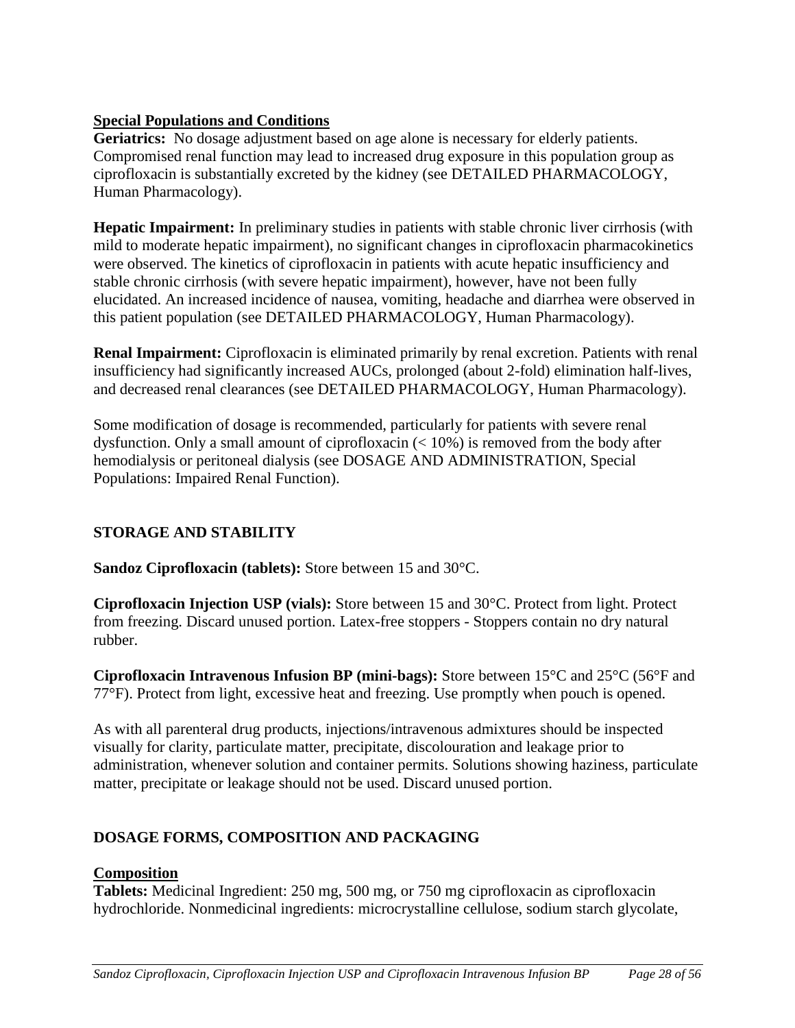**Special Populations and Conditions**

**Geriatrics:** No dosage adjustment based on age alone is necessary for elderly patients. Compromised renal function may lead to increased drug exposure in this population group as ciprofloxacin is substantially excreted by the kidney (see DETAILED PHARMACOLOGY, Human Pharmacology).

**Hepatic Impairment:** In preliminary studies in patients with stable chronic liver cirrhosis (with mild to moderate hepatic impairment), no significant changes in ciprofloxacin pharmacokinetics were observed. The kinetics of ciprofloxacin in patients with acute hepatic insufficiency and stable chronic cirrhosis (with severe hepatic impairment), however, have not been fully elucidated. An increased incidence of nausea, vomiting, headache and diarrhea were observed in this patient population (see DETAILED PHARMACOLOGY, Human Pharmacology).

**Renal Impairment:** Ciprofloxacin is eliminated primarily by renal excretion. Patients with renal insufficiency had significantly increased AUCs, prolonged (about 2-fold) elimination half-lives, and decreased renal clearances (see DETAILED PHARMACOLOGY, Human Pharmacology).

Some modification of dosage is recommended, particularly for patients with severe renal dysfunction. Only a small amount of ciprofloxacin (< 10%) is removed from the body after hemodialysis or peritoneal dialysis (see DOSAGE AND ADMINISTRATION, Special Populations: Impaired Renal Function).

## STORAGE AND STABILITY

**Sandoz Ciprofloxacin (tablets):** Store between 15 and 30°C.

**Ciprofloxacin Injection USP (vials):** Store between 15 and 30°C. Protect from light. Protect from freezing. Discard unused portion. Latex-free stoppers - Stoppers contain no dry natural rubber.

**Ciprofloxacin Intravenous Infusion BP (mini-bags):** Store between 15°C and 25°C (56°F and 77°F). Protect from light, excessive heat and freezing. Use promptly when pouch is opened.

As with all parenteral drug products, injections/intravenous admixtures should be inspected visually for clarity, particulate matter, precipitate, discolouration and leakage prior to administration, whenever solution and container permits. Solutions showing haziness, particulate matter, precipitate or leakage should not be used. Discard unused portion.

## DOSAGE FORMS, COMPOSITION AND PACKAGING

**Composition**

**Tablets:** Medicinal Ingredient: 250 mg, 500 mg, or 750 mg ciprofloxacin as ciprofloxacin hydrochloride. Nonmedicinal ingredients: microcrystalline cellulose, sodium starch glycolate,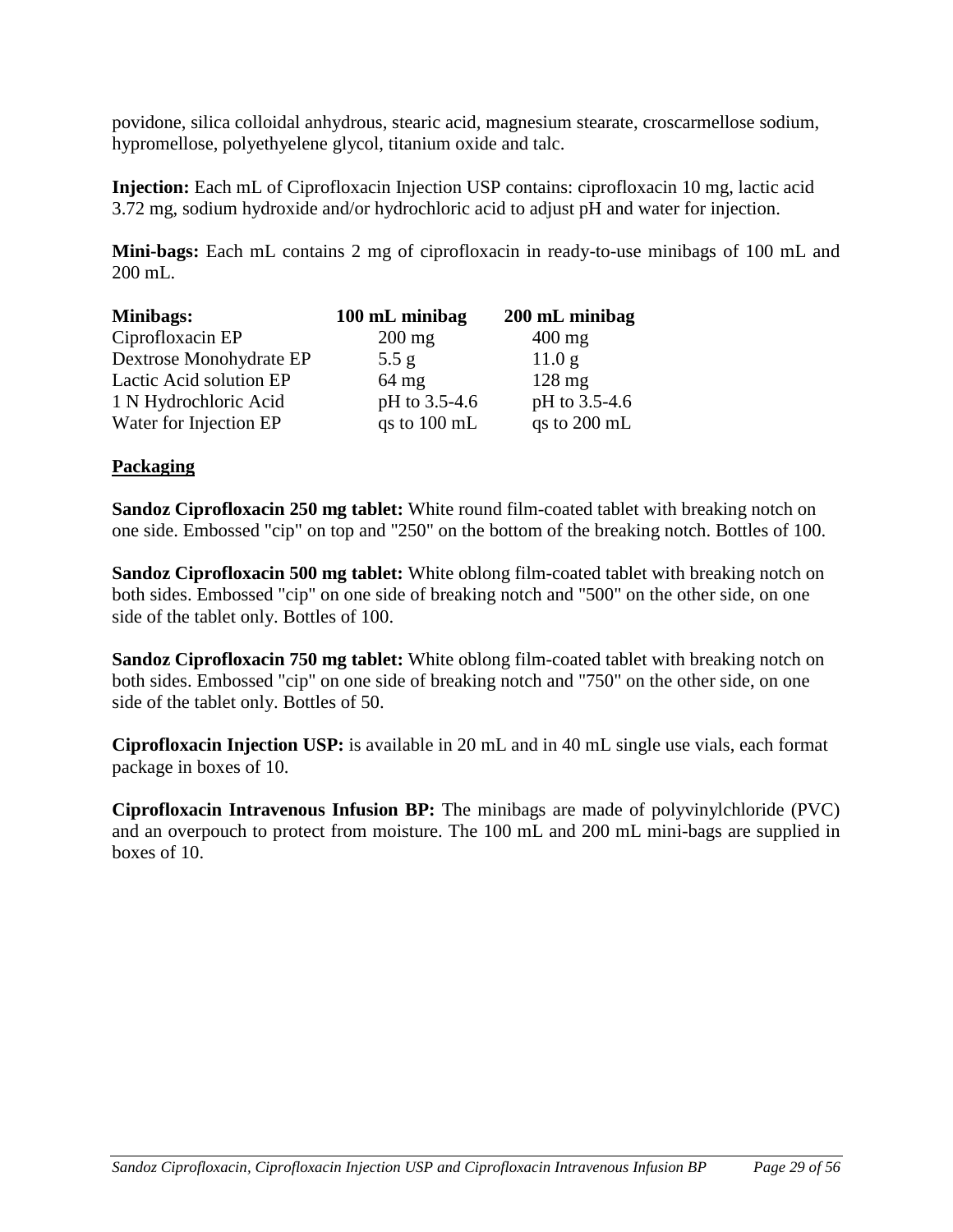povidone, silica colloidal anhydrous, stearic acid, magnesium stearate, croscarmellose sodium, hypromellose, polyethyelene glycol, titanium oxide and talc.

**Injection:** Each mL of Ciprofloxacin Injection USP contains: ciprofloxacin 10 mg, lactic acid 3.72 mg, sodium hydroxide and/or hydrochloric acid to adjust pH and water for injection.

**Mini-bags:** Each mL contains 2 mg of ciprofloxacin in ready-to-use minibags of 100 mL and 200 mL.

| **Minibags:** | **100 mL minibag** | **200 mL minibag** |
|---|---|---|
| Ciprofloxacin EP | 200 mg | 400 mg |
| Dextrose Monohydrate EP | 5.5 g | 11.0 g |
| Lactic Acid solution EP | 64 mg | 128 mg |
| 1 N Hydrochloric Acid | pH to 3.5-4.6 | pH to 3.5-4.6 |
| Water for Injection EP | qs to 100 mL | qs to 200 mL |

## Packaging

**Sandoz Ciprofloxacin 250 mg tablet:** White round film-coated tablet with breaking notch on one side. Embossed "cip" on top and "250" on the bottom of the breaking notch. Bottles of 100.

**Sandoz Ciprofloxacin 500 mg tablet:** White oblong film-coated tablet with breaking notch on both sides. Embossed "cip" on one side of breaking notch and "500" on the other side, on one side of the tablet only. Bottles of 100.

**Sandoz Ciprofloxacin 750 mg tablet:** White oblong film-coated tablet with breaking notch on both sides. Embossed "cip" on one side of breaking notch and "750" on the other side, on one side of the tablet only. Bottles of 50.

**Ciprofloxacin Injection USP:** is available in 20 mL and in 40 mL single use vials, each format package in boxes of 10.

**Ciprofloxacin Intravenous Infusion BP:** The minibags are made of polyvinylchloride (PVC) and an overpouch to protect from moisture. The 100 mL and 200 mL mini-bags are supplied in boxes of 10.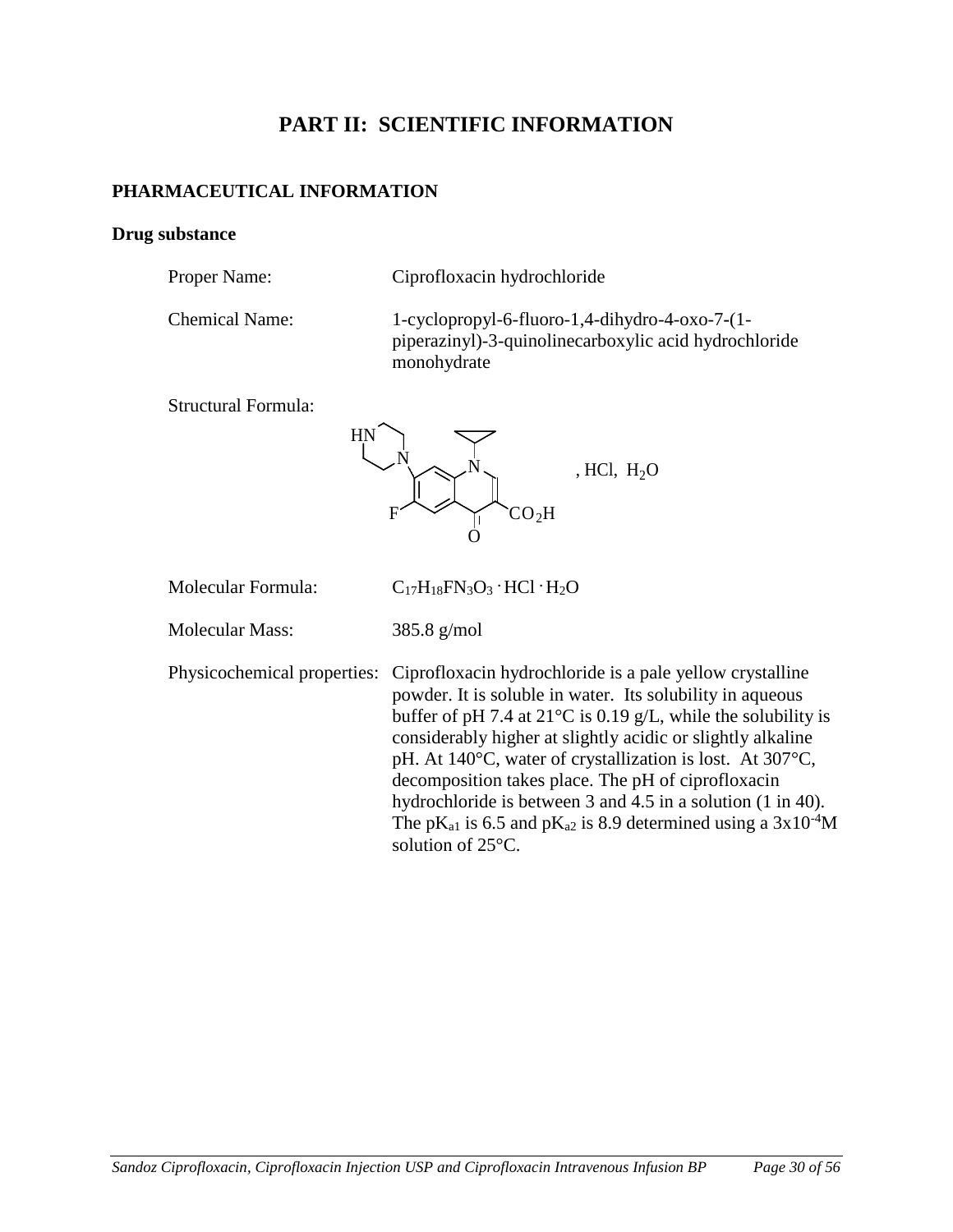# PART II: SCIENTIFIC INFORMATION

## PHARMACEUTICAL INFORMATION

### Drug substance

Proper Name: Ciprofloxacin hydrochloride

Chemical Name: 1-cyclopropyl-6-fluoro-1,4-dihydro-4-oxo-7-(1-piperazinyl)-3-quinolinecarboxylic acid hydrochloride monohydrate

Structural Formula:

, HCl, $H_2O$

Molecular Formula: $C_{17}H_{18}FN_3O_3 \cdot HCl \cdot H_2O$

Molecular Mass: 385.8 g/mol

Physicochemical properties: Ciprofloxacin hydrochloride is a pale yellow crystalline powder. It is soluble in water. Its solubility in aqueous buffer of pH 7.4 at 21°C is 0.19 g/L, while the solubility is considerably higher at slightly acidic or slightly alkaline pH. At 140°C, water of crystallization is lost. At 307°C, decomposition takes place. The pH of ciprofloxacin hydrochloride is between 3 and 4.5 in a solution (1 in 40). The $pK_{a1}$ is 6.5 and $pK_{a2}$ is 8.9 determined using a $3x10^{-4}$M solution of 25°C.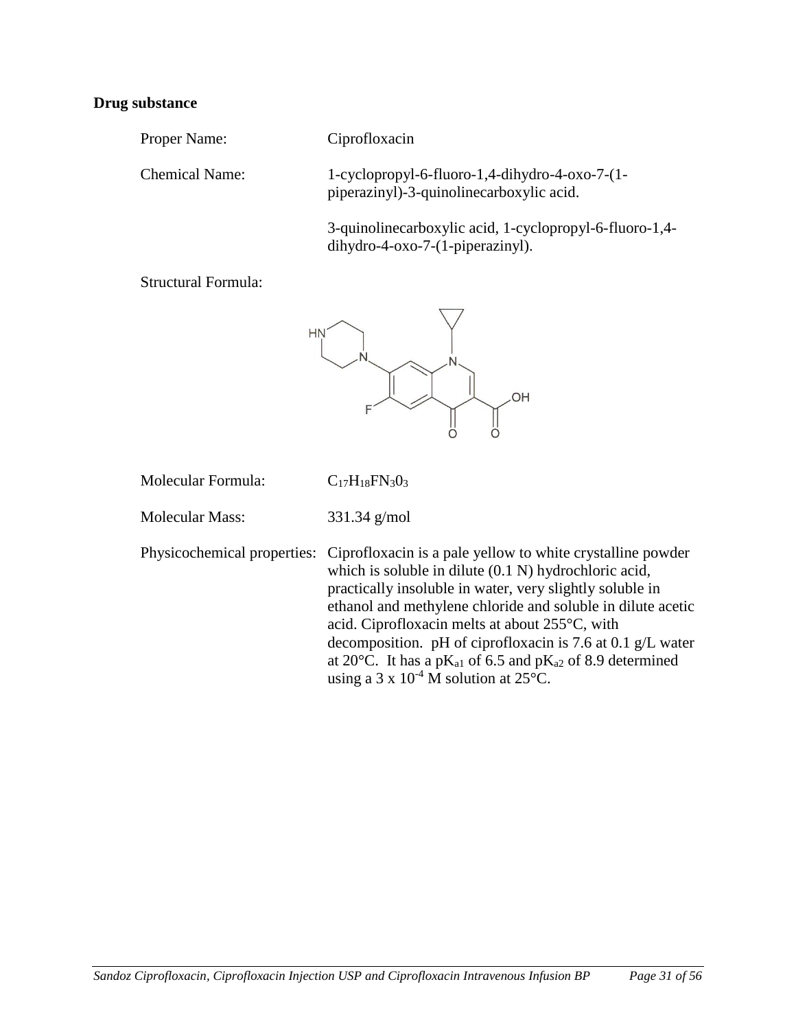**Drug substance**

Proper Name: Ciprofloxacin

Chemical Name: 1-cyclopropyl-6-fluoro-1,4-dihydro-4-oxo-7-(1-piperazinyl)-3-quinolinecarboxylic acid.

3-quinolinecarboxylic acid, 1-cyclopropyl-6-fluoro-1,4-dihydro-4-oxo-7-(1-piperazinyl).

Structural Formula:

Molecular Formula: $C_{17}H_{18}FN_{3}0_{3}$

Molecular Mass: 331.34 g/mol

Physicochemical properties: Ciprofloxacin is a pale yellow to white crystalline powder which is soluble in dilute (0.1 N) hydrochloric acid, practically insoluble in water, very slightly soluble in ethanol and methylene chloride and soluble in dilute acetic acid. Ciprofloxacin melts at about 255°C, with decomposition. pH of ciprofloxacin is 7.6 at 0.1 g/L water at 20°C. It has a $pK_{a1}$ of 6.5 and $pK_{a2}$ of 8.9 determined using a 3 x $10^{-4}$ M solution at 25°C.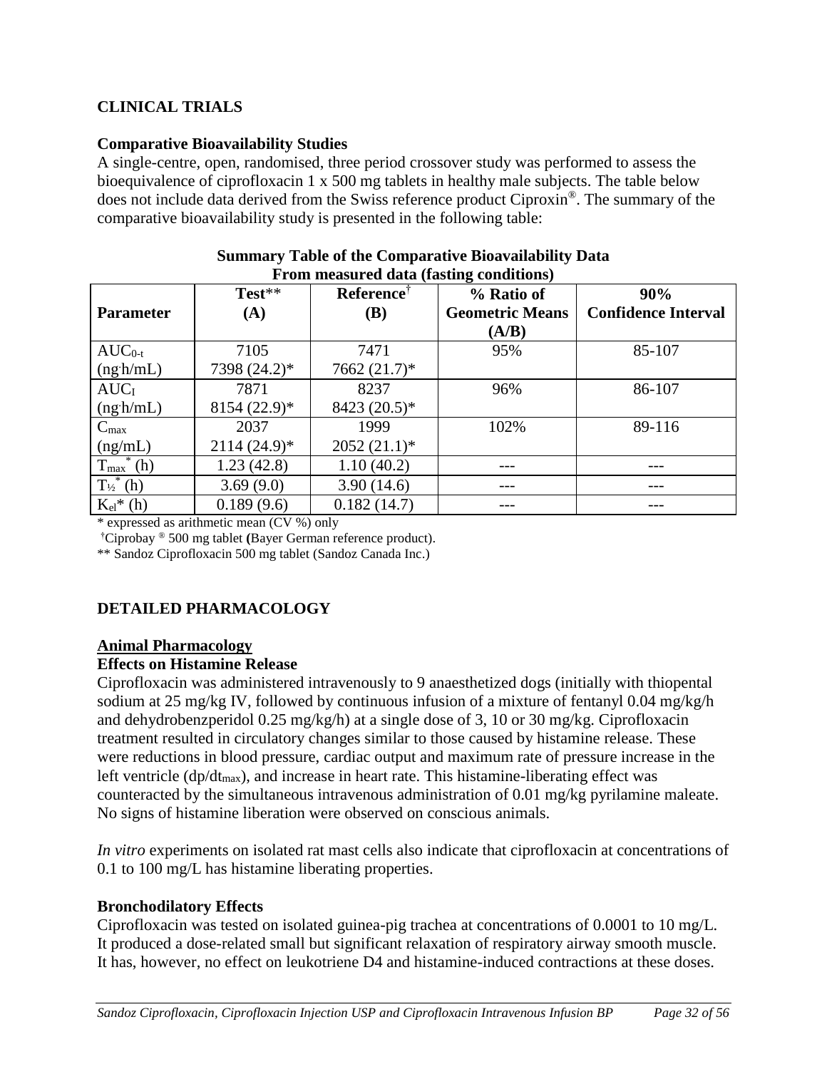## CLINICAL TRIALS

### Comparative Bioavailability Studies

A single-centre, open, randomised, three period crossover study was performed to assess the bioequivalence of ciprofloxacin 1 x 500 mg tablets in healthy male subjects. The table below does not include data derived from the Swiss reference product Ciproxin®. The summary of the comparative bioavailability study is presented in the following table:

**Summary Table of the Comparative Bioavailability Data**
**From measured data (fasting conditions)**

| Parameter | Test** (A) | Reference† (B) | % Ratio of Geometric Means (A/B) | 90% Confidence Interval |
|---|---|---|---|---|
| $AUC_{0-t}$ (ng·h/mL) | 7105<br>7398 (24.2)* | 7471<br>7662 (21.7)* | 95% | 85-107 |
| $AUC_I$ (ng·h/mL) | 7871<br>8154 (22.9)* | 8237<br>8423 (20.5)* | 96% | 86-107 |
| $C_{max}$ (ng/mL) | 2037<br>2114 (24.9)* | 1999<br>2052 (21.1)* | 102% | 89-116 |
| $T_{max}$* (h) | 1.23 (42.8) | 1.10 (40.2) | --- | --- |
| $T_{½}$* (h) | 3.69 (9.0) | 3.90 (14.6) | --- | --- |
| $K_{el}$* (h) | 0.189 (9.6) | 0.182 (14.7) | --- | --- |

\* expressed as arithmetic mean (CV %) only

†Ciprobay ® 500 mg tablet (Bayer German reference product).

** Sandoz Ciprofloxacin 500 mg tablet (Sandoz Canada Inc.)

## DETAILED PHARMACOLOGY

### Animal Pharmacology

#### Effects on Histamine Release

Ciprofloxacin was administered intravenously to 9 anaesthetized dogs (initially with thiopental sodium at 25 mg/kg IV, followed by continuous infusion of a mixture of fentanyl 0.04 mg/kg/h and dehydrobenzperidol 0.25 mg/kg/h) at a single dose of 3, 10 or 30 mg/kg. Ciprofloxacin treatment resulted in circulatory changes similar to those caused by histamine release. These were reductions in blood pressure, cardiac output and maximum rate of pressure increase in the left ventricle ($dp/dt_{max}$), and increase in heart rate. This histamine-liberating effect was counteracted by the simultaneous intravenous administration of 0.01 mg/kg pyrilamine maleate. No signs of histamine liberation were observed on conscious animals.

*In vitro* experiments on isolated rat mast cells also indicate that ciprofloxacin at concentrations of 0.1 to 100 mg/L has histamine liberating properties.

#### Bronchodilatory Effects

Ciprofloxacin was tested on isolated guinea-pig trachea at concentrations of 0.0001 to 10 mg/L. It produced a dose-related small but significant relaxation of respiratory airway smooth muscle. It has, however, no effect on leukotriene D4 and histamine-induced contractions at these doses.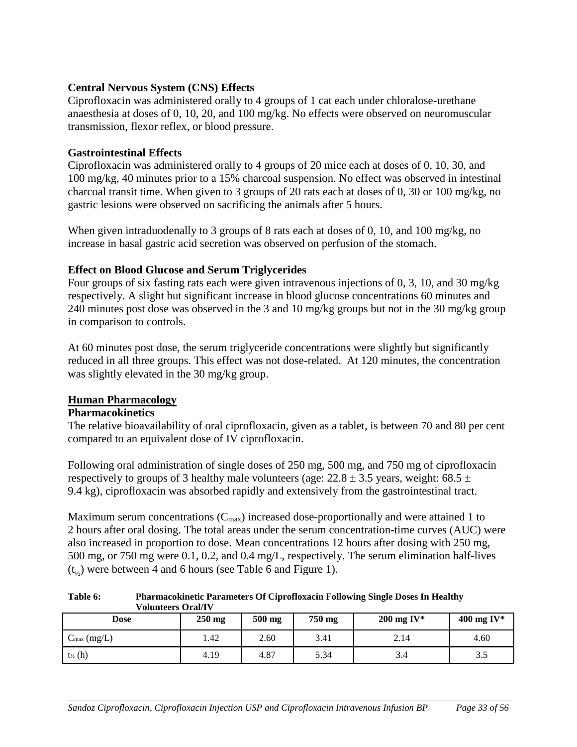### Central Nervous System (CNS) Effects

Ciprofloxacin was administered orally to 4 groups of 1 cat each under chloralose-urethane anaesthesia at doses of 0, 10, 20, and 100 mg/kg. No effects were observed on neuromuscular transmission, flexor reflex, or blood pressure.

### Gastrointestinal Effects

Ciprofloxacin was administered orally to 4 groups of 20 mice each at doses of 0, 10, 30, and 100 mg/kg, 40 minutes prior to a 15% charcoal suspension. No effect was observed in intestinal charcoal transit time. When given to 3 groups of 20 rats each at doses of 0, 30 or 100 mg/kg, no gastric lesions were observed on sacrificing the animals after 5 hours.

When given intraduodenally to 3 groups of 8 rats each at doses of 0, 10, and 100 mg/kg, no increase in basal gastric acid secretion was observed on perfusion of the stomach.

### Effect on Blood Glucose and Serum Triglycerides

Four groups of six fasting rats each were given intravenous injections of 0, 3, 10, and 30 mg/kg respectively. A slight but significant increase in blood glucose concentrations 60 minutes and 240 minutes post dose was observed in the 3 and 10 mg/kg groups but not in the 30 mg/kg group in comparison to controls.

At 60 minutes post dose, the serum triglyceride concentrations were slightly but significantly reduced in all three groups. This effect was not dose-related. At 120 minutes, the concentration was slightly elevated in the 30 mg/kg group.

## Human Pharmacology

### Pharmacokinetics

The relative bioavailability of oral ciprofloxacin, given as a tablet, is between 70 and 80 per cent compared to an equivalent dose of IV ciprofloxacin.

Following oral administration of single doses of 250 mg, 500 mg, and 750 mg of ciprofloxacin respectively to groups of 3 healthy male volunteers (age: 22.8 ± 3.5 years, weight: 68.5 ± 9.4 kg), ciprofloxacin was absorbed rapidly and extensively from the gastrointestinal tract.

Maximum serum concentrations ($C_{max}$) increased dose-proportionally and were attained 1 to 2 hours after oral dosing. The total areas under the serum concentration-time curves (AUC) were also increased in proportion to dose. Mean concentrations 12 hours after dosing with 250 mg, 500 mg, or 750 mg were 0.1, 0.2, and 0.4 mg/L, respectively. The serum elimination half-lives ($t_{½}$) were between 4 and 6 hours (see Table 6 and Figure 1).

**Table 6: Pharmacokinetic Parameters Of Ciprofloxacin Following Single Doses In Healthy Volunteers Oral/IV**

| Dose | 250 mg | 500 mg | 750 mg | 200 mg IV* | 400 mg IV* |
|---|---|---|---|---|---|
| $C_{max}$ (mg/L) | 1.42 | 2.60 | 3.41 | 2.14 | 4.60 |
| $t_{½}$ (h) | 4.19 | 4.87 | 5.34 | 3.4 | 3.5 |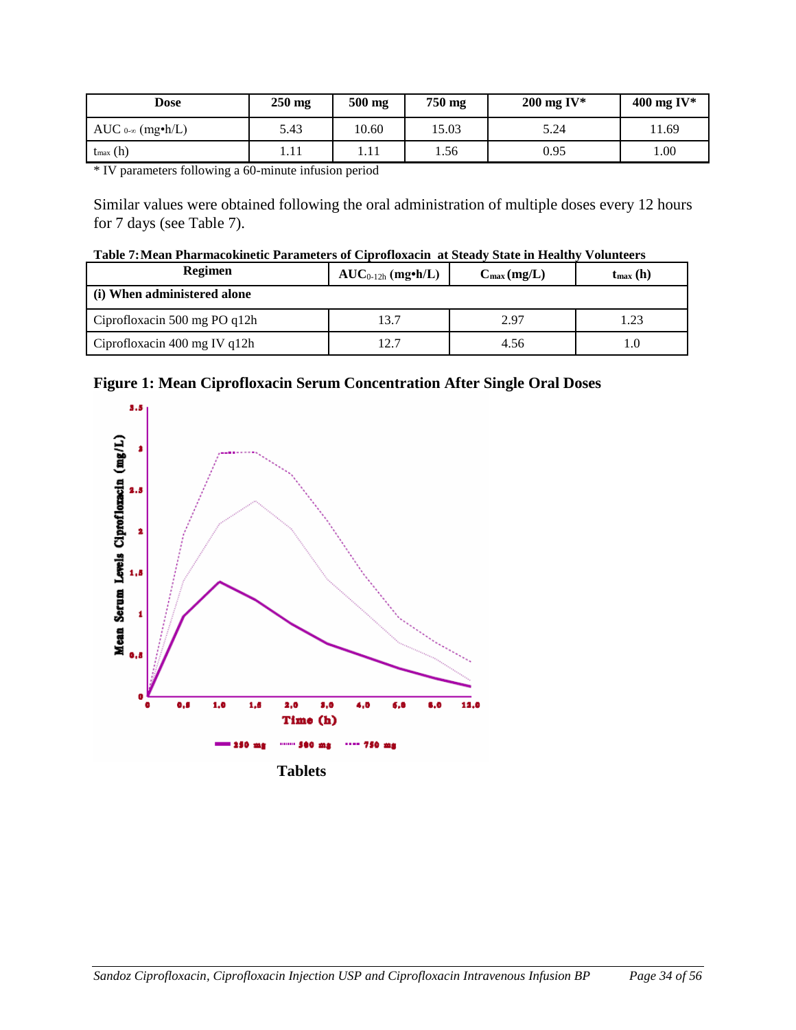| Dose | 250 mg | 500 mg | 750 mg | 200 mg IV* | 400 mg IV* |
|---|---|---|---|---|---|
| AUC $_{0-\infty}$ (mg•h/L) | 5.43 | 10.60 | 15.03 | 5.24 | 11.69 |
| $t_{max}$ (h) | 1.11 | 1.11 | 1.56 | 0.95 | 1.00 |

* IV parameters following a 60-minute infusion period

Similar values were obtained following the oral administration of multiple doses every 12 hours for 7 days (see Table 7).

**Table 7: Mean Pharmacokinetic Parameters of Ciprofloxacin at Steady State in Healthy Volunteers**

| Regimen | $AUC_{0-12h}$ (mg•h/L) | $C_{max}$ (mg/L) | $t_{max}$ (h) |
|---|---|---|---|
| **(i) When administered alone** | | | |
| Ciprofloxacin 500 mg PO q12h | 13.7 | 2.97 | 1.23 |
| Ciprofloxacin 400 mg IV q12h | 12.7 | 4.56 | 1.0 |

**Figure 1: Mean Ciprofloxacin Serum Concentration After Single Oral Doses**

**Tablets**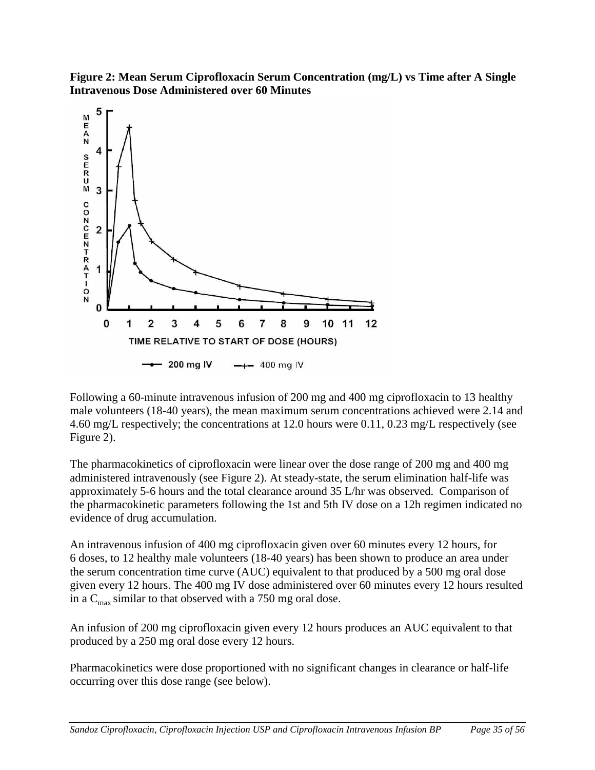**Figure 2: Mean Serum Ciprofloxacin Serum Concentration (mg/L) vs Time after A Single Intravenous Dose Administered over 60 Minutes**

Following a 60-minute intravenous infusion of 200 mg and 400 mg ciprofloxacin to 13 healthy male volunteers (18-40 years), the mean maximum serum concentrations achieved were 2.14 and 4.60 mg/L respectively; the concentrations at 12.0 hours were 0.11, 0.23 mg/L respectively (see Figure 2).

The pharmacokinetics of ciprofloxacin were linear over the dose range of 200 mg and 400 mg administered intravenously (see Figure 2). At steady-state, the serum elimination half-life was approximately 5-6 hours and the total clearance around 35 L/hr was observed. Comparison of the pharmacokinetic parameters following the 1st and 5th IV dose on a 12h regimen indicated no evidence of drug accumulation.

An intravenous infusion of 400 mg ciprofloxacin given over 60 minutes every 12 hours, for 6 doses, to 12 healthy male volunteers (18-40 years) has been shown to produce an area under the serum concentration time curve (AUC) equivalent to that produced by a 500 mg oral dose given every 12 hours. The 400 mg IV dose administered over 60 minutes every 12 hours resulted in a $C_{max}$ similar to that observed with a 750 mg oral dose.

An infusion of 200 mg ciprofloxacin given every 12 hours produces an AUC equivalent to that produced by a 250 mg oral dose every 12 hours.

Pharmacokinetics were dose proportioned with no significant changes in clearance or half-life occurring over this dose range (see below).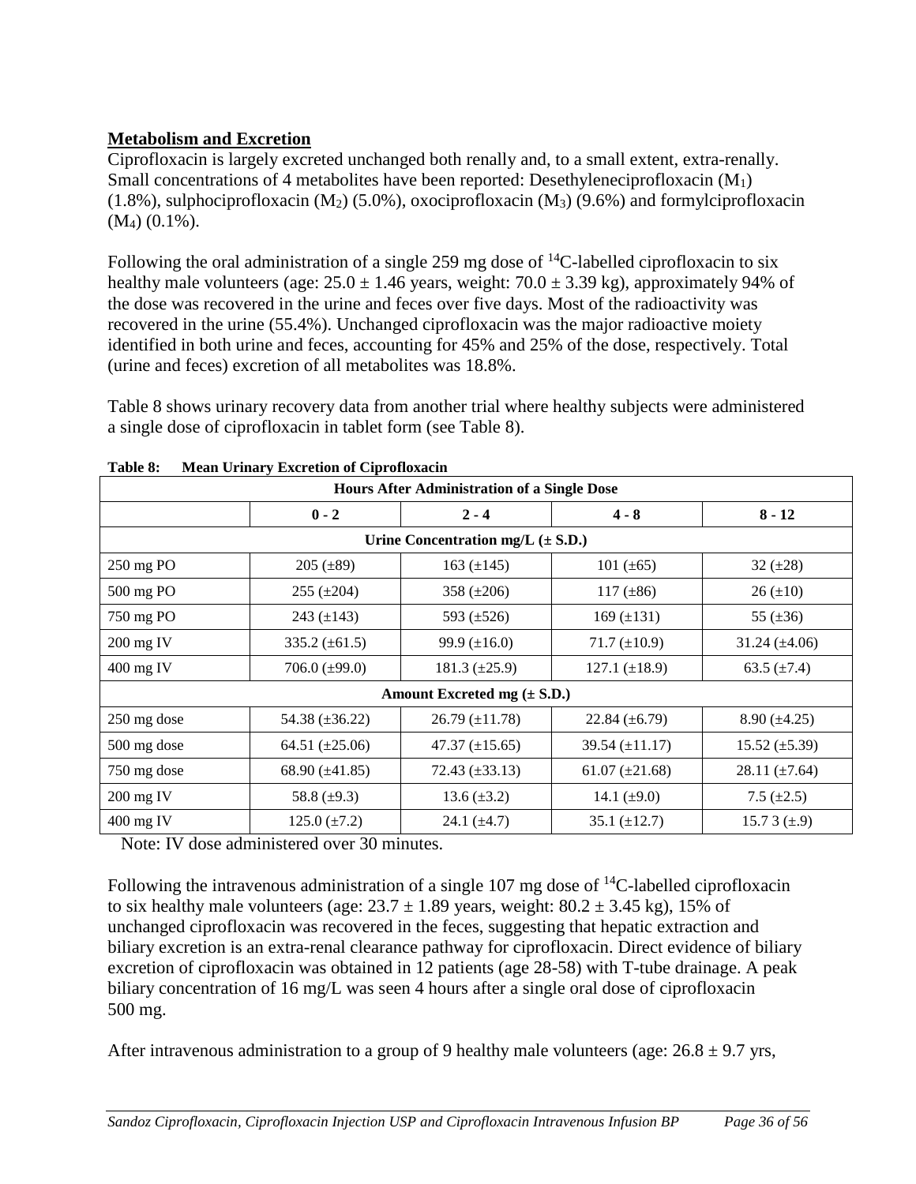## Metabolism and Excretion

Ciprofloxacin is largely excreted unchanged both renally and, to a small extent, extra-renally. Small concentrations of 4 metabolites have been reported: Desethyleneciprofloxacin ($M_1$) (1.8%), sulphociprofloxacin ($M_2$) (5.0%), oxociprofloxacin ($M_3$) (9.6%) and formylciprofloxacin ($M_4$) (0.1%).

Following the oral administration of a single 259 mg dose of $^{14}$C-labelled ciprofloxacin to six healthy male volunteers (age: 25.0 ± 1.46 years, weight: 70.0 ± 3.39 kg), approximately 94% of the dose was recovered in the urine and feces over five days. Most of the radioactivity was recovered in the urine (55.4%). Unchanged ciprofloxacin was the major radioactive moiety identified in both urine and feces, accounting for 45% and 25% of the dose, respectively. Total (urine and feces) excretion of all metabolites was 18.8%.

Table 8 shows urinary recovery data from another trial where healthy subjects were administered a single dose of ciprofloxacin in tablet form (see Table 8).

**Table 8: Mean Urinary Excretion of Ciprofloxacin**

| Hours After Administration of a Single Dose | | | | |
|---|---|---|---|---|
| | **0 - 2** | **2 - 4** | **4 - 8** | **8 - 12** |
| **Urine Concentration mg/L (± S.D.)** | | | | |
| 250 mg PO | 205 (±89) | 163 (±145) | 101 (±65) | 32 (±28) |
| 500 mg PO | 255 (±204) | 358 (±206) | 117 (±86) | 26 (±10) |
| 750 mg PO | 243 (±143) | 593 (±526) | 169 (±131) | 55 (±36) |
| 200 mg IV | 335.2 (±61.5) | 99.9 (±16.0) | 71.7 (±10.9) | 31.24 (±4.06) |
| 400 mg IV | 706.0 (±99.0) | 181.3 (±25.9) | 127.1 (±18.9) | 63.5 (±7.4) |
| **Amount Excreted mg (± S.D.)** | | | | |
| 250 mg dose | 54.38 (±36.22) | 26.79 (±11.78) | 22.84 (±6.79) | 8.90 (±4.25) |
| 500 mg dose | 64.51 (±25.06) | 47.37 (±15.65) | 39.54 (±11.17) | 15.52 (±5.39) |
| 750 mg dose | 68.90 (±41.85) | 72.43 (±33.13) | 61.07 (±21.68) | 28.11 (±7.64) |
| 200 mg IV | 58.8 (±9.3) | 13.6 (±3.2) | 14.1 (±9.0) | 7.5 (±2.5) |
| 400 mg IV | 125.0 (±7.2) | 24.1 (±4.7) | 35.1 (±12.7) | 15.7 3 (±.9) |

Note: IV dose administered over 30 minutes.

Following the intravenous administration of a single 107 mg dose of $^{14}$C-labelled ciprofloxacin to six healthy male volunteers (age: 23.7 ± 1.89 years, weight: 80.2 ± 3.45 kg), 15% of unchanged ciprofloxacin was recovered in the feces, suggesting that hepatic extraction and biliary excretion is an extra-renal clearance pathway for ciprofloxacin. Direct evidence of biliary excretion of ciprofloxacin was obtained in 12 patients (age 28-58) with T-tube drainage. A peak biliary concentration of 16 mg/L was seen 4 hours after a single oral dose of ciprofloxacin 500 mg.

After intravenous administration to a group of 9 healthy male volunteers (age: 26.8 ± 9.7 yrs,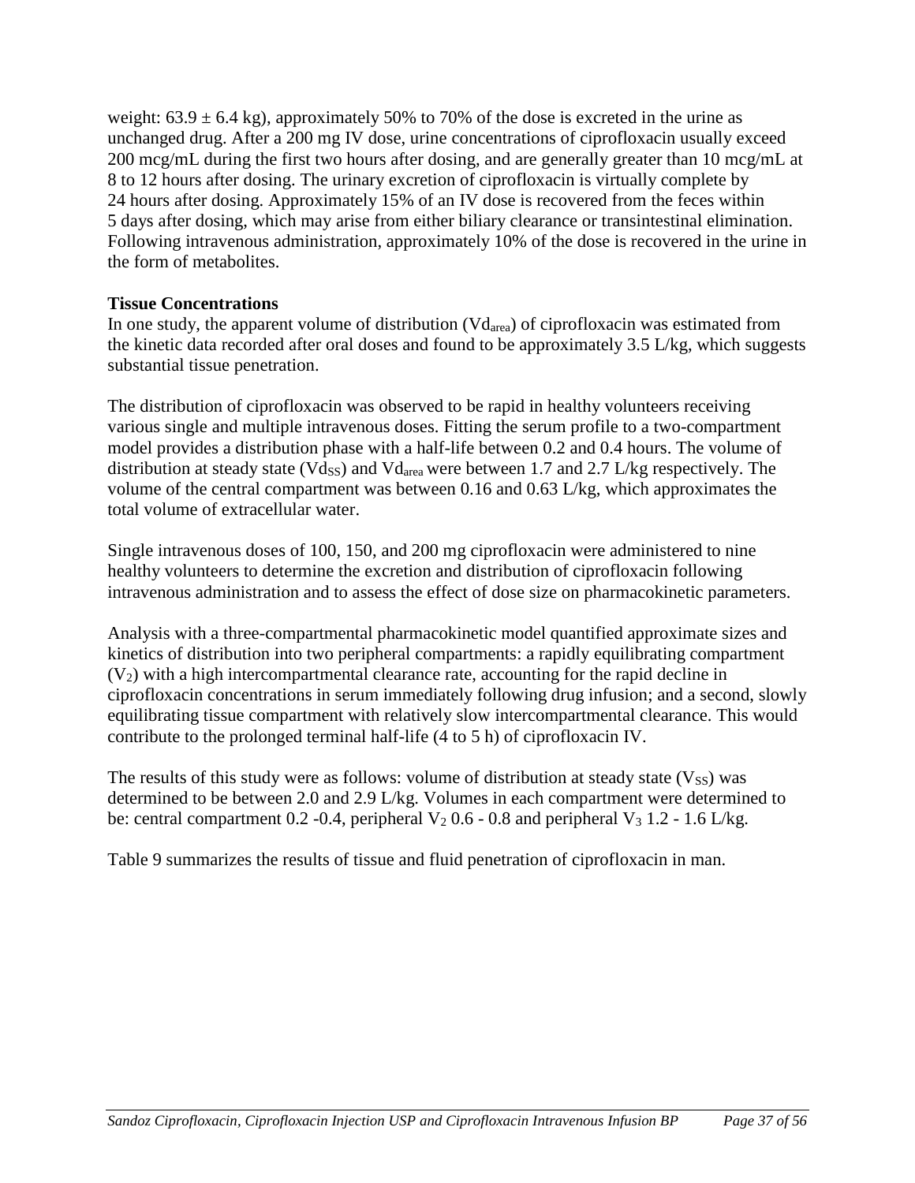weight: 63.9 ± 6.4 kg), approximately 50% to 70% of the dose is excreted in the urine as unchanged drug. After a 200 mg IV dose, urine concentrations of ciprofloxacin usually exceed 200 mcg/mL during the first two hours after dosing, and are generally greater than 10 mcg/mL at 8 to 12 hours after dosing. The urinary excretion of ciprofloxacin is virtually complete by 24 hours after dosing. Approximately 15% of an IV dose is recovered from the feces within 5 days after dosing, which may arise from either biliary clearance or transintestinal elimination. Following intravenous administration, approximately 10% of the dose is recovered in the urine in the form of metabolites.

**Tissue Concentrations**

In one study, the apparent volume of distribution ($Vd_{area}$) of ciprofloxacin was estimated from the kinetic data recorded after oral doses and found to be approximately 3.5 L/kg, which suggests substantial tissue penetration.

The distribution of ciprofloxacin was observed to be rapid in healthy volunteers receiving various single and multiple intravenous doses. Fitting the serum profile to a two-compartment model provides a distribution phase with a half-life between 0.2 and 0.4 hours. The volume of distribution at steady state ($Vd_{SS}$) and $Vd_{area}$ were between 1.7 and 2.7 L/kg respectively. The volume of the central compartment was between 0.16 and 0.63 L/kg, which approximates the total volume of extracellular water.

Single intravenous doses of 100, 150, and 200 mg ciprofloxacin were administered to nine healthy volunteers to determine the excretion and distribution of ciprofloxacin following intravenous administration and to assess the effect of dose size on pharmacokinetic parameters.

Analysis with a three-compartmental pharmacokinetic model quantified approximate sizes and kinetics of distribution into two peripheral compartments: a rapidly equilibrating compartment ($V_2$) with a high intercompartmental clearance rate, accounting for the rapid decline in ciprofloxacin concentrations in serum immediately following drug infusion; and a second, slowly equilibrating tissue compartment with relatively slow intercompartmental clearance. This would contribute to the prolonged terminal half-life (4 to 5 h) of ciprofloxacin IV.

The results of this study were as follows: volume of distribution at steady state ($V_{SS}$) was determined to be between 2.0 and 2.9 L/kg. Volumes in each compartment were determined to be: central compartment 0.2 -0.4, peripheral $V_2$ 0.6 - 0.8 and peripheral $V_3$ 1.2 - 1.6 L/kg.

Table 9 summarizes the results of tissue and fluid penetration of ciprofloxacin in man.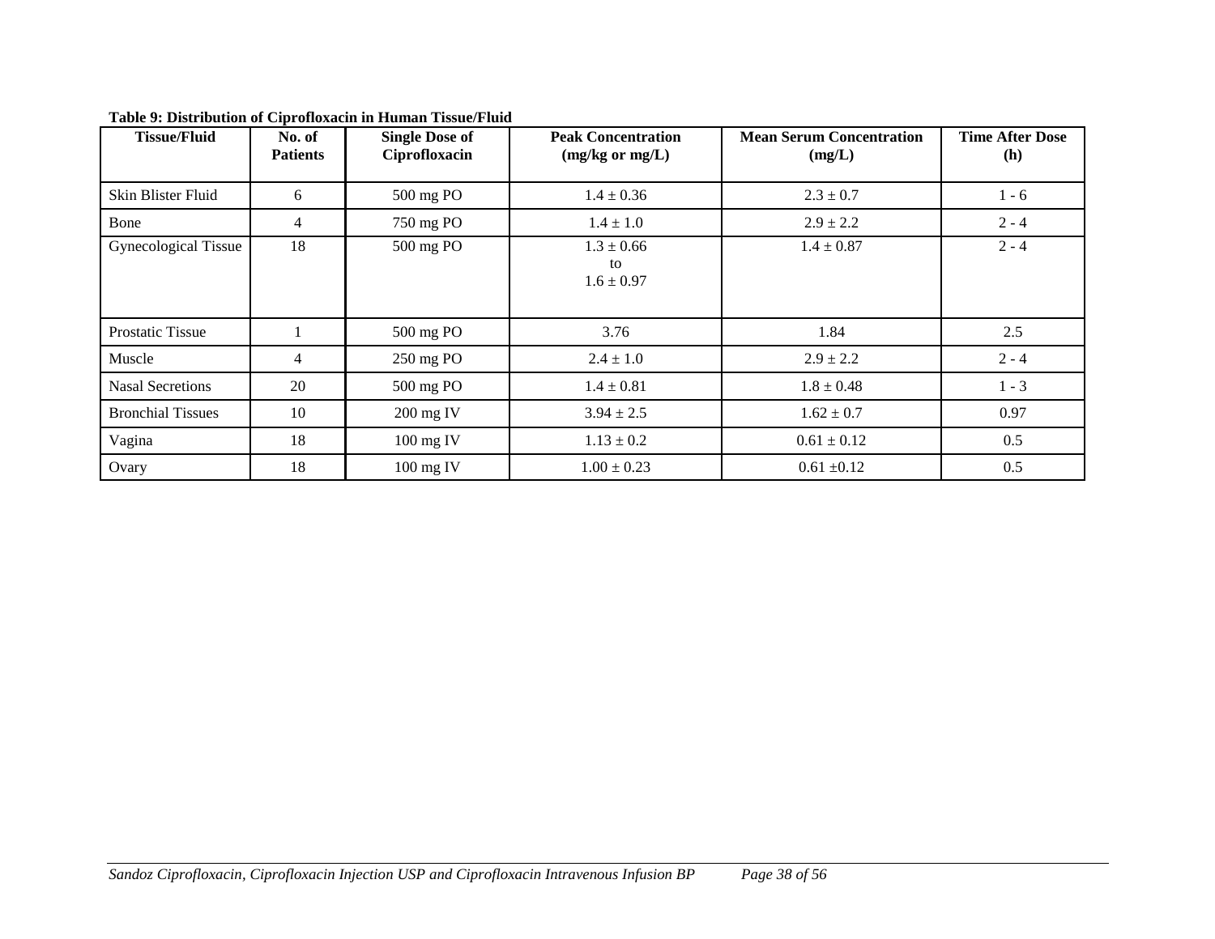**Table 9: Distribution of Ciprofloxacin in Human Tissue/Fluid**

| Tissue/Fluid | No. of Patients | Single Dose of Ciprofloxacin | Peak Concentration (mg/kg or mg/L) | Mean Serum Concentration (mg/L) | Time After Dose (h) |
|---|---|---|---|---|---|
| Skin Blister Fluid | 6 | 500 mg PO | 1.4 ± 0.36 | 2.3 ± 0.7 | 1 - 6 |
| Bone | 4 | 750 mg PO | 1.4 ± 1.0 | 2.9 ± 2.2 | 2 - 4 |
| Gynecological Tissue | 18 | 500 mg PO | 1.3 ± 0.66 to 1.6 ± 0.97 | 1.4 ± 0.87 | 2 - 4 |
| Prostatic Tissue | 1 | 500 mg PO | 3.76 | 1.84 | 2.5 |
| Muscle | 4 | 250 mg PO | 2.4 ± 1.0 | 2.9 ± 2.2 | 2 - 4 |
| Nasal Secretions | 20 | 500 mg PO | 1.4 ± 0.81 | 1.8 ± 0.48 | 1 - 3 |
| Bronchial Tissues | 10 | 200 mg IV | 3.94 ± 2.5 | 1.62 ± 0.7 | 0.97 |
| Vagina | 18 | 100 mg IV | 1.13 ± 0.2 | 0.61 ± 0.12 | 0.5 |
| Ovary | 18 | 100 mg IV | 1.00 ± 0.23 | 0.61 ±0.12 | 0.5 |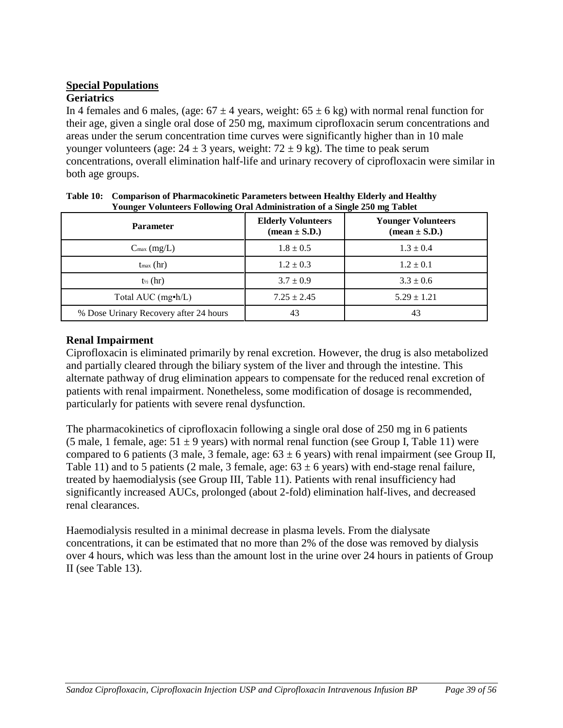## Special Populations

### Geriatrics

In 4 females and 6 males, (age: 67 ± 4 years, weight: 65 ± 6 kg) with normal renal function for their age, given a single oral dose of 250 mg, maximum ciprofloxacin serum concentrations and areas under the serum concentration time curves were significantly higher than in 10 male younger volunteers (age: 24 ± 3 years, weight: 72 ± 9 kg). The time to peak serum concentrations, overall elimination half-life and urinary recovery of ciprofloxacin were similar in both age groups.

**Table 10: Comparison of Pharmacokinetic Parameters between Healthy Elderly and Healthy Younger Volunteers Following Oral Administration of a Single 250 mg Tablet**

| Parameter | Elderly Volunteers (mean ± S.D.) | Younger Volunteers (mean ± S.D.) |
|---|---|---|
| $C_{max}$ (mg/L) | 1.8 ± 0.5 | 1.3 ± 0.4 |
| $t_{max}$ (hr) | 1.2 ± 0.3 | 1.2 ± 0.1 |
| $t_{½}$ (hr) | 3.7 ± 0.9 | 3.3 ± 0.6 |
| Total AUC (mg•h/L) | 7.25 ± 2.45 | 5.29 ± 1.21 |
| % Dose Urinary Recovery after 24 hours | 43 | 43 |

### Renal Impairment

Ciprofloxacin is eliminated primarily by renal excretion. However, the drug is also metabolized and partially cleared through the biliary system of the liver and through the intestine. This alternate pathway of drug elimination appears to compensate for the reduced renal excretion of patients with renal impairment. Nonetheless, some modification of dosage is recommended, particularly for patients with severe renal dysfunction.

The pharmacokinetics of ciprofloxacin following a single oral dose of 250 mg in 6 patients (5 male, 1 female, age: 51 ± 9 years) with normal renal function (see Group I, Table 11) were compared to 6 patients (3 male, 3 female, age: 63 ± 6 years) with renal impairment (see Group II, Table 11) and to 5 patients (2 male, 3 female, age: 63 ± 6 years) with end-stage renal failure, treated by haemodialysis (see Group III, Table 11). Patients with renal insufficiency had significantly increased AUCs, prolonged (about 2-fold) elimination half-lives, and decreased renal clearances.

Haemodialysis resulted in a minimal decrease in plasma levels. From the dialysate concentrations, it can be estimated that no more than 2% of the dose was removed by dialysis over 4 hours, which was less than the amount lost in the urine over 24 hours in patients of Group II (see Table 13).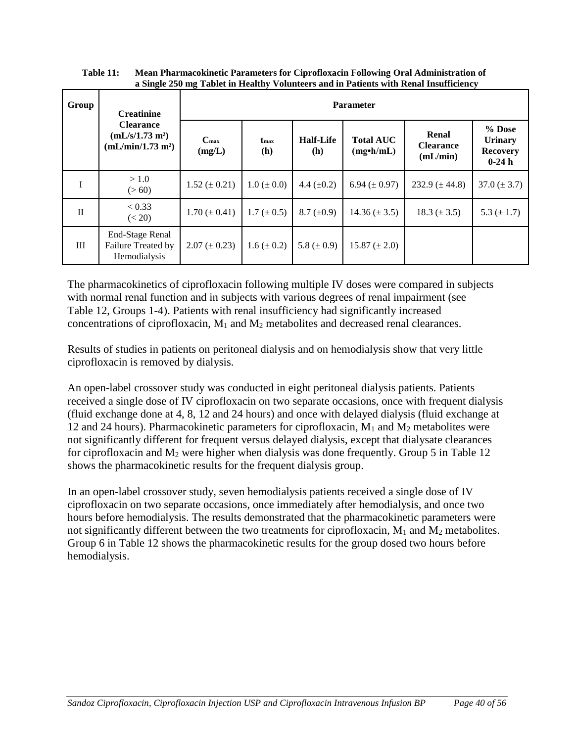**Table 11: Mean Pharmacokinetic Parameters for Ciprofloxacin Following Oral Administration of a Single 250 mg Tablet in Healthy Volunteers and in Patients with Renal Insufficiency**

| Group | Creatinine Clearance (mL/s/1.73 m²) (mL/min/1.73 m²) | Parameter | | | | | |
|---|---|---|---|---|---|---|---|
| | | $C_{max}$ (mg/L) | $t_{max}$ (h) | Half-Life (h) | Total AUC (mg•h/mL) | Renal Clearance (mL/min) | % Dose Urinary Recovery 0-24 h |
| I | > 1.0 (> 60) | 1.52 (± 0.21) | 1.0 (± 0.0) | 4.4 (±0.2) | 6.94 (± 0.97) | 232.9 (± 44.8) | 37.0 (± 3.7) |
| II | < 0.33 (< 20) | 1.70 (± 0.41) | 1.7 (± 0.5) | 8.7 (±0.9) | 14.36 (± 3.5) | 18.3 (± 3.5) | 5.3 (± 1.7) |
| III | End-Stage Renal Failure Treated by Hemodialysis | 2.07 (± 0.23) | 1.6 (± 0.2) | 5.8 (± 0.9) | 15.87 (± 2.0) | | |

The pharmacokinetics of ciprofloxacin following multiple IV doses were compared in subjects with normal renal function and in subjects with various degrees of renal impairment (see Table 12, Groups 1-4). Patients with renal insufficiency had significantly increased concentrations of ciprofloxacin, $M_1$ and $M_2$ metabolites and decreased renal clearances.

Results of studies in patients on peritoneal dialysis and on hemodialysis show that very little ciprofloxacin is removed by dialysis.

An open-label crossover study was conducted in eight peritoneal dialysis patients. Patients received a single dose of IV ciprofloxacin on two separate occasions, once with frequent dialysis (fluid exchange done at 4, 8, 12 and 24 hours) and once with delayed dialysis (fluid exchange at 12 and 24 hours). Pharmacokinetic parameters for ciprofloxacin, $M_1$ and $M_2$ metabolites were not significantly different for frequent versus delayed dialysis, except that dialysate clearances for ciprofloxacin and $M_2$ were higher when dialysis was done frequently. Group 5 in Table 12 shows the pharmacokinetic results for the frequent dialysis group.

In an open-label crossover study, seven hemodialysis patients received a single dose of IV ciprofloxacin on two separate occasions, once immediately after hemodialysis, and once two hours before hemodialysis. The results demonstrated that the pharmacokinetic parameters were not significantly different between the two treatments for ciprofloxacin, $M_1$ and $M_2$ metabolites. Group 6 in Table 12 shows the pharmacokinetic results for the group dosed two hours before hemodialysis.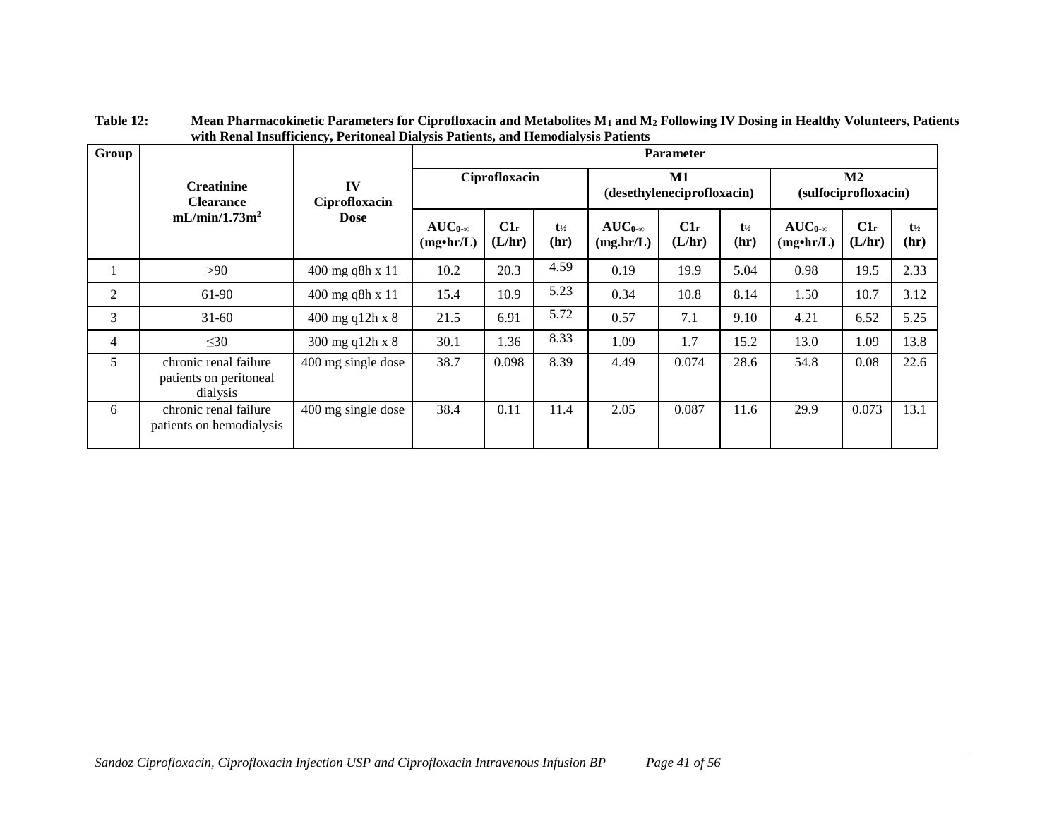**Table 12: Mean Pharmacokinetic Parameters for Ciprofloxacin and Metabolites $M_1$ and $M_2$ Following IV Dosing in Healthy Volunteers, Patients with Renal Insufficiency, Peritoneal Dialysis Patients, and Hemodialysis Patients**

| Group | Creatinine Clearance mL/min/1.73m$^2$ | IV Ciprofloxacin Dose | Parameter | | | | | | | | |
|---|---|---|---|---|---|---|---|---|---|---|---|
| | | | Ciprofloxacin | | | M1 (desethyleneciprofloxacin) | | | M2 (sulfociprofloxacin) | | |
| | | | $AUC_{0-\infty}$ (mg•hr/L) | $C1_r$ (L/hr) | $t_{½}$ (hr) | $AUC_{0-\infty}$ (mg.hr/L) | $C1_r$ (L/hr) | $t_{½}$ (hr) | $AUC_{0-\infty}$ (mg•hr/L) | $C1_r$ (L/hr) | $t_{½}$ (hr) |
| 1 | >90 | 400 mg q8h x 11 | 10.2 | 20.3 | 4.59 | 0.19 | 19.9 | 5.04 | 0.98 | 19.5 | 2.33 |
| 2 | 61-90 | 400 mg q8h x 11 | 15.4 | 10.9 | 5.23 | 0.34 | 10.8 | 8.14 | 1.50 | 10.7 | 3.12 |
| 3 | 31-60 | 400 mg q12h x 8 | 21.5 | 6.91 | 5.72 | 0.57 | 7.1 | 9.10 | 4.21 | 6.52 | 5.25 |
| 4 | ≤30 | 300 mg q12h x 8 | 30.1 | 1.36 | 8.33 | 1.09 | 1.7 | 15.2 | 13.0 | 1.09 | 13.8 |
| 5 | chronic renal failure patients on peritoneal dialysis | 400 mg single dose | 38.7 | 0.098 | 8.39 | 4.49 | 0.074 | 28.6 | 54.8 | 0.08 | 22.6 |
| 6 | chronic renal failure patients on hemodialysis | 400 mg single dose | 38.4 | 0.11 | 11.4 | 2.05 | 0.087 | 11.6 | 29.9 | 0.073 | 13.1 |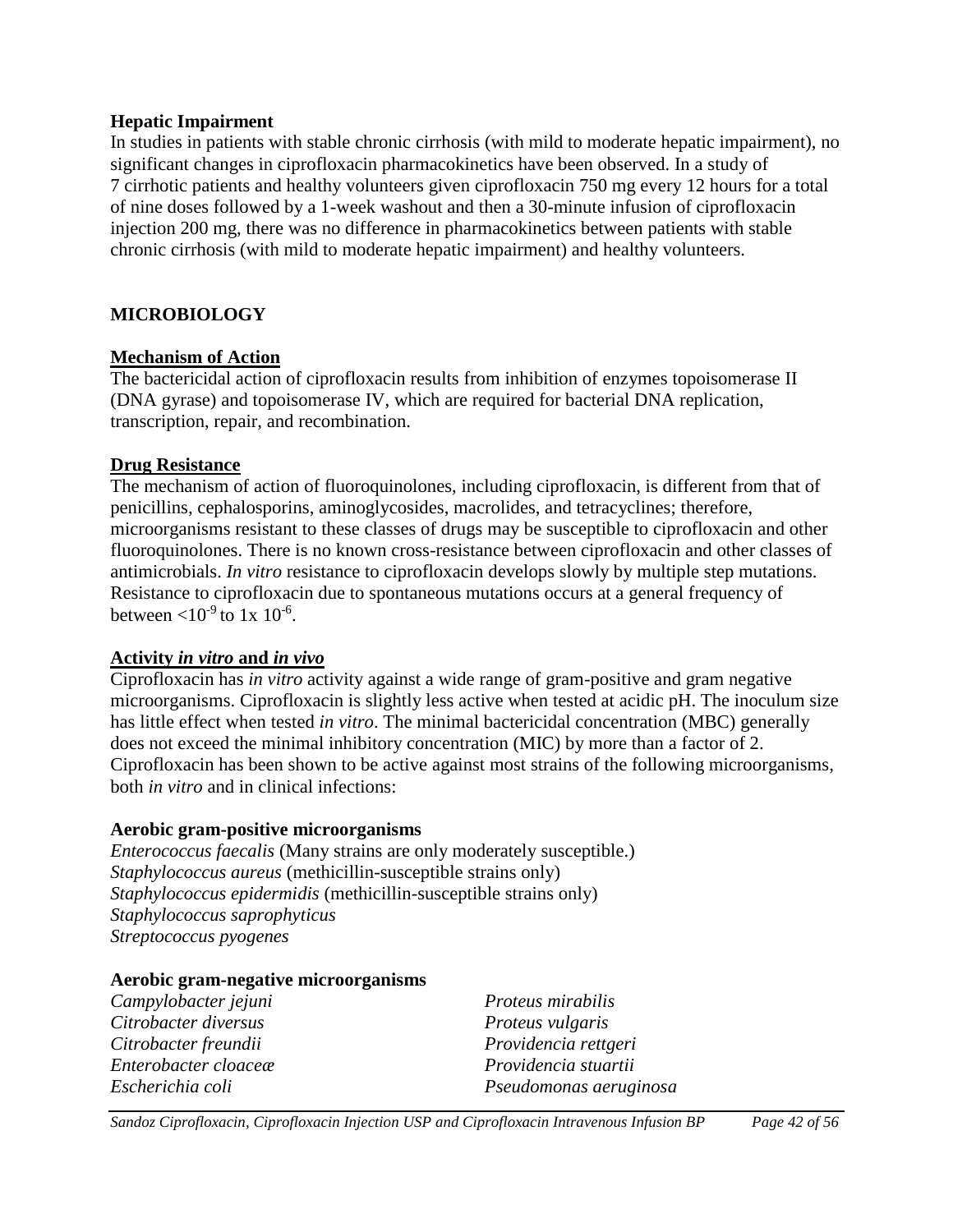**Hepatic Impairment**

In studies in patients with stable chronic cirrhosis (with mild to moderate hepatic impairment), no significant changes in ciprofloxacin pharmacokinetics have been observed. In a study of 7 cirrhotic patients and healthy volunteers given ciprofloxacin 750 mg every 12 hours for a total of nine doses followed by a 1-week washout and then a 30-minute infusion of ciprofloxacin injection 200 mg, there was no difference in pharmacokinetics between patients with stable chronic cirrhosis (with mild to moderate hepatic impairment) and healthy volunteers.

## MICROBIOLOGY

### Mechanism of Action

The bactericidal action of ciprofloxacin results from inhibition of enzymes topoisomerase II (DNA gyrase) and topoisomerase IV, which are required for bacterial DNA replication, transcription, repair, and recombination.

### Drug Resistance

The mechanism of action of fluoroquinolones, including ciprofloxacin, is different from that of penicillins, cephalosporins, aminoglycosides, macrolides, and tetracyclines; therefore, microorganisms resistant to these classes of drugs may be susceptible to ciprofloxacin and other fluoroquinolones. There is no known cross-resistance between ciprofloxacin and other classes of antimicrobials. *In vitro* resistance to ciprofloxacin develops slowly by multiple step mutations. Resistance to ciprofloxacin due to spontaneous mutations occurs at a general frequency of between $<10^{-9}$ to $1x\ 10^{-6}$.

### Activity *in vitro* and *in vivo*

Ciprofloxacin has *in vitro* activity against a wide range of gram-positive and gram negative microorganisms. Ciprofloxacin is slightly less active when tested at acidic pH. The inoculum size has little effect when tested *in vitro*. The minimal bactericidal concentration (MBC) generally does not exceed the minimal inhibitory concentration (MIC) by more than a factor of 2. Ciprofloxacin has been shown to be active against most strains of the following microorganisms, both *in vitro* and in clinical infections:

**Aerobic gram-positive microorganisms**

*Enterococcus faecalis* (Many strains are only moderately susceptible.)
*Staphylococcus aureus* (methicillin-susceptible strains only)
*Staphylococcus epidermidis* (methicillin-susceptible strains only)
*Staphylococcus saprophyticus*
*Streptococcus pyogenes*

**Aerobic gram-negative microorganisms**

*Campylobacter jejuni*
*Citrobacter diversus*
*Citrobacter freundii*
*Enterobacter cloaceæ*
*Escherichia coli*
*Proteus mirabilis*
*Proteus vulgaris*
*Providencia rettgeri*
*Providencia stuartii*
*Pseudomonas aeruginosa*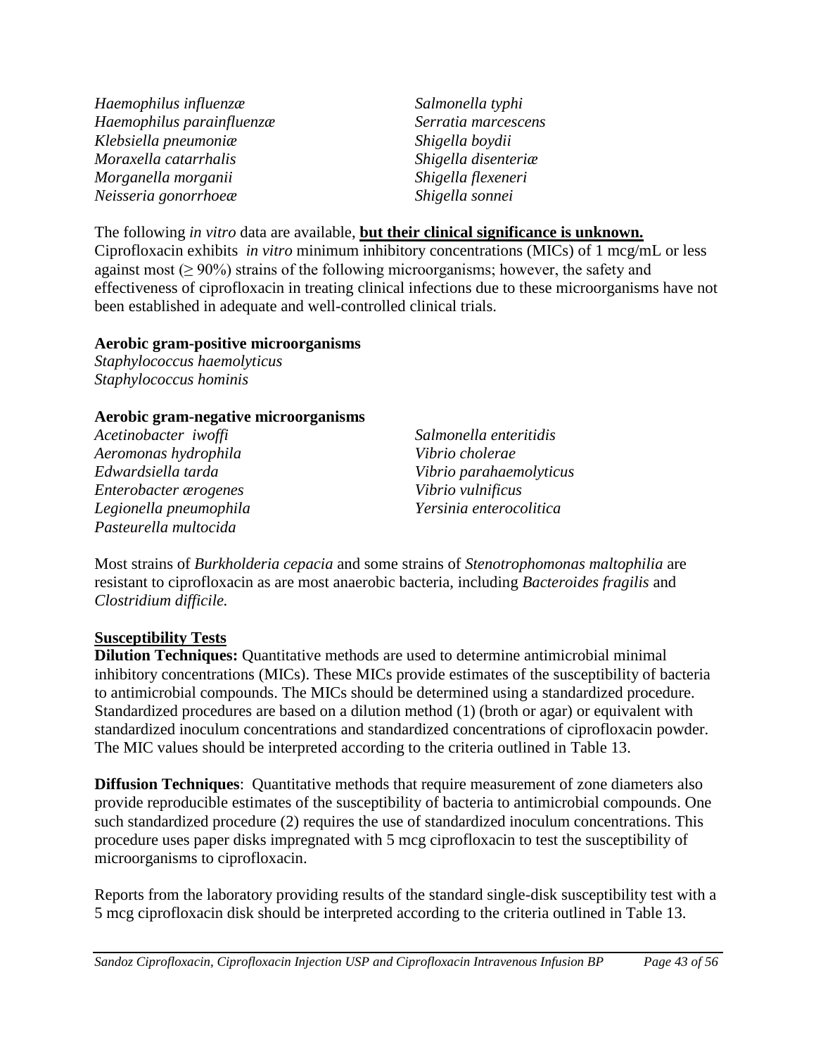*Haemophilus influenzæ*
*Haemophilus parainfluenzæ*
*Klebsiella pneumoniæ*
*Moraxella catarrhalis*
*Morganella morganii*
*Neisseria gonorrhoeæ*
*Salmonella typhi*
*Serratia marcescens*
*Shigella boydii*
*Shigella disenteriæ*
*Shigella flexeneri*
*Shigella sonnei*

The following *in vitro* data are available, **but their clinical significance is unknown.** Ciprofloxacin exhibits *in vitro* minimum inhibitory concentrations (MICs) of 1 mcg/mL or less against most (≥ 90%) strains of the following microorganisms; however, the safety and effectiveness of ciprofloxacin in treating clinical infections due to these microorganisms have not been established in adequate and well-controlled clinical trials.

**Aerobic gram-positive microorganisms**
*Staphylococcus haemolyticus*
*Staphylococcus hominis*

**Aerobic gram-negative microorganisms**
*Acetinobacter iwoffi*
*Aeromonas hydrophila*
*Edwardsiella tarda*
*Enterobacter ærogenes*
*Legionella pneumophila*
*Pasteurella multocida*
*Salmonella enteritidis*
*Vibrio cholerae*
*Vibrio parahaemolyticus*
*Vibrio vulnificus*
*Yersinia enterocolitica*

Most strains of *Burkholderia cepacia* and some strains of *Stenotrophomonas maltophilia* are resistant to ciprofloxacin as are most anaerobic bacteria, including *Bacteroides fragilis* and *Clostridium difficile.*

**Susceptibility Tests**

**Dilution Techniques:** Quantitative methods are used to determine antimicrobial minimal inhibitory concentrations (MICs). These MICs provide estimates of the susceptibility of bacteria to antimicrobial compounds. The MICs should be determined using a standardized procedure. Standardized procedures are based on a dilution method (1) (broth or agar) or equivalent with standardized inoculum concentrations and standardized concentrations of ciprofloxacin powder. The MIC values should be interpreted according to the criteria outlined in Table 13.

**Diffusion Techniques**: Quantitative methods that require measurement of zone diameters also provide reproducible estimates of the susceptibility of bacteria to antimicrobial compounds. One such standardized procedure (2) requires the use of standardized inoculum concentrations. This procedure uses paper disks impregnated with 5 mcg ciprofloxacin to test the susceptibility of microorganisms to ciprofloxacin.

Reports from the laboratory providing results of the standard single-disk susceptibility test with a 5 mcg ciprofloxacin disk should be interpreted according to the criteria outlined in Table 13.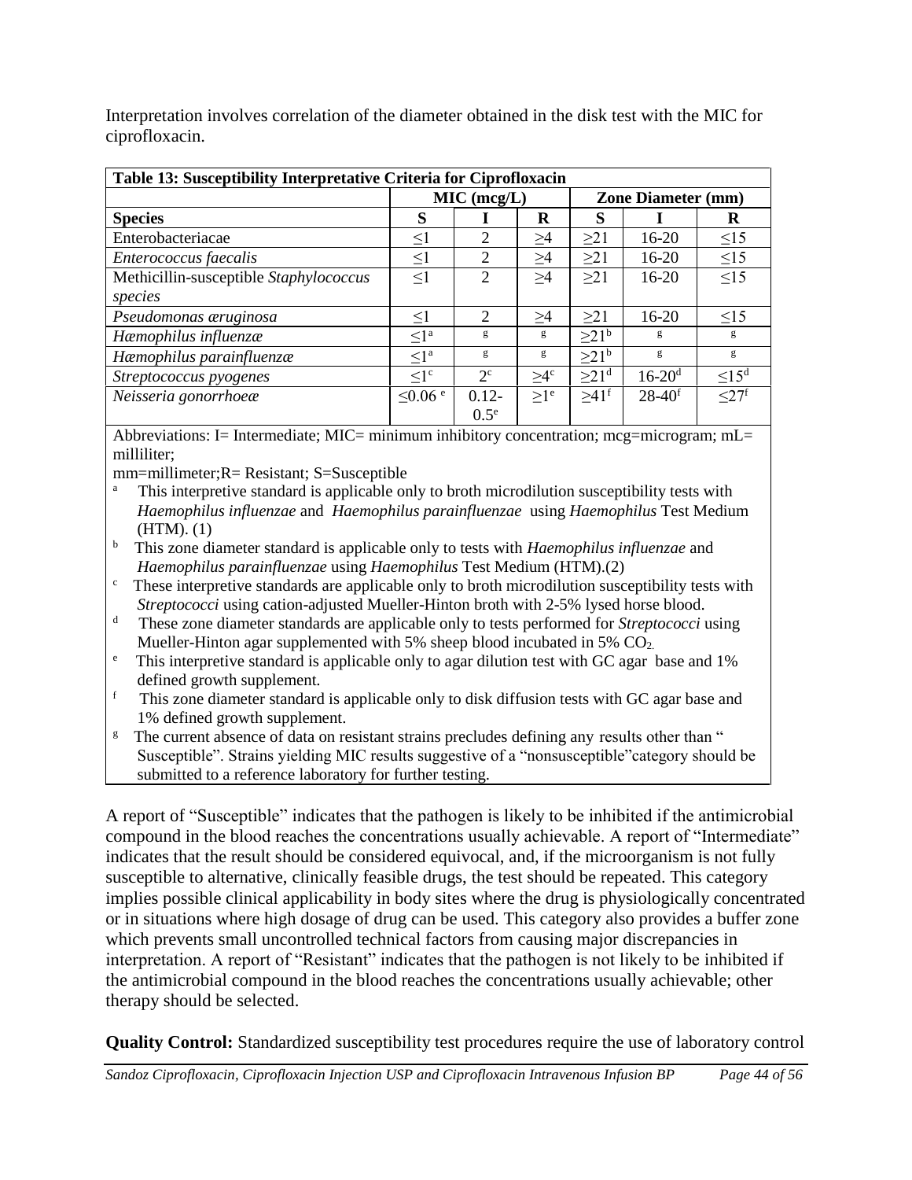Interpretation involves correlation of the diameter obtained in the disk test with the MIC for ciprofloxacin.

| **Table 13: Susceptibility Interpretative Criteria for Ciprofloxacin** | | | | | | |
|---|---|---|---|---|---|---|
| | **MIC (mcg/L)** | | | **Zone Diameter (mm)** | | |
| **Species** | **S** | **I** | **R** | **S** | **I** | **R** |
| Enterobacteriacae | ≤1 | 2 | ≥4 | ≥21 | 16-20 | ≤15 |
| *Enterococcus faecalis* | ≤1 | 2 | ≥4 | ≥21 | 16-20 | ≤15 |
| Methicillin-susceptible *Staphylococcus species* | ≤1 | 2 | ≥4 | ≥21 | 16-20 | ≤15 |
| *Pseudomonas æruginosa* | ≤1 | 2 | ≥4 | ≥21 | 16-20 | ≤15 |
| *Hæmophilus influenzæ* | ≤1[a] | [g] | [g] | ≥21[b] | [g] | [g] |
| *Hæmophilus parainfluenzæ* | ≤1[a] | [g] | [g] | ≥21[b] | [g] | [g] |
| *Streptococcus pyogenes* | ≤1[c] | 2[c] | ≥4[c] | ≥21[d] | 16-20[d] | ≤15[d] |
| *Neisseria gonorrhoeæ* | ≤0.06[e] | 0.12-0.5[e] | ≥1[e] | ≥41[f] | 28-40[f] | ≤27[f] |

Abbreviations: I= Intermediate; MIC= minimum inhibitory concentration; mcg=microgram; mL= milliliter;
mm=millimeter;R= Resistant; S=Susceptible

[a] This interpretive standard is applicable only to broth microdilution susceptibility tests with *Haemophilus influenzae* and *Haemophilus parainfluenzae* using *Haemophilus* Test Medium (HTM). (1)

[b] This zone diameter standard is applicable only to tests with *Haemophilus influenzae* and *Haemophilus parainfluenzae* using *Haemophilus* Test Medium (HTM).(2)

[c] These interpretive standards are applicable only to broth microdilution susceptibility tests with *Streptococci* using cation-adjusted Mueller-Hinton broth with 2-5% lysed horse blood.

[d] These zone diameter standards are applicable only to tests performed for *Streptococci* using Mueller-Hinton agar supplemented with 5% sheep blood incubated in 5% $CO_2$.

[e] This interpretive standard is applicable only to agar dilution test with GC agar base and 1% defined growth supplement.

[f] This zone diameter standard is applicable only to disk diffusion tests with GC agar base and 1% defined growth supplement.

[g] The current absence of data on resistant strains precludes defining any results other than " Susceptible". Strains yielding MIC results suggestive of a "nonsusceptible"category should be submitted to a reference laboratory for further testing.

A report of "Susceptible" indicates that the pathogen is likely to be inhibited if the antimicrobial compound in the blood reaches the concentrations usually achievable. A report of "Intermediate" indicates that the result should be considered equivocal, and, if the microorganism is not fully susceptible to alternative, clinically feasible drugs, the test should be repeated. This category implies possible clinical applicability in body sites where the drug is physiologically concentrated or in situations where high dosage of drug can be used. This category also provides a buffer zone which prevents small uncontrolled technical factors from causing major discrepancies in interpretation. A report of "Resistant" indicates that the pathogen is not likely to be inhibited if the antimicrobial compound in the blood reaches the concentrations usually achievable; other therapy should be selected.

**Quality Control:** Standardized susceptibility test procedures require the use of laboratory control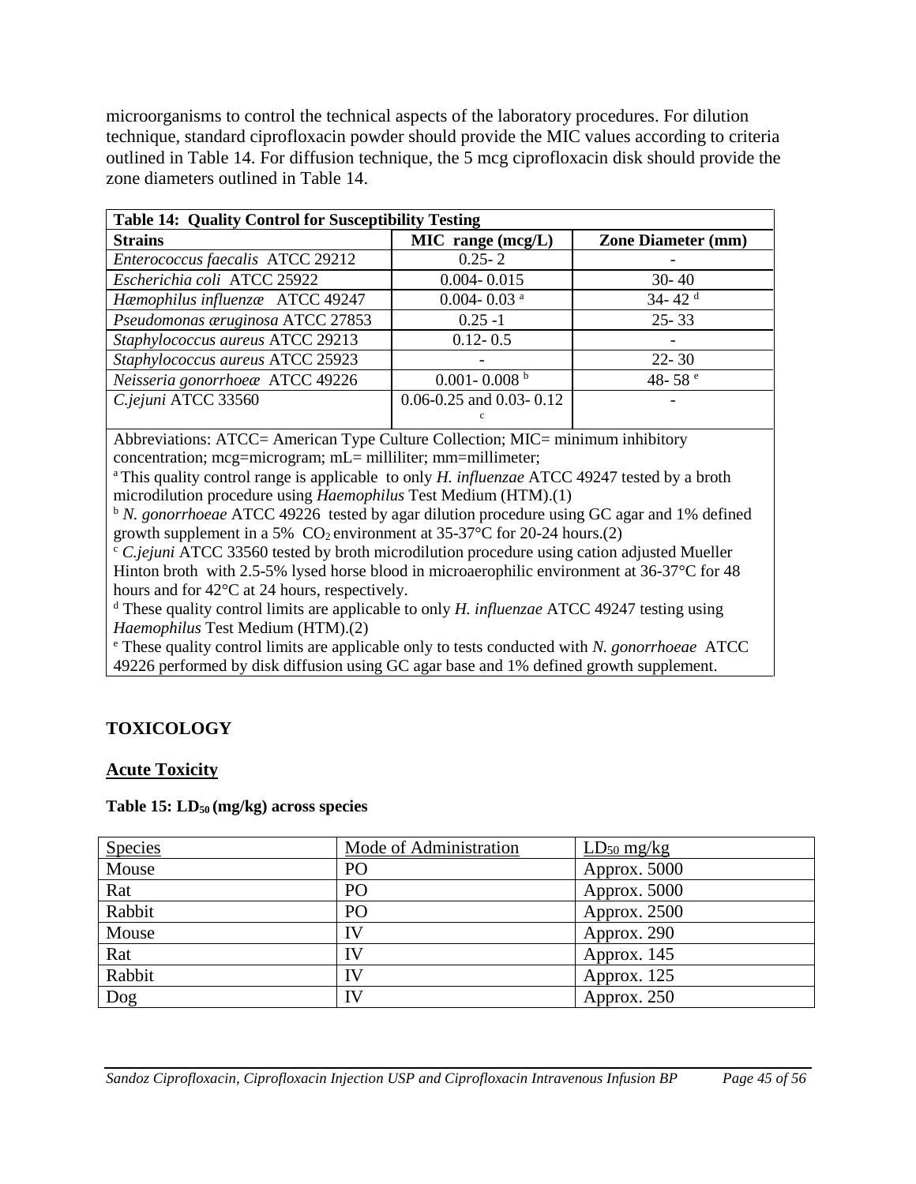microorganisms to control the technical aspects of the laboratory procedures. For dilution technique, standard ciprofloxacin powder should provide the MIC values according to criteria outlined in Table 14. For diffusion technique, the 5 mcg ciprofloxacin disk should provide the zone diameters outlined in Table 14.

**Table 14: Quality Control for Susceptibility Testing**

| **Strains** | **MIC range (mcg/L)** | **Zone Diameter (mm)** |
|---|---|---|
| *Enterococcus faecalis* ATCC 29212 | 0.25- 2 | - |
| *Escherichia coli* ATCC 25922 | 0.004- 0.015 | 30- 40 |
| *Hæmophilus influenzæ* ATCC 49247 | 0.004- 0.03 [a] | 34- 42 [d] |
| *Pseudomonas æruginosa* ATCC 27853 | 0.25 -1 | 25- 33 |
| *Staphylococcus aureus* ATCC 29213 | 0.12- 0.5 | - |
| *Staphylococcus aureus* ATCC 25923 | - | 22- 30 |
| *Neisseria gonorrhoeæ* ATCC 49226 | 0.001- 0.008 [b] | 48- 58 [e] |
| *C.jejuni* ATCC 33560 | 0.06-0.25 and 0.03- 0.12 [c] | - |

Abbreviations: ATCC= American Type Culture Collection; MIC= minimum inhibitory concentration; mcg=microgram; mL= milliliter; mm=millimeter;

[a] This quality control range is applicable to only *H. influenzae* ATCC 49247 tested by a broth microdilution procedure using *Haemophilus* Test Medium (HTM).(1)

[b] *N. gonorrhoeae* ATCC 49226 tested by agar dilution procedure using GC agar and 1% defined growth supplement in a 5% $CO_2$ environment at 35-37°C for 20-24 hours.(2)

[c] *C.jejuni* ATCC 33560 tested by broth microdilution procedure using cation adjusted Mueller Hinton broth with 2.5-5% lysed horse blood in microaerophilic environment at 36-37°C for 48 hours and for 42°C at 24 hours, respectively.

[d] These quality control limits are applicable to only *H. influenzae* ATCC 49247 testing using *Haemophilus* Test Medium (HTM).(2)

[e] These quality control limits are applicable only to tests conducted with *N. gonorrhoeae* ATCC 49226 performed by disk diffusion using GC agar base and 1% defined growth supplement.

## TOXICOLOGY

### Acute Toxicity

**Table 15: $LD_{50}$ (mg/kg) across species**

| Species | Mode of Administration | $LD_{50}$ mg/kg |
|---|---|---|
| Mouse | PO | Approx. 5000 |
| Rat | PO | Approx. 5000 |
| Rabbit | PO | Approx. 2500 |
| Mouse | IV | Approx. 290 |
| Rat | IV | Approx. 145 |
| Rabbit | IV | Approx. 125 |
| Dog | IV | Approx. 250 |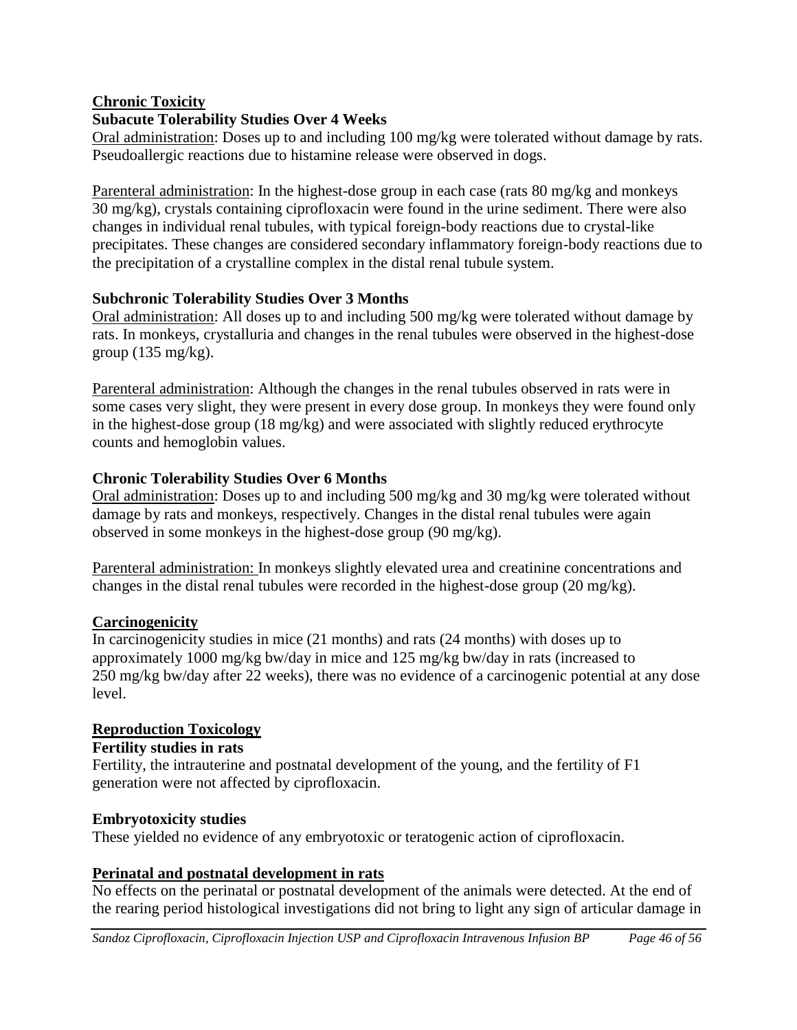## Chronic Toxicity

### Subacute Tolerability Studies Over 4 Weeks

Oral administration: Doses up to and including 100 mg/kg were tolerated without damage by rats. Pseudoallergic reactions due to histamine release were observed in dogs.

Parenteral administration: In the highest-dose group in each case (rats 80 mg/kg and monkeys 30 mg/kg), crystals containing ciprofloxacin were found in the urine sediment. There were also changes in individual renal tubules, with typical foreign-body reactions due to crystal-like precipitates. These changes are considered secondary inflammatory foreign-body reactions due to the precipitation of a crystalline complex in the distal renal tubule system.

### Subchronic Tolerability Studies Over 3 Months

Oral administration: All doses up to and including 500 mg/kg were tolerated without damage by rats. In monkeys, crystalluria and changes in the renal tubules were observed in the highest-dose group (135 mg/kg).

Parenteral administration: Although the changes in the renal tubules observed in rats were in some cases very slight, they were present in every dose group. In monkeys they were found only in the highest-dose group (18 mg/kg) and were associated with slightly reduced erythrocyte counts and hemoglobin values.

### Chronic Tolerability Studies Over 6 Months

Oral administration: Doses up to and including 500 mg/kg and 30 mg/kg were tolerated without damage by rats and monkeys, respectively. Changes in the distal renal tubules were again observed in some monkeys in the highest-dose group (90 mg/kg).

Parenteral administration: In monkeys slightly elevated urea and creatinine concentrations and changes in the distal renal tubules were recorded in the highest-dose group (20 mg/kg).

## Carcinogenicity

In carcinogenicity studies in mice (21 months) and rats (24 months) with doses up to approximately 1000 mg/kg bw/day in mice and 125 mg/kg bw/day in rats (increased to 250 mg/kg bw/day after 22 weeks), there was no evidence of a carcinogenic potential at any dose level.

## Reproduction Toxicology

### Fertility studies in rats

Fertility, the intrauterine and postnatal development of the young, and the fertility of F1 generation were not affected by ciprofloxacin.

### Embryotoxicity studies

These yielded no evidence of any embryotoxic or teratogenic action of ciprofloxacin.

## Perinatal and postnatal development in rats

No effects on the perinatal or postnatal development of the animals were detected. At the end of the rearing period histological investigations did not bring to light any sign of articular damage in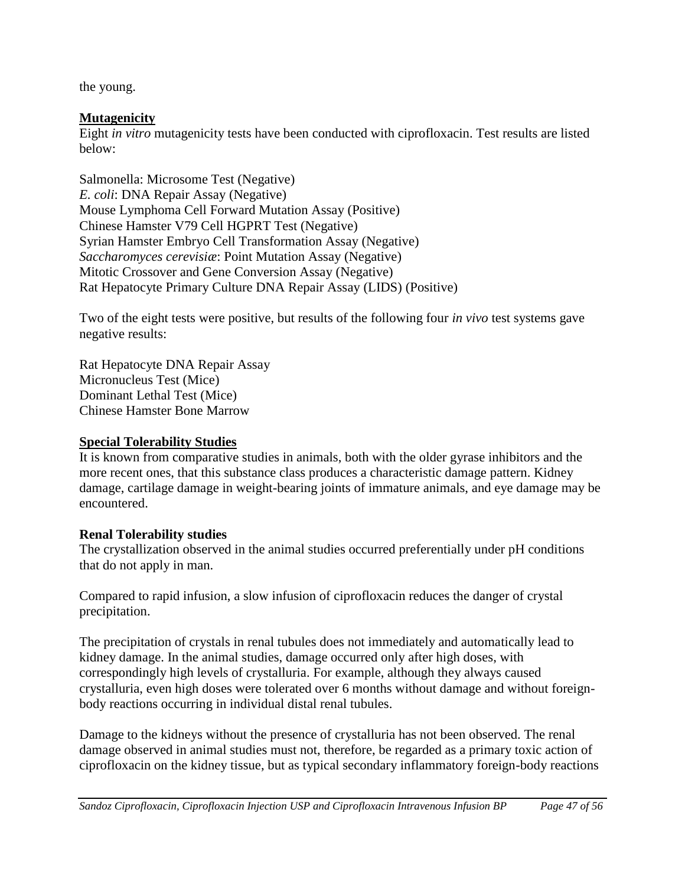the young.

**Mutagenicity**

Eight *in vitro* mutagenicity tests have been conducted with ciprofloxacin. Test results are listed below:

Salmonella: Microsome Test (Negative)
*E. coli*: DNA Repair Assay (Negative)
Mouse Lymphoma Cell Forward Mutation Assay (Positive)
Chinese Hamster V79 Cell HGPRT Test (Negative)
Syrian Hamster Embryo Cell Transformation Assay (Negative)
*Saccharomyces cerevisiæ*: Point Mutation Assay (Negative)
Mitotic Crossover and Gene Conversion Assay (Negative)
Rat Hepatocyte Primary Culture DNA Repair Assay (LIDS) (Positive)

Two of the eight tests were positive, but results of the following four *in vivo* test systems gave negative results:

Rat Hepatocyte DNA Repair Assay
Micronucleus Test (Mice)
Dominant Lethal Test (Mice)
Chinese Hamster Bone Marrow

**Special Tolerability Studies**

It is known from comparative studies in animals, both with the older gyrase inhibitors and the more recent ones, that this substance class produces a characteristic damage pattern. Kidney damage, cartilage damage in weight-bearing joints of immature animals, and eye damage may be encountered.

**Renal Tolerability studies**

The crystallization observed in the animal studies occurred preferentially under pH conditions that do not apply in man.

Compared to rapid infusion, a slow infusion of ciprofloxacin reduces the danger of crystal precipitation.

The precipitation of crystals in renal tubules does not immediately and automatically lead to kidney damage. In the animal studies, damage occurred only after high doses, with correspondingly high levels of crystalluria. For example, although they always caused crystalluria, even high doses were tolerated over 6 months without damage and without foreign-body reactions occurring in individual distal renal tubules.

Damage to the kidneys without the presence of crystalluria has not been observed. The renal damage observed in animal studies must not, therefore, be regarded as a primary toxic action of ciprofloxacin on the kidney tissue, but as typical secondary inflammatory foreign-body reactions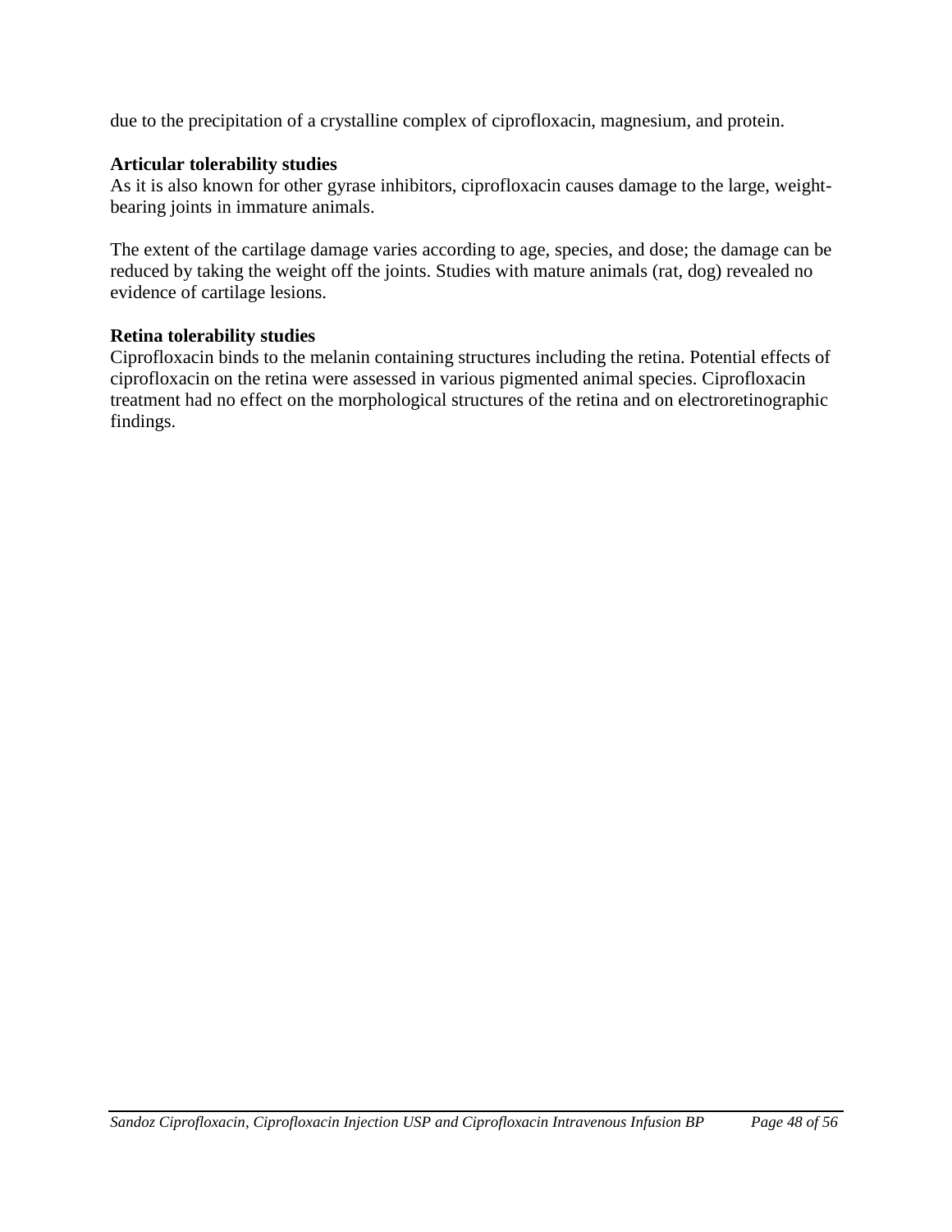due to the precipitation of a crystalline complex of ciprofloxacin, magnesium, and protein.

**Articular tolerability studies**

As it is also known for other gyrase inhibitors, ciprofloxacin causes damage to the large, weight-bearing joints in immature animals.

The extent of the cartilage damage varies according to age, species, and dose; the damage can be reduced by taking the weight off the joints. Studies with mature animals (rat, dog) revealed no evidence of cartilage lesions.

**Retina tolerability studies**

Ciprofloxacin binds to the melanin containing structures including the retina. Potential effects of ciprofloxacin on the retina were assessed in various pigmented animal species. Ciprofloxacin treatment had no effect on the morphological structures of the retina and on electroretinographic findings.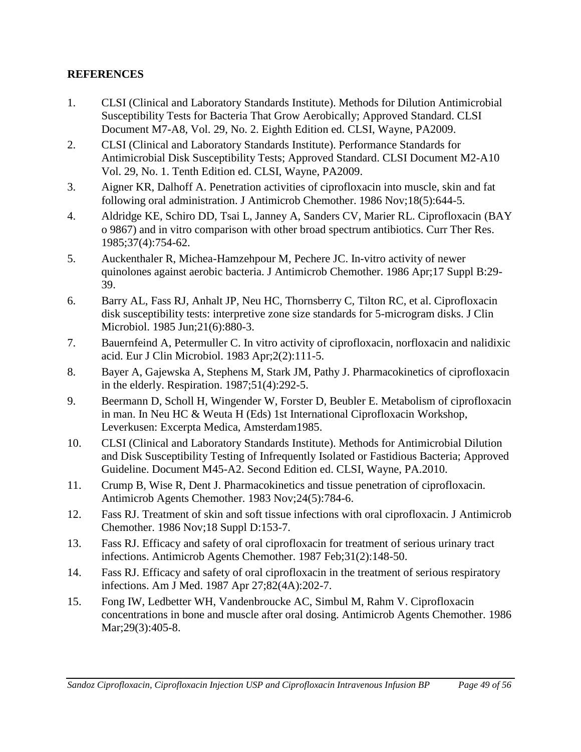## REFERENCES

1. CLSI (Clinical and Laboratory Standards Institute). Methods for Dilution Antimicrobial Susceptibility Tests for Bacteria That Grow Aerobically; Approved Standard. CLSI Document M7-A8, Vol. 29, No. 2. Eighth Edition ed. CLSI, Wayne, PA2009.
2. CLSI (Clinical and Laboratory Standards Institute). Performance Standards for Antimicrobial Disk Susceptibility Tests; Approved Standard. CLSI Document M2-A10 Vol. 29, No. 1. Tenth Edition ed. CLSI, Wayne, PA2009.
3. Aigner KR, Dalhoff A. Penetration activities of ciprofloxacin into muscle, skin and fat following oral administration. J Antimicrob Chemother. 1986 Nov;18(5):644-5.
4. Aldridge KE, Schiro DD, Tsai L, Janney A, Sanders CV, Marier RL. Ciprofloxacin (BAY o 9867) and in vitro comparison with other broad spectrum antibiotics. Curr Ther Res. 1985;37(4):754-62.
5. Auckenthaler R, Michea-Hamzehpour M, Pechere JC. In-vitro activity of newer quinolones against aerobic bacteria. J Antimicrob Chemother. 1986 Apr;17 Suppl B:29-39.
6. Barry AL, Fass RJ, Anhalt JP, Neu HC, Thornsberry C, Tilton RC, et al. Ciprofloxacin disk susceptibility tests: interpretive zone size standards for 5-microgram disks. J Clin Microbiol. 1985 Jun;21(6):880-3.
7. Bauernfeind A, Petermuller C. In vitro activity of ciprofloxacin, norfloxacin and nalidixic acid. Eur J Clin Microbiol. 1983 Apr;2(2):111-5.
8. Bayer A, Gajewska A, Stephens M, Stark JM, Pathy J. Pharmacokinetics of ciprofloxacin in the elderly. Respiration. 1987;51(4):292-5.
9. Beermann D, Scholl H, Wingender W, Forster D, Beubler E. Metabolism of ciprofloxacin in man. In Neu HC & Weuta H (Eds) 1st International Ciprofloxacin Workshop, Leverkusen: Excerpta Medica, Amsterdam1985.
10. CLSI (Clinical and Laboratory Standards Institute). Methods for Antimicrobial Dilution and Disk Susceptibility Testing of Infrequently Isolated or Fastidious Bacteria; Approved Guideline. Document M45-A2. Second Edition ed. CLSI, Wayne, PA.2010.
11. Crump B, Wise R, Dent J. Pharmacokinetics and tissue penetration of ciprofloxacin. Antimicrob Agents Chemother. 1983 Nov;24(5):784-6.
12. Fass RJ. Treatment of skin and soft tissue infections with oral ciprofloxacin. J Antimicrob Chemother. 1986 Nov;18 Suppl D:153-7.
13. Fass RJ. Efficacy and safety of oral ciprofloxacin for treatment of serious urinary tract infections. Antimicrob Agents Chemother. 1987 Feb;31(2):148-50.
14. Fass RJ. Efficacy and safety of oral ciprofloxacin in the treatment of serious respiratory infections. Am J Med. 1987 Apr 27;82(4A):202-7.
15. Fong IW, Ledbetter WH, Vandenbroucke AC, Simbul M, Rahm V. Ciprofloxacin concentrations in bone and muscle after oral dosing. Antimicrob Agents Chemother. 1986 Mar;29(3):405-8.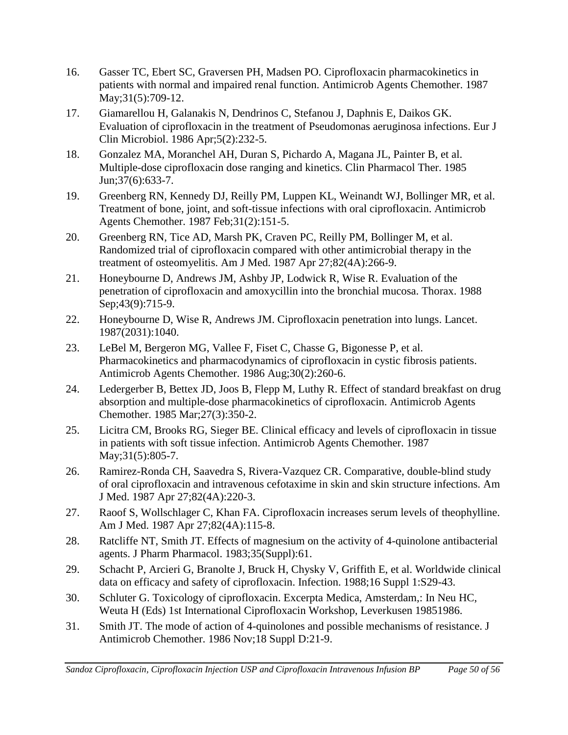16. Gasser TC, Ebert SC, Graversen PH, Madsen PO. Ciprofloxacin pharmacokinetics in patients with normal and impaired renal function. Antimicrob Agents Chemother. 1987 May;31(5):709-12.
17. Giamarellou H, Galanakis N, Dendrinos C, Stefanou J, Daphnis E, Daikos GK. Evaluation of ciprofloxacin in the treatment of Pseudomonas aeruginosa infections. Eur J Clin Microbiol. 1986 Apr;5(2):232-5.
18. Gonzalez MA, Moranchel AH, Duran S, Pichardo A, Magana JL, Painter B, et al. Multiple-dose ciprofloxacin dose ranging and kinetics. Clin Pharmacol Ther. 1985 Jun;37(6):633-7.
19. Greenberg RN, Kennedy DJ, Reilly PM, Luppen KL, Weinandt WJ, Bollinger MR, et al. Treatment of bone, joint, and soft-tissue infections with oral ciprofloxacin. Antimicrob Agents Chemother. 1987 Feb;31(2):151-5.
20. Greenberg RN, Tice AD, Marsh PK, Craven PC, Reilly PM, Bollinger M, et al. Randomized trial of ciprofloxacin compared with other antimicrobial therapy in the treatment of osteomyelitis. Am J Med. 1987 Apr 27;82(4A):266-9.
21. Honeybourne D, Andrews JM, Ashby JP, Lodwick R, Wise R. Evaluation of the penetration of ciprofloxacin and amoxycillin into the bronchial mucosa. Thorax. 1988 Sep;43(9):715-9.
22. Honeybourne D, Wise R, Andrews JM. Ciprofloxacin penetration into lungs. Lancet. 1987(2031):1040.
23. LeBel M, Bergeron MG, Vallee F, Fiset C, Chasse G, Bigonesse P, et al. Pharmacokinetics and pharmacodynamics of ciprofloxacin in cystic fibrosis patients. Antimicrob Agents Chemother. 1986 Aug;30(2):260-6.
24. Ledergerber B, Bettex JD, Joos B, Flepp M, Luthy R. Effect of standard breakfast on drug absorption and multiple-dose pharmacokinetics of ciprofloxacin. Antimicrob Agents Chemother. 1985 Mar;27(3):350-2.
25. Licitra CM, Brooks RG, Sieger BE. Clinical efficacy and levels of ciprofloxacin in tissue in patients with soft tissue infection. Antimicrob Agents Chemother. 1987 May;31(5):805-7.
26. Ramirez-Ronda CH, Saavedra S, Rivera-Vazquez CR. Comparative, double-blind study of oral ciprofloxacin and intravenous cefotaxime in skin and skin structure infections. Am J Med. 1987 Apr 27;82(4A):220-3.
27. Raoof S, Wollschlager C, Khan FA. Ciprofloxacin increases serum levels of theophylline. Am J Med. 1987 Apr 27;82(4A):115-8.
28. Ratcliffe NT, Smith JT. Effects of magnesium on the activity of 4-quinolone antibacterial agents. J Pharm Pharmacol. 1983;35(Suppl):61.
29. Schacht P, Arcieri G, Branolte J, Bruck H, Chysky V, Griffith E, et al. Worldwide clinical data on efficacy and safety of ciprofloxacin. Infection. 1988;16 Suppl 1:S29-43.
30. Schluter G. Toxicology of ciprofloxacin. Excerpta Medica, Amsterdam,: In Neu HC, Weuta H (Eds) 1st International Ciprofloxacin Workshop, Leverkusen 19851986.
31. Smith JT. The mode of action of 4-quinolones and possible mechanisms of resistance. J Antimicrob Chemother. 1986 Nov;18 Suppl D:21-9.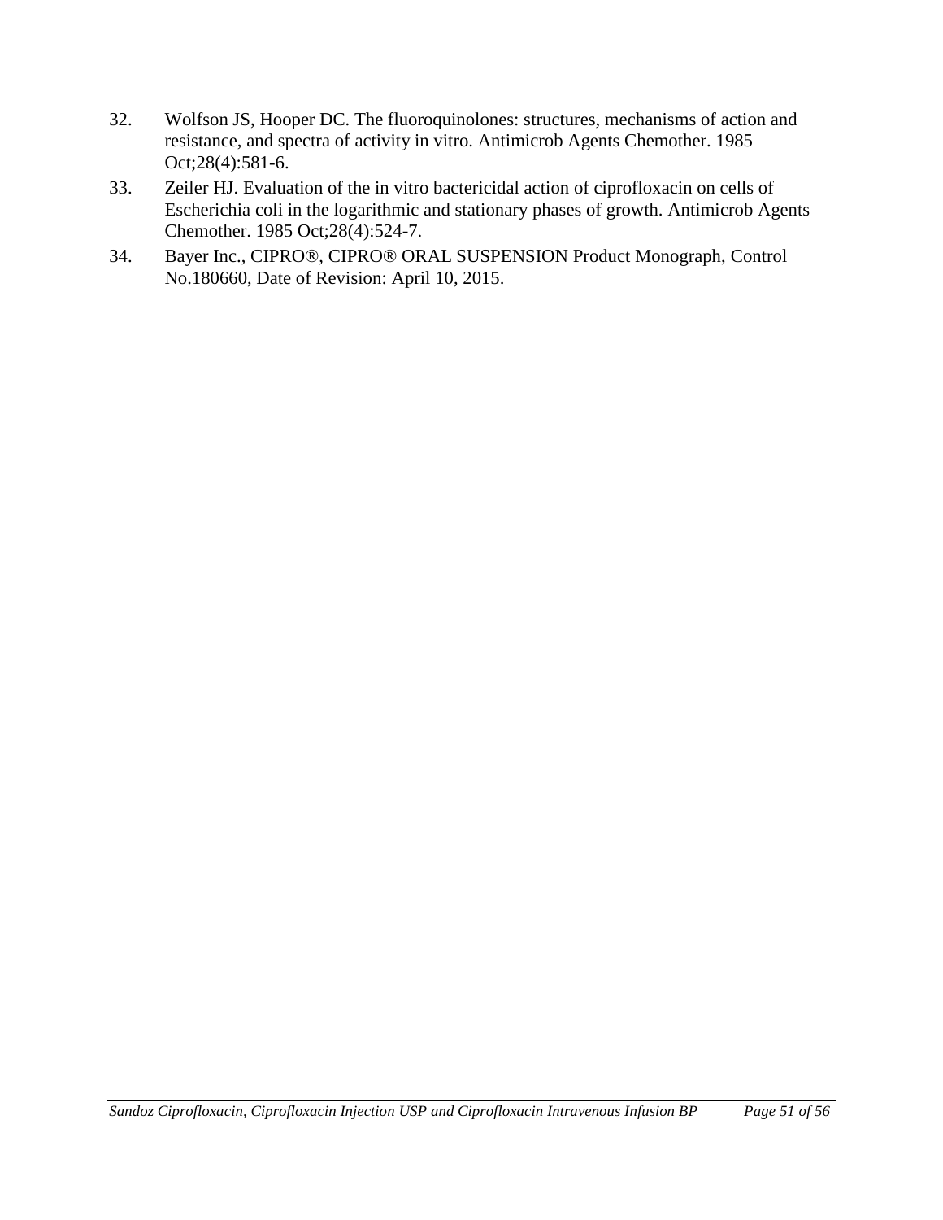32. Wolfson JS, Hooper DC. The fluoroquinolones: structures, mechanisms of action and resistance, and spectra of activity in vitro. Antimicrob Agents Chemother. 1985 Oct;28(4):581-6.
33. Zeiler HJ. Evaluation of the in vitro bactericidal action of ciprofloxacin on cells of Escherichia coli in the logarithmic and stationary phases of growth. Antimicrob Agents Chemother. 1985 Oct;28(4):524-7.
34. Bayer Inc., CIPRO®, CIPRO® ORAL SUSPENSION Product Monograph, Control No.180660, Date of Revision: April 10, 2015.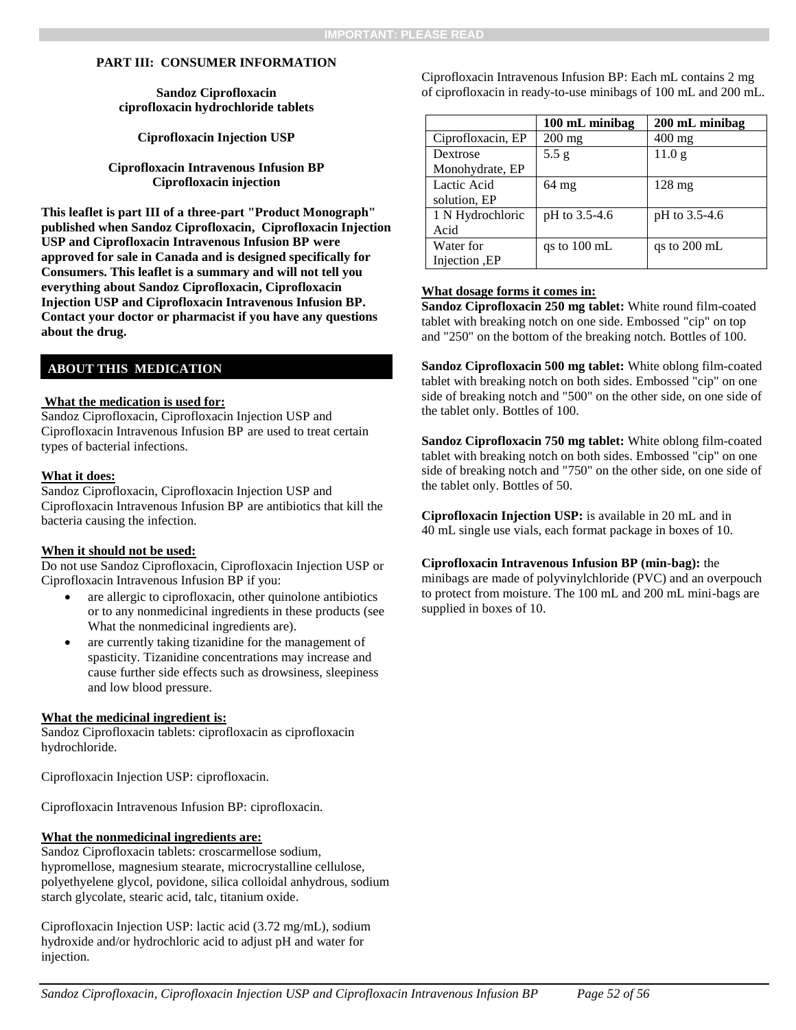**IMPORTANT: PLEASE READ**

## PART III: CONSUMER INFORMATION

**Sandoz Ciprofloxacin**
**ciprofloxacin hydrochloride tablets**

**Ciprofloxacin Injection USP**

**Ciprofloxacin Intravenous Infusion BP**
**Ciprofloxacin injection**

**This leaflet is part III of a three-part "Product Monograph" published when Sandoz Ciprofloxacin, Ciprofloxacin Injection USP and Ciprofloxacin Intravenous Infusion BP were approved for sale in Canada and is designed specifically for Consumers. This leaflet is a summary and will not tell you everything about Sandoz Ciprofloxacin, Ciprofloxacin Injection USP and Ciprofloxacin Intravenous Infusion BP. Contact your doctor or pharmacist if you have any questions about the drug.**

### ABOUT THIS MEDICATION

**What the medication is used for:**
Sandoz Ciprofloxacin, Ciprofloxacin Injection USP and Ciprofloxacin Intravenous Infusion BP are used to treat certain types of bacterial infections.

**What it does:**
Sandoz Ciprofloxacin, Ciprofloxacin Injection USP and Ciprofloxacin Intravenous Infusion BP are antibiotics that kill the bacteria causing the infection.

**When it should not be used:**
Do not use Sandoz Ciprofloxacin, Ciprofloxacin Injection USP or Ciprofloxacin Intravenous Infusion BP if you:

- are allergic to ciprofloxacin, other quinolone antibiotics or to any nonmedicinal ingredients in these products (see What the nonmedicinal ingredients are).
- are currently taking tizanidine for the management of spasticity. Tizanidine concentrations may increase and cause further side effects such as drowsiness, sleepiness and low blood pressure.

**What the medicinal ingredient is:**
Sandoz Ciprofloxacin tablets: ciprofloxacin as ciprofloxacin hydrochloride.

Ciprofloxacin Injection USP: ciprofloxacin.

Ciprofloxacin Intravenous Infusion BP: ciprofloxacin.

**What the nonmedicinal ingredients are:**
Sandoz Ciprofloxacin tablets: croscarmellose sodium, hypromellose, magnesium stearate, microcrystalline cellulose, polyethyelene glycol, povidone, silica colloidal anhydrous, sodium starch glycolate, stearic acid, talc, titanium oxide.

Ciprofloxacin Injection USP: lactic acid (3.72 mg/mL), sodium hydroxide and/or hydrochloric acid to adjust pH and water for injection.

Ciprofloxacin Intravenous Infusion BP: Each mL contains 2 mg of ciprofloxacin in ready-to-use minibags of 100 mL and 200 mL.

| | 100 mL minibag | 200 mL minibag |
|---|---|---|
| Ciprofloxacin, EP | 200 mg | 400 mg |
| Dextrose Monohydrate, EP | 5.5 g | 11.0 g |
| Lactic Acid solution, EP | 64 mg | 128 mg |
| 1 N Hydrochloric Acid | pH to 3.5-4.6 | pH to 3.5-4.6 |
| Water for Injection ,EP | qs to 100 mL | qs to 200 mL |

**What dosage forms it comes in:**
**Sandoz Ciprofloxacin 250 mg tablet:** White round film-coated tablet with breaking notch on one side. Embossed "cip" on top and "250" on the bottom of the breaking notch. Bottles of 100.

**Sandoz Ciprofloxacin 500 mg tablet:** White oblong film-coated tablet with breaking notch on both sides. Embossed "cip" on one side of breaking notch and "500" on the other side, on one side of the tablet only. Bottles of 100.

**Sandoz Ciprofloxacin 750 mg tablet:** White oblong film-coated tablet with breaking notch on both sides. Embossed "cip" on one side of breaking notch and "750" on the other side, on one side of the tablet only. Bottles of 50.

**Ciprofloxacin Injection USP:** is available in 20 mL and in 40 mL single use vials, each format package in boxes of 10.

**Ciprofloxacin Intravenous Infusion BP (min-bag):** the minibags are made of polyvinylchloride (PVC) and an overpouch to protect from moisture. The 100 mL and 200 mL mini-bags are supplied in boxes of 10.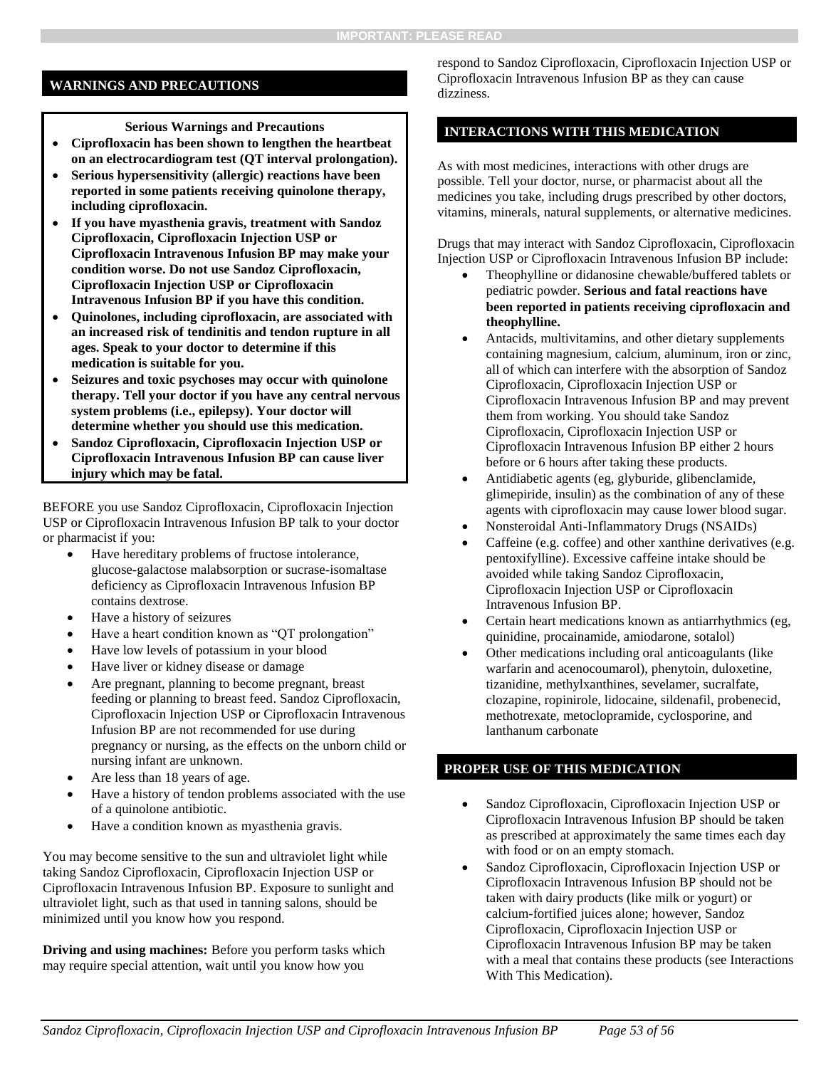## WARNINGS AND PRECAUTIONS

**Serious Warnings and Precautions**

- **Ciprofloxacin has been shown to lengthen the heartbeat on an electrocardiogram test (QT interval prolongation).**
- **Serious hypersensitivity (allergic) reactions have been reported in some patients receiving quinolone therapy, including ciprofloxacin.**
- **If you have myasthenia gravis, treatment with Sandoz Ciprofloxacin, Ciprofloxacin Injection USP or Ciprofloxacin Intravenous Infusion BP may make your condition worse. Do not use Sandoz Ciprofloxacin, Ciprofloxacin Injection USP or Ciprofloxacin Intravenous Infusion BP if you have this condition.**
- **Quinolones, including ciprofloxacin, are associated with an increased risk of tendinitis and tendon rupture in all ages. Speak to your doctor to determine if this medication is suitable for you.**
- **Seizures and toxic psychoses may occur with quinolone therapy. Tell your doctor if you have any central nervous system problems (i.e., epilepsy). Your doctor will determine whether you should use this medication.**
- **Sandoz Ciprofloxacin, Ciprofloxacin Injection USP or Ciprofloxacin Intravenous Infusion BP can cause liver injury which may be fatal.**

BEFORE you use Sandoz Ciprofloxacin, Ciprofloxacin Injection USP or Ciprofloxacin Intravenous Infusion BP talk to your doctor or pharmacist if you:

- Have hereditary problems of fructose intolerance, glucose-galactose malabsorption or sucrase-isomaltase deficiency as Ciprofloxacin Intravenous Infusion BP contains dextrose.
- Have a history of seizures
- Have a heart condition known as “QT prolongation”
- Have low levels of potassium in your blood
- Have liver or kidney disease or damage
- Are pregnant, planning to become pregnant, breast feeding or planning to breast feed. Sandoz Ciprofloxacin, Ciprofloxacin Injection USP or Ciprofloxacin Intravenous Infusion BP are not recommended for use during pregnancy or nursing, as the effects on the unborn child or nursing infant are unknown.
- Are less than 18 years of age.
- Have a history of tendon problems associated with the use of a quinolone antibiotic.
- Have a condition known as myasthenia gravis.

You may become sensitive to the sun and ultraviolet light while taking Sandoz Ciprofloxacin, Ciprofloxacin Injection USP or Ciprofloxacin Intravenous Infusion BP. Exposure to sunlight and ultraviolet light, such as that used in tanning salons, should be minimized until you know how you respond.

**Driving and using machines:** Before you perform tasks which may require special attention, wait until you know how you respond to Sandoz Ciprofloxacin, Ciprofloxacin Injection USP or Ciprofloxacin Intravenous Infusion BP as they can cause dizziness.

## INTERACTIONS WITH THIS MEDICATION

As with most medicines, interactions with other drugs are possible. Tell your doctor, nurse, or pharmacist about all the medicines you take, including drugs prescribed by other doctors, vitamins, minerals, natural supplements, or alternative medicines.

Drugs that may interact with Sandoz Ciprofloxacin, Ciprofloxacin Injection USP or Ciprofloxacin Intravenous Infusion BP include:

- Theophylline or didanosine chewable/buffered tablets or pediatric powder. **Serious and fatal reactions have been reported in patients receiving ciprofloxacin and theophylline.**
- Antacids, multivitamins, and other dietary supplements containing magnesium, calcium, aluminum, iron or zinc, all of which can interfere with the absorption of Sandoz Ciprofloxacin, Ciprofloxacin Injection USP or Ciprofloxacin Intravenous Infusion BP and may prevent them from working. You should take Sandoz Ciprofloxacin, Ciprofloxacin Injection USP or Ciprofloxacin Intravenous Infusion BP either 2 hours before or 6 hours after taking these products.
- Antidiabetic agents (eg, glyburide, glibenclamide, glimepiride, insulin) as the combination of any of these agents with ciprofloxacin may cause lower blood sugar.
- Nonsteroidal Anti-Inflammatory Drugs (NSAIDs)
- Caffeine (e.g. coffee) and other xanthine derivatives (e.g. pentoxifylline). Excessive caffeine intake should be avoided while taking Sandoz Ciprofloxacin, Ciprofloxacin Injection USP or Ciprofloxacin Intravenous Infusion BP.
- Certain heart medications known as antiarrhythmics (eg, quinidine, procainamide, amiodarone, sotalol)
- Other medications including oral anticoagulants (like warfarin and acenocoumarol), phenytoin, duloxetine, tizanidine, methylxanthines, sevelamer, sucralfate, clozapine, ropinirole, lidocaine, sildenafil, probenecid, methotrexate, metoclopramide, cyclosporine, and lanthanum carbonate

## PROPER USE OF THIS MEDICATION

- Sandoz Ciprofloxacin, Ciprofloxacin Injection USP or Ciprofloxacin Intravenous Infusion BP should be taken as prescribed at approximately the same times each day with food or on an empty stomach.
- Sandoz Ciprofloxacin, Ciprofloxacin Injection USP or Ciprofloxacin Intravenous Infusion BP should not be taken with dairy products (like milk or yogurt) or calcium-fortified juices alone; however, Sandoz Ciprofloxacin, Ciprofloxacin Injection USP or Ciprofloxacin Intravenous Infusion BP may be taken with a meal that contains these products (see Interactions With This Medication).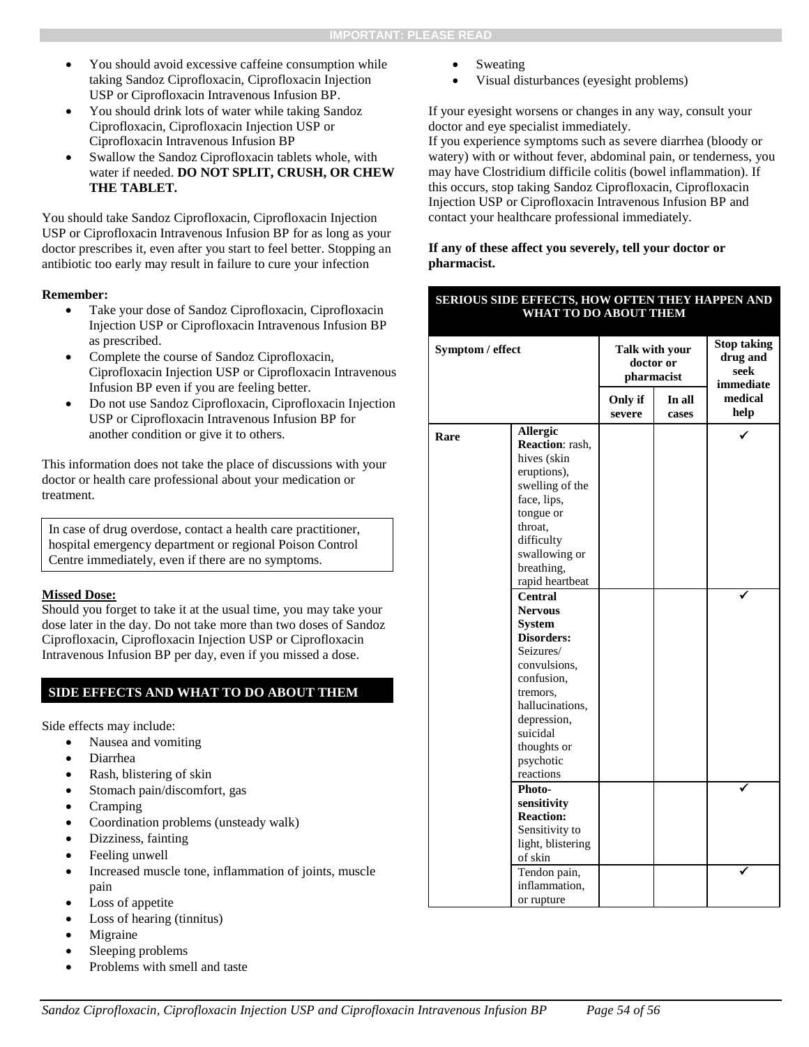- You should avoid excessive caffeine consumption while taking Sandoz Ciprofloxacin, Ciprofloxacin Injection USP or Ciprofloxacin Intravenous Infusion BP.
- You should drink lots of water while taking Sandoz Ciprofloxacin, Ciprofloxacin Injection USP or Ciprofloxacin Intravenous Infusion BP
- Swallow the Sandoz Ciprofloxacin tablets whole, with water if needed. **DO NOT SPLIT, CRUSH, OR CHEW THE TABLET.**

You should take Sandoz Ciprofloxacin, Ciprofloxacin Injection USP or Ciprofloxacin Intravenous Infusion BP for as long as your doctor prescribes it, even after you start to feel better. Stopping an antibiotic too early may result in failure to cure your infection

**Remember:**

- Take your dose of Sandoz Ciprofloxacin, Ciprofloxacin Injection USP or Ciprofloxacin Intravenous Infusion BP as prescribed.
- Complete the course of Sandoz Ciprofloxacin, Ciprofloxacin Injection USP or Ciprofloxacin Intravenous Infusion BP even if you are feeling better.
- Do not use Sandoz Ciprofloxacin, Ciprofloxacin Injection USP or Ciprofloxacin Intravenous Infusion BP for another condition or give it to others.

This information does not take the place of discussions with your doctor or health care professional about your medication or treatment.

In case of drug overdose, contact a health care practitioner, hospital emergency department or regional Poison Control Centre immediately, even if there are no symptoms.

**Missed Dose:**

Should you forget to take it at the usual time, you may take your dose later in the day. Do not take more than two doses of Sandoz Ciprofloxacin, Ciprofloxacin Injection USP or Ciprofloxacin Intravenous Infusion BP per day, even if you missed a dose.

## SIDE EFFECTS AND WHAT TO DO ABOUT THEM

Side effects may include:

- Nausea and vomiting
- Diarrhea
- Rash, blistering of skin
- Stomach pain/discomfort, gas
- Cramping
- Coordination problems (unsteady walk)
- Dizziness, fainting
- Feeling unwell
- Increased muscle tone, inflammation of joints, muscle pain
- Loss of appetite
- Loss of hearing (tinnitus)
- Migraine
- Sleeping problems
- Problems with smell and taste
- Sweating
- Visual disturbances (eyesight problems)

If your eyesight worsens or changes in any way, consult your doctor and eye specialist immediately.

If you experience symptoms such as severe diarrhea (bloody or watery) with or without fever, abdominal pain, or tenderness, you may have Clostridium difficile colitis (bowel inflammation). If this occurs, stop taking Sandoz Ciprofloxacin, Ciprofloxacin Injection USP or Ciprofloxacin Intravenous Infusion BP and contact your healthcare professional immediately.

**If any of these affect you severely, tell your doctor or pharmacist.**

**SERIOUS SIDE EFFECTS, HOW OFTEN THEY HAPPEN AND WHAT TO DO ABOUT THEM**

| Symptom / effect | | Talk with your doctor or pharmacist | | Stop taking drug and seek immediate medical help |
|---|---|---|---|---|
| | | Only if severe | In all cases | |
| Rare | **Allergic Reaction**: rash, hives (skin eruptions), swelling of the face, lips, tongue or throat, difficulty swallowing or breathing, rapid heartbeat | | | ✓ |
| | **Central Nervous System Disorders:** Seizures/ convulsions, confusion, tremors, hallucinations, depression, suicidal thoughts or psychotic reactions | | | ✓ |
| | **Photo-sensitivity Reaction:** Sensitivity to light, blistering of skin | | | ✓ |
| | Tendon pain, inflammation, or rupture | | | ✓ |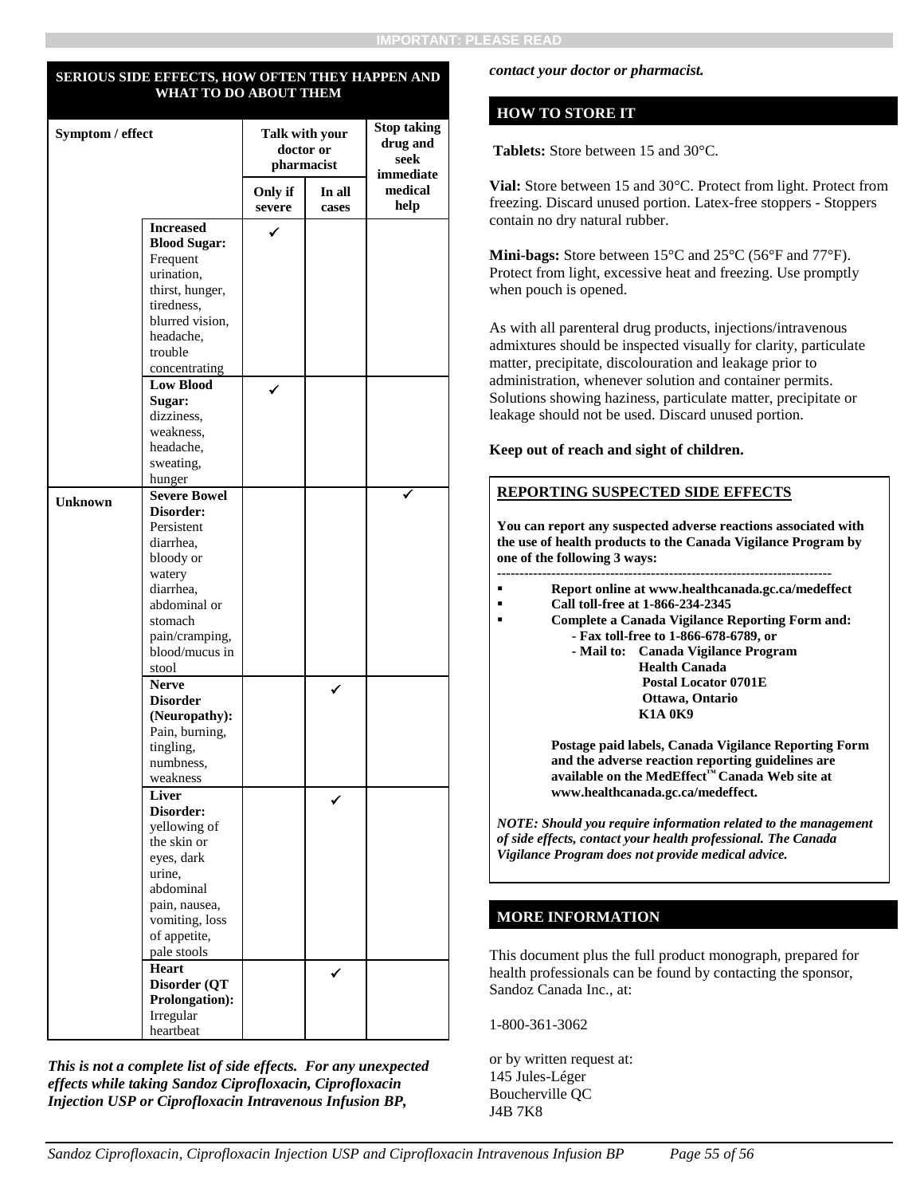| SERIOUS SIDE EFFECTS, HOW OFTEN THEY HAPPEN AND WHAT TO DO ABOUT THEM | | | | |
|---|---|---|---|---|
| Symptom / effect | | Talk with your doctor or pharmacist | | Stop taking drug and seek immediate medical help |
| | | Only if severe | In all cases | |
| | **Increased Blood Sugar:** Frequent urination, thirst, hunger, tiredness, blurred vision, headache, trouble concentrating | ✓ | | |
| | **Low Blood Sugar:** dizziness, weakness, headache, sweating, hunger | ✓ | | |
| **Unknown** | **Severe Bowel Disorder:** Persistent diarrhea, bloody or watery diarrhea, abdominal or stomach pain/cramping, blood/mucus in stool | | | ✓ |
| | **Nerve Disorder (Neuropathy):** Pain, burning, tingling, numbness, weakness | | ✓ | |
| | **Liver Disorder:** yellowing of the skin or eyes, dark urine, abdominal pain, nausea, vomiting, loss of appetite, pale stools | | ✓ | |
| | **Heart Disorder (QT Prolongation):** Irregular heartbeat | | ✓ | |

***This is not a complete list of side effects. For any unexpected effects while taking Sandoz Ciprofloxacin, Ciprofloxacin Injection USP or Ciprofloxacin Intravenous Infusion BP, contact your doctor or pharmacist.***

## HOW TO STORE IT

**Tablets:** Store between 15 and 30°C.

**Vial:** Store between 15 and 30°C. Protect from light. Protect from freezing. Discard unused portion. Latex-free stoppers - Stoppers contain no dry natural rubber.

**Mini-bags:** Store between 15°C and 25°C (56°F and 77°F). Protect from light, excessive heat and freezing. Use promptly when pouch is opened.

As with all parenteral drug products, injections/intravenous admixtures should be inspected visually for clarity, particulate matter, precipitate, discolouration and leakage prior to administration, whenever solution and container permits. Solutions showing haziness, particulate matter, precipitate or leakage should not be used. Discard unused portion.

**Keep out of reach and sight of children.**

## REPORTING SUSPECTED SIDE EFFECTS

**You can report any suspected adverse reactions associated with the use of health products to the Canada Vigilance Program by one of the following 3 ways:**

---

- **Report online at www.healthcanada.gc.ca/medeffect**
- **Call toll-free at 1-866-234-2345**
- **Complete a Canada Vigilance Reporting Form and:**
  - **Fax toll-free to 1-866-678-6789, or**
  - **Mail to: Canada Vigilance Program**
    **Health Canada**
    **Postal Locator 0701E**
    **Ottawa, Ontario**
    **K1A 0K9**

**Postage paid labels, Canada Vigilance Reporting Form and the adverse reaction reporting guidelines are available on the MedEffect™ Canada Web site at www.healthcanada.gc.ca/medeffect.**

***NOTE: Should you require information related to the management of side effects, contact your health professional. The Canada Vigilance Program does not provide medical advice.***

## MORE INFORMATION

This document plus the full product monograph, prepared for health professionals can be found by contacting the sponsor, Sandoz Canada Inc., at:

1-800-361-3062

or by written request at:
145 Jules-Léger
Boucherville QC
J4B 7K8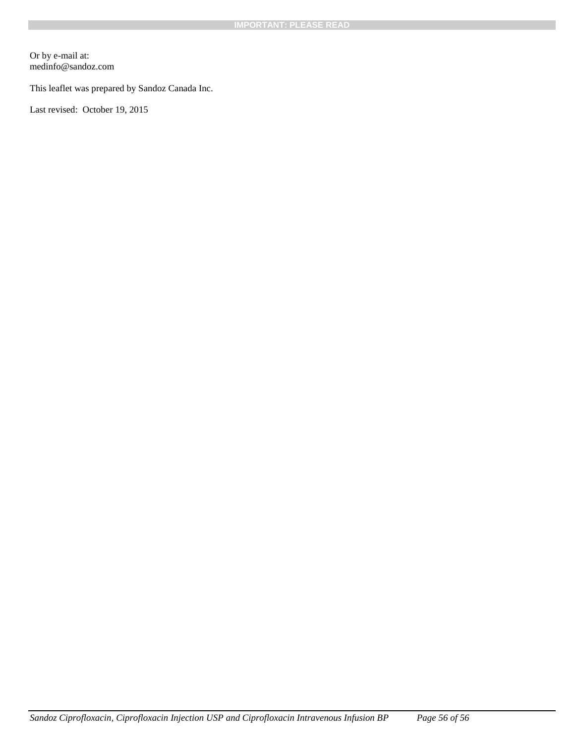Or by e-mail at:
medinfo@sandoz.com

This leaflet was prepared by Sandoz Canada Inc.

Last revised: October 19, 2015